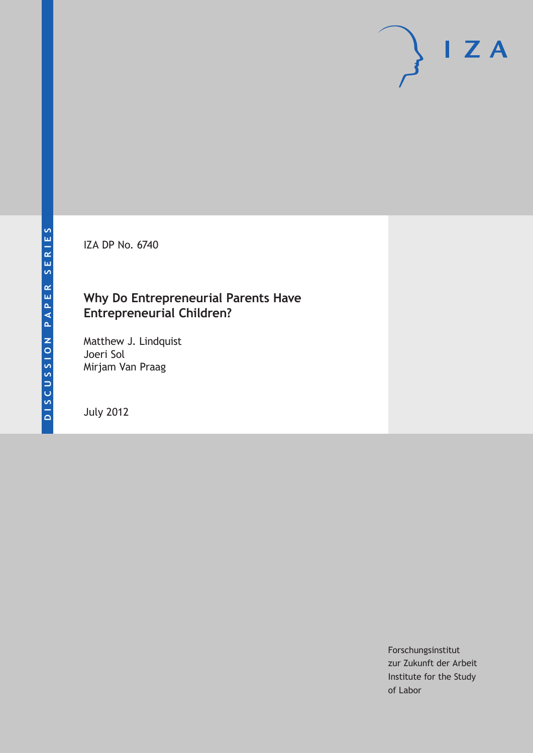DISCUSSION PAPER SERIES

IZA DP No. 6740

# Why Do Entrepreneurial Parents Have Entrepreneurial Children?

Matthew J. Lindquist
Joeri Sol
Mirjam Van Praag

July 2012

Forschungsinstitut
zur Zukunft der Arbeit
Institute for the Study
of Labor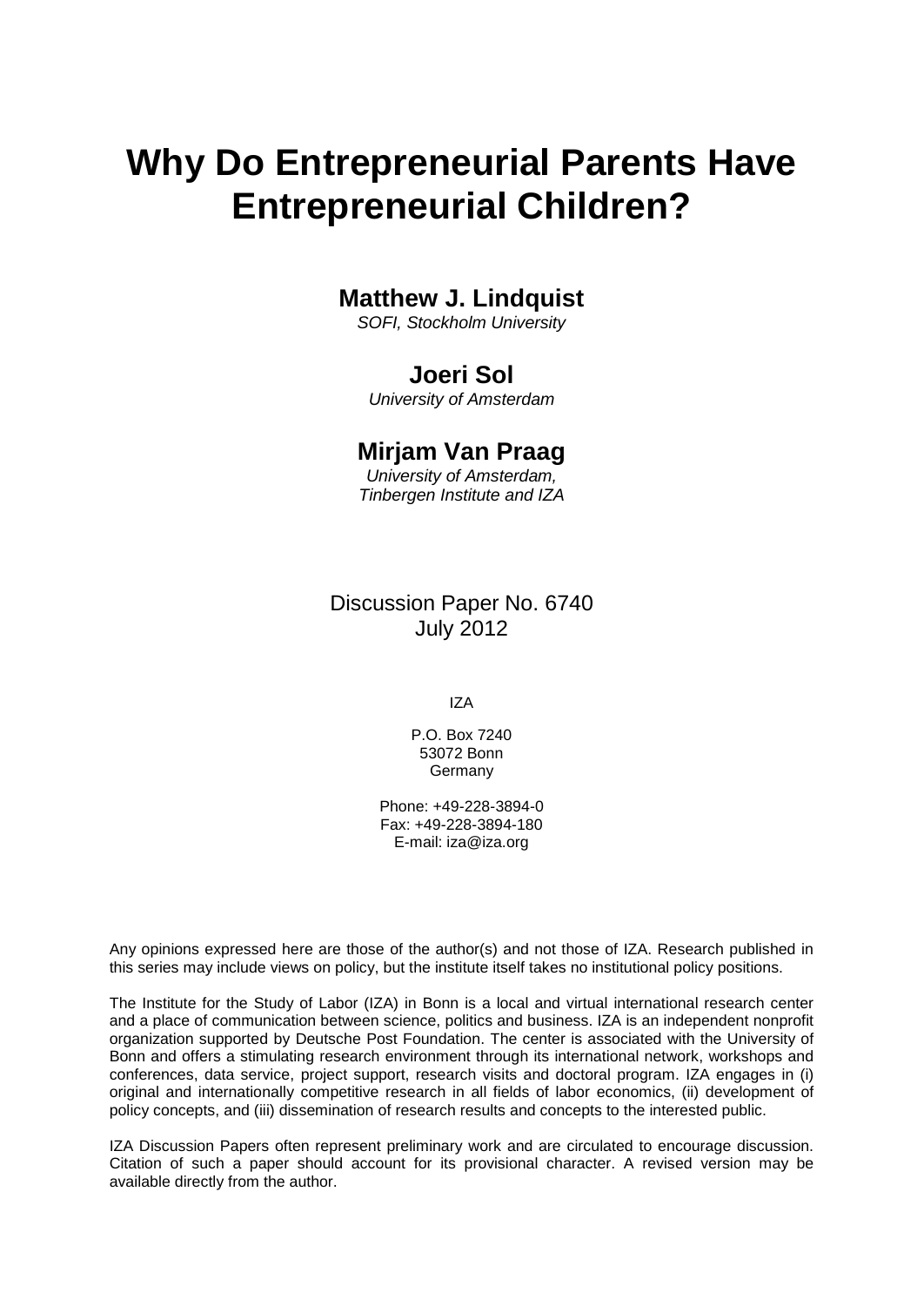# Why Do Entrepreneurial Parents Have Entrepreneurial Children?

**Matthew J. Lindquist**
*SOFI, Stockholm University*

**Joeri Sol**
*University of Amsterdam*

**Mirjam Van Praag**
*University of Amsterdam,*
*Tinbergen Institute and IZA*

Discussion Paper No. 6740
July 2012

IZA

P.O. Box 7240
53072 Bonn
Germany

Phone: +49-228-3894-0
Fax: +49-228-3894-180
E-mail: iza@iza.org

Any opinions expressed here are those of the author(s) and not those of IZA. Research published in this series may include views on policy, but the institute itself takes no institutional policy positions.

The Institute for the Study of Labor (IZA) in Bonn is a local and virtual international research center and a place of communication between science, politics and business. IZA is an independent nonprofit organization supported by Deutsche Post Foundation. The center is associated with the University of Bonn and offers a stimulating research environment through its international network, workshops and conferences, data service, project support, research visits and doctoral program. IZA engages in (i) original and internationally competitive research in all fields of labor economics, (ii) development of policy concepts, and (iii) dissemination of research results and concepts to the interested public.

IZA Discussion Papers often represent preliminary work and are circulated to encourage discussion. Citation of such a paper should account for its provisional character. A revised version may be available directly from the author.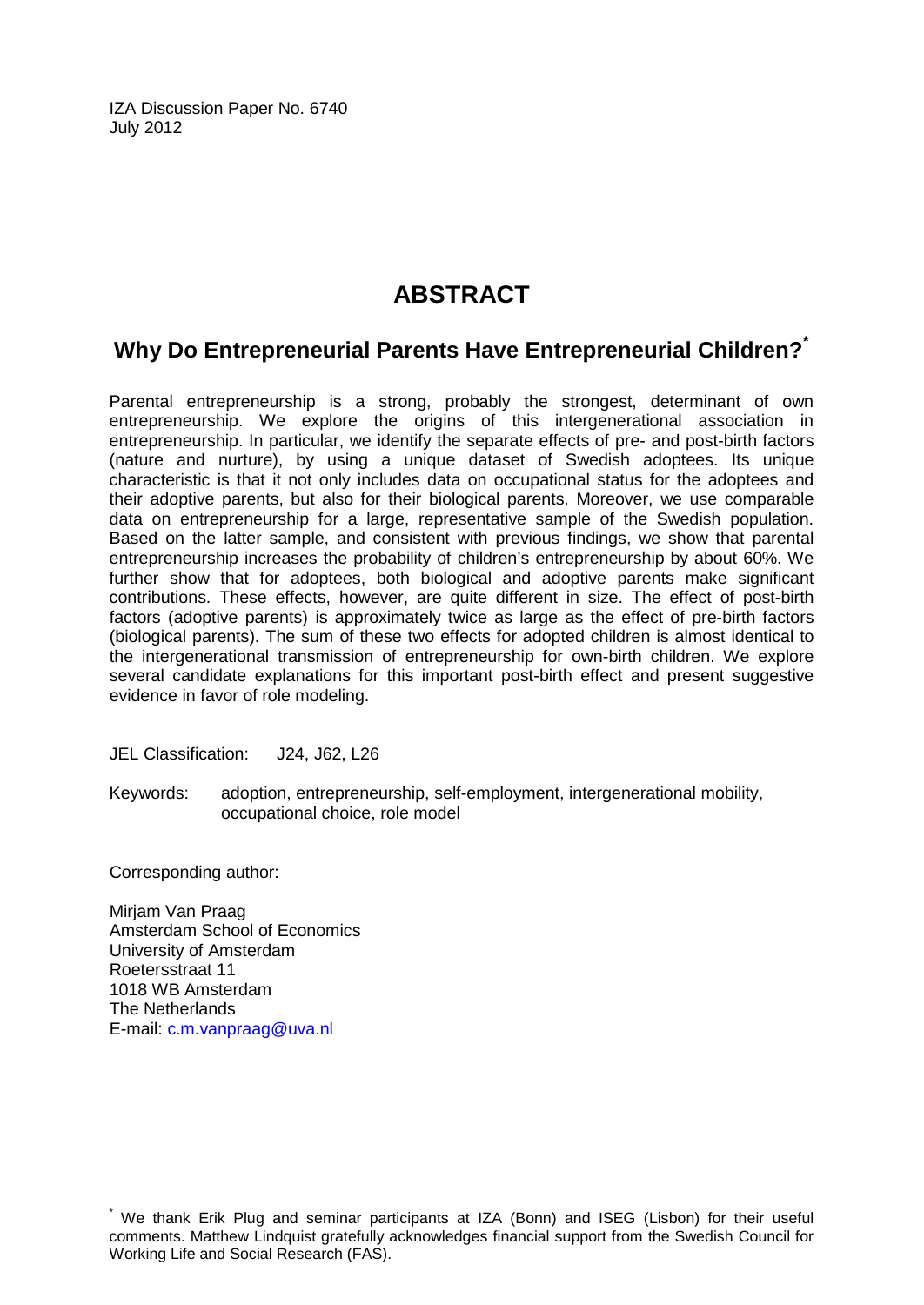IZA Discussion Paper No. 6740
July 2012

# ABSTRACT

## Why Do Entrepreneurial Parents Have Entrepreneurial Children?*

Parental entrepreneurship is a strong, probably the strongest, determinant of own entrepreneurship. We explore the origins of this intergenerational association in entrepreneurship. In particular, we identify the separate effects of pre- and post-birth factors (nature and nurture), by using a unique dataset of Swedish adoptees. Its unique characteristic is that it not only includes data on occupational status for the adoptees and their adoptive parents, but also for their biological parents. Moreover, we use comparable data on entrepreneurship for a large, representative sample of the Swedish population. Based on the latter sample, and consistent with previous findings, we show that parental entrepreneurship increases the probability of children's entrepreneurship by about 60%. We further show that for adoptees, both biological and adoptive parents make significant contributions. These effects, however, are quite different in size. The effect of post-birth factors (adoptive parents) is approximately twice as large as the effect of pre-birth factors (biological parents). The sum of these two effects for adopted children is almost identical to the intergenerational transmission of entrepreneurship for own-birth children. We explore several candidate explanations for this important post-birth effect and present suggestive evidence in favor of role modeling.

JEL Classification: J24, J62, L26

Keywords: adoption, entrepreneurship, self-employment, intergenerational mobility, occupational choice, role model

Corresponding author:

Mirjam Van Praag
Amsterdam School of Economics
University of Amsterdam
Roetersstraat 11
1018 WB Amsterdam
The Netherlands
E-mail: c.m.vanpraag@uva.nl

---

* We thank Erik Plug and seminar participants at IZA (Bonn) and ISEG (Lisbon) for their useful comments. Matthew Lindquist gratefully acknowledges financial support from the Swedish Council for Working Life and Social Research (FAS).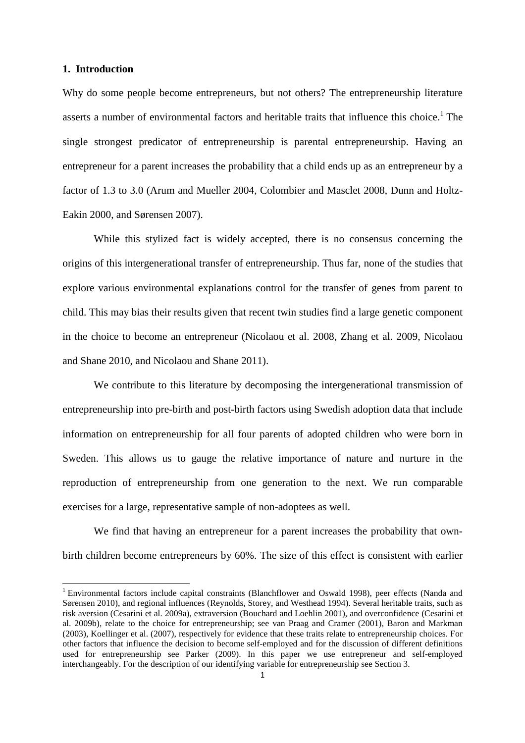## 1. Introduction

Why do some people become entrepreneurs, but not others? The entrepreneurship literature asserts a number of environmental factors and heritable traits that influence this choice.[1] The single strongest predicator of entrepreneurship is parental entrepreneurship. Having an entrepreneur for a parent increases the probability that a child ends up as an entrepreneur by a factor of 1.3 to 3.0 (Arum and Mueller 2004, Colombier and Masclet 2008, Dunn and Holtz-Eakin 2000, and Sørensen 2007).

While this stylized fact is widely accepted, there is no consensus concerning the origins of this intergenerational transfer of entrepreneurship. Thus far, none of the studies that explore various environmental explanations control for the transfer of genes from parent to child. This may bias their results given that recent twin studies find a large genetic component in the choice to become an entrepreneur (Nicolaou et al. 2008, Zhang et al. 2009, Nicolaou and Shane 2010, and Nicolaou and Shane 2011).

We contribute to this literature by decomposing the intergenerational transmission of entrepreneurship into pre-birth and post-birth factors using Swedish adoption data that include information on entrepreneurship for all four parents of adopted children who were born in Sweden. This allows us to gauge the relative importance of nature and nurture in the reproduction of entrepreneurship from one generation to the next. We run comparable exercises for a large, representative sample of non-adoptees as well.

We find that having an entrepreneur for a parent increases the probability that own-birth children become entrepreneurs by 60%. The size of this effect is consistent with earlier

[1] Environmental factors include capital constraints (Blanchflower and Oswald 1998), peer effects (Nanda and Sørensen 2010), and regional influences (Reynolds, Storey, and Westhead 1994). Several heritable traits, such as risk aversion (Cesarini et al. 2009a), extraversion (Bouchard and Loehlin 2001), and overconfidence (Cesarini et al. 2009b), relate to the choice for entrepreneurship; see van Praag and Cramer (2001), Baron and Markman (2003), Koellinger et al. (2007), respectively for evidence that these traits relate to entrepreneurship choices. For other factors that influence the decision to become self-employed and for the discussion of different definitions used for entrepreneurship see Parker (2009). In this paper we use entrepreneur and self-employed interchangeably. For the description of our identifying variable for entrepreneurship see Section 3.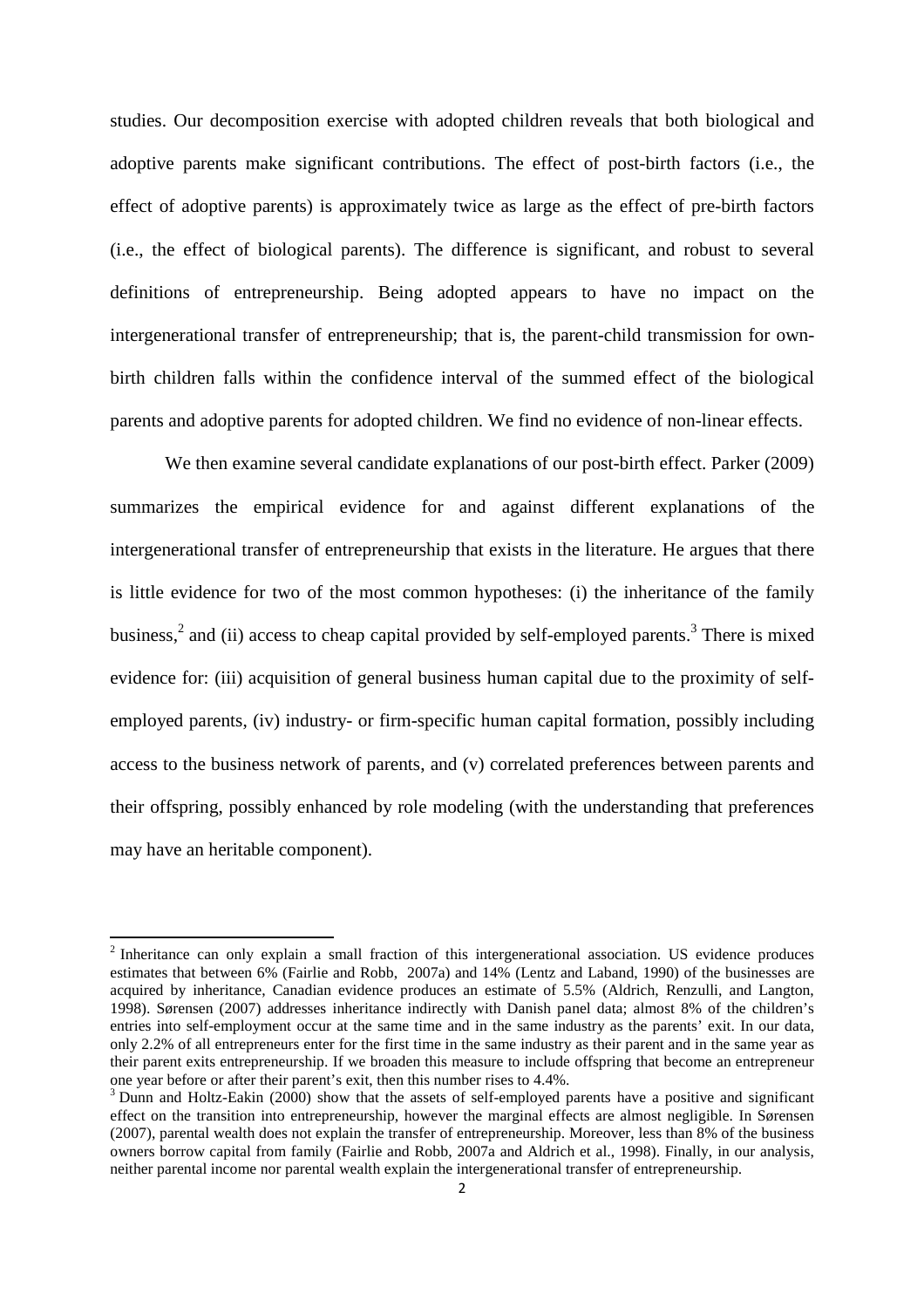studies. Our decomposition exercise with adopted children reveals that both biological and adoptive parents make significant contributions. The effect of post-birth factors (i.e., the effect of adoptive parents) is approximately twice as large as the effect of pre-birth factors (i.e., the effect of biological parents). The difference is significant, and robust to several definitions of entrepreneurship. Being adopted appears to have no impact on the intergenerational transfer of entrepreneurship; that is, the parent-child transmission for own-birth children falls within the confidence interval of the summed effect of the biological parents and adoptive parents for adopted children. We find no evidence of non-linear effects.

We then examine several candidate explanations of our post-birth effect. Parker (2009) summarizes the empirical evidence for and against different explanations of the intergenerational transfer of entrepreneurship that exists in the literature. He argues that there is little evidence for two of the most common hypotheses: (i) the inheritance of the family business,[2] and (ii) access to cheap capital provided by self-employed parents.[3] There is mixed evidence for: (iii) acquisition of general business human capital due to the proximity of self-employed parents, (iv) industry- or firm-specific human capital formation, possibly including access to the business network of parents, and (v) correlated preferences between parents and their offspring, possibly enhanced by role modeling (with the understanding that preferences may have an heritable component).

---

[2] Inheritance can only explain a small fraction of this intergenerational association. US evidence produces estimates that between 6% (Fairlie and Robb, 2007a) and 14% (Lentz and Laband, 1990) of the businesses are acquired by inheritance, Canadian evidence produces an estimate of 5.5% (Aldrich, Renzulli, and Langton, 1998). Sørensen (2007) addresses inheritance indirectly with Danish panel data; almost 8% of the children's entries into self-employment occur at the same time and in the same industry as the parents' exit. In our data, only 2.2% of all entrepreneurs enter for the first time in the same industry as their parent and in the same year as their parent exits entrepreneurship. If we broaden this measure to include offspring that become an entrepreneur one year before or after their parent's exit, then this number rises to 4.4%.

[3] Dunn and Holtz-Eakin (2000) show that the assets of self-employed parents have a positive and significant effect on the transition into entrepreneurship, however the marginal effects are almost negligible. In Sørensen (2007), parental wealth does not explain the transfer of entrepreneurship. Moreover, less than 8% of the business owners borrow capital from family (Fairlie and Robb, 2007a and Aldrich et al., 1998). Finally, in our analysis, neither parental income nor parental wealth explain the intergenerational transfer of entrepreneurship.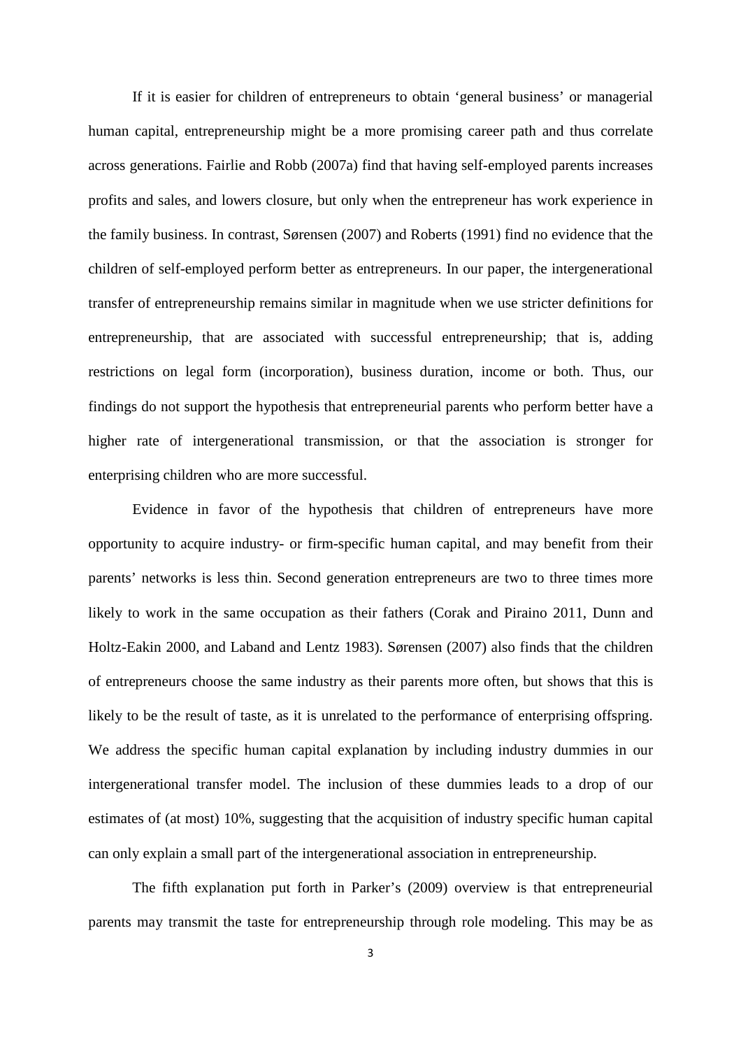If it is easier for children of entrepreneurs to obtain 'general business' or managerial human capital, entrepreneurship might be a more promising career path and thus correlate across generations. Fairlie and Robb (2007a) find that having self-employed parents increases profits and sales, and lowers closure, but only when the entrepreneur has work experience in the family business. In contrast, Sørensen (2007) and Roberts (1991) find no evidence that the children of self-employed perform better as entrepreneurs. In our paper, the intergenerational transfer of entrepreneurship remains similar in magnitude when we use stricter definitions for entrepreneurship, that are associated with successful entrepreneurship; that is, adding restrictions on legal form (incorporation), business duration, income or both. Thus, our findings do not support the hypothesis that entrepreneurial parents who perform better have a higher rate of intergenerational transmission, or that the association is stronger for enterprising children who are more successful.

Evidence in favor of the hypothesis that children of entrepreneurs have more opportunity to acquire industry- or firm-specific human capital, and may benefit from their parents' networks is less thin. Second generation entrepreneurs are two to three times more likely to work in the same occupation as their fathers (Corak and Piraino 2011, Dunn and Holtz-Eakin 2000, and Laband and Lentz 1983). Sørensen (2007) also finds that the children of entrepreneurs choose the same industry as their parents more often, but shows that this is likely to be the result of taste, as it is unrelated to the performance of enterprising offspring. We address the specific human capital explanation by including industry dummies in our intergenerational transfer model. The inclusion of these dummies leads to a drop of our estimates of (at most) 10%, suggesting that the acquisition of industry specific human capital can only explain a small part of the intergenerational association in entrepreneurship.

The fifth explanation put forth in Parker's (2009) overview is that entrepreneurial parents may transmit the taste for entrepreneurship through role modeling. This may be as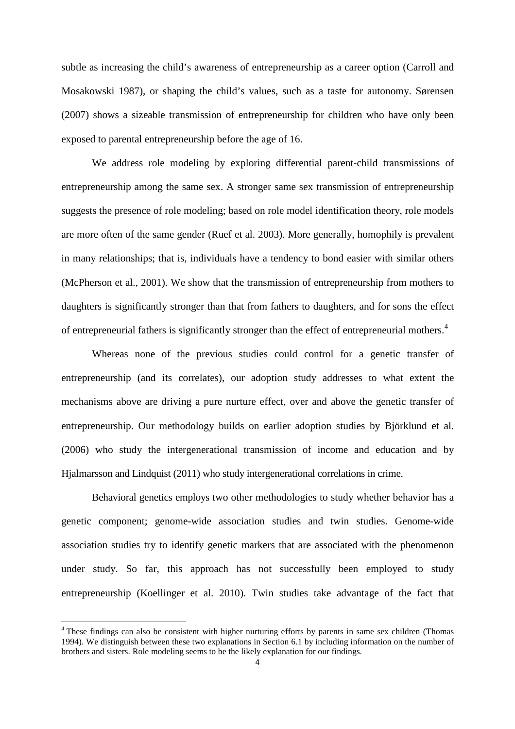subtle as increasing the child's awareness of entrepreneurship as a career option (Carroll and Mosakowski 1987), or shaping the child's values, such as a taste for autonomy. Sørensen (2007) shows a sizeable transmission of entrepreneurship for children who have only been exposed to parental entrepreneurship before the age of 16.

We address role modeling by exploring differential parent-child transmissions of entrepreneurship among the same sex. A stronger same sex transmission of entrepreneurship suggests the presence of role modeling; based on role model identification theory, role models are more often of the same gender (Ruef et al. 2003). More generally, homophily is prevalent in many relationships; that is, individuals have a tendency to bond easier with similar others (McPherson et al., 2001). We show that the transmission of entrepreneurship from mothers to daughters is significantly stronger than that from fathers to daughters, and for sons the effect of entrepreneurial fathers is significantly stronger than the effect of entrepreneurial mothers.[4]

Whereas none of the previous studies could control for a genetic transfer of entrepreneurship (and its correlates), our adoption study addresses to what extent the mechanisms above are driving a pure nurture effect, over and above the genetic transfer of entrepreneurship. Our methodology builds on earlier adoption studies by Björklund et al. (2006) who study the intergenerational transmission of income and education and by Hjalmarsson and Lindquist (2011) who study intergenerational correlations in crime.

Behavioral genetics employs two other methodologies to study whether behavior has a genetic component; genome-wide association studies and twin studies. Genome-wide association studies try to identify genetic markers that are associated with the phenomenon under study. So far, this approach has not successfully been employed to study entrepreneurship (Koellinger et al. 2010). Twin studies take advantage of the fact that

[4] These findings can also be consistent with higher nurturing efforts by parents in same sex children (Thomas 1994). We distinguish between these two explanations in Section 6.1 by including information on the number of brothers and sisters. Role modeling seems to be the likely explanation for our findings.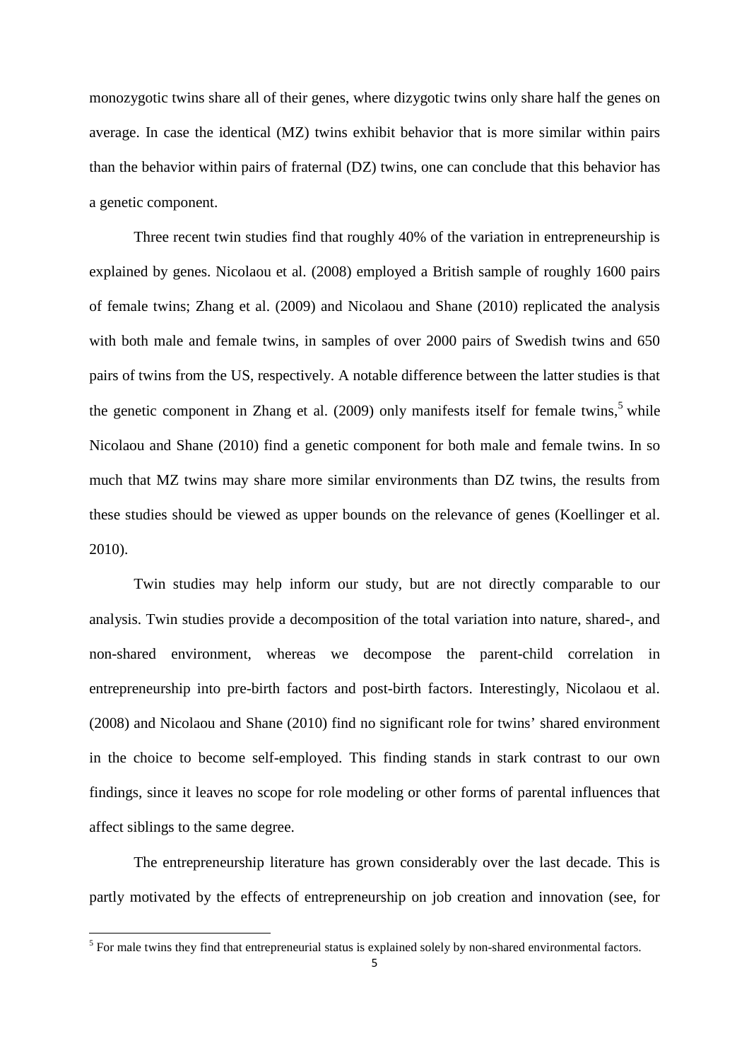monozygotic twins share all of their genes, where dizygotic twins only share half the genes on average. In case the identical (MZ) twins exhibit behavior that is more similar within pairs than the behavior within pairs of fraternal (DZ) twins, one can conclude that this behavior has a genetic component.

Three recent twin studies find that roughly 40% of the variation in entrepreneurship is explained by genes. Nicolaou et al. (2008) employed a British sample of roughly 1600 pairs of female twins; Zhang et al. (2009) and Nicolaou and Shane (2010) replicated the analysis with both male and female twins, in samples of over 2000 pairs of Swedish twins and 650 pairs of twins from the US, respectively. A notable difference between the latter studies is that the genetic component in Zhang et al. (2009) only manifests itself for female twins,[5] while Nicolaou and Shane (2010) find a genetic component for both male and female twins. In so much that MZ twins may share more similar environments than DZ twins, the results from these studies should be viewed as upper bounds on the relevance of genes (Koellinger et al. 2010).

Twin studies may help inform our study, but are not directly comparable to our analysis. Twin studies provide a decomposition of the total variation into nature, shared-, and non-shared environment, whereas we decompose the parent-child correlation in entrepreneurship into pre-birth factors and post-birth factors. Interestingly, Nicolaou et al. (2008) and Nicolaou and Shane (2010) find no significant role for twins' shared environment in the choice to become self-employed. This finding stands in stark contrast to our own findings, since it leaves no scope for role modeling or other forms of parental influences that affect siblings to the same degree.

The entrepreneurship literature has grown considerably over the last decade. This is partly motivated by the effects of entrepreneurship on job creation and innovation (see, for

[5] For male twins they find that entrepreneurial status is explained solely by non-shared environmental factors.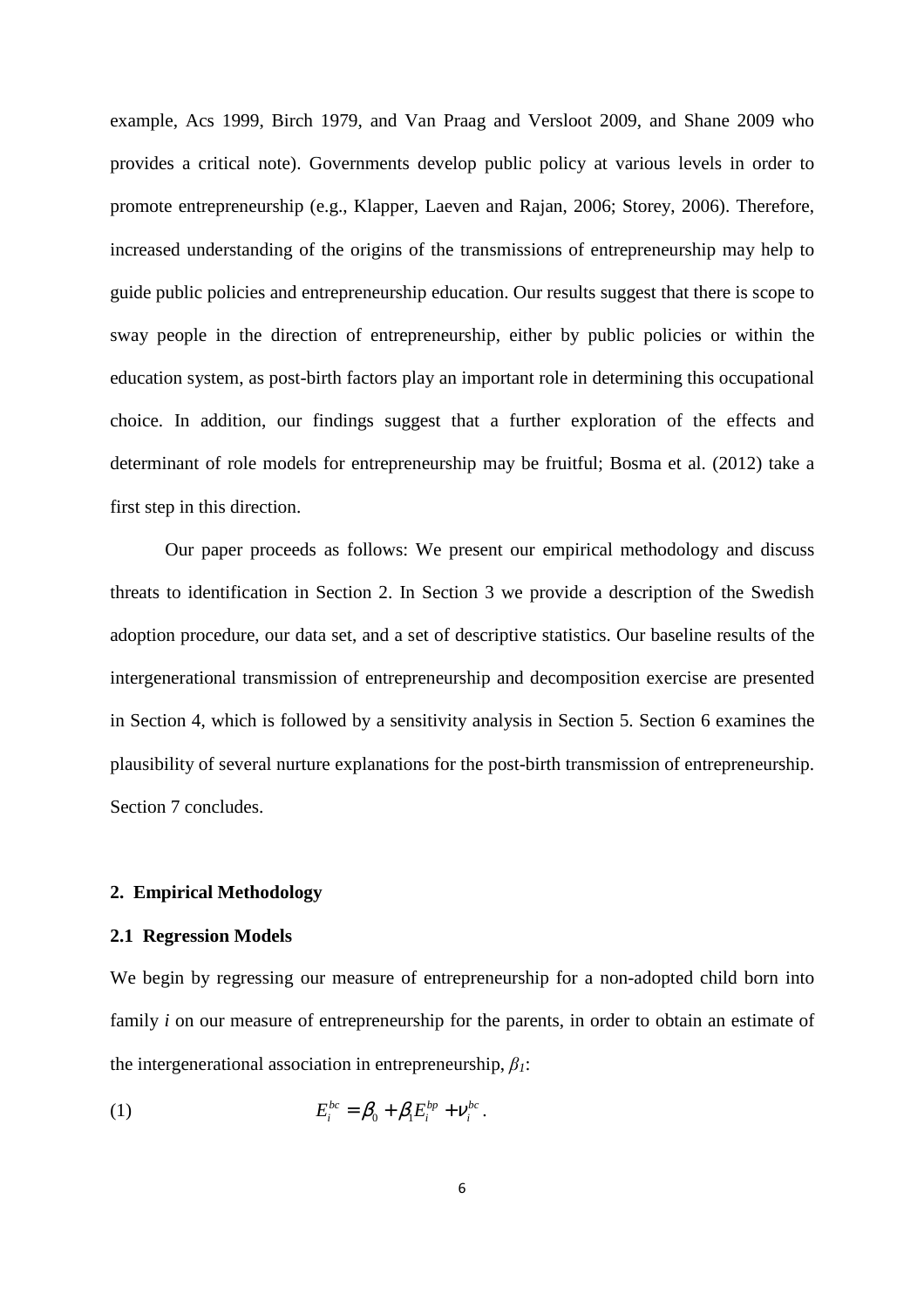example, Acs 1999, Birch 1979, and Van Praag and Versloot 2009, and Shane 2009 who provides a critical note). Governments develop public policy at various levels in order to promote entrepreneurship (e.g., Klapper, Laeven and Rajan, 2006; Storey, 2006). Therefore, increased understanding of the origins of the transmissions of entrepreneurship may help to guide public policies and entrepreneurship education. Our results suggest that there is scope to sway people in the direction of entrepreneurship, either by public policies or within the education system, as post-birth factors play an important role in determining this occupational choice. In addition, our findings suggest that a further exploration of the effects and determinant of role models for entrepreneurship may be fruitful; Bosma et al. (2012) take a first step in this direction.

Our paper proceeds as follows: We present our empirical methodology and discuss threats to identification in Section 2. In Section 3 we provide a description of the Swedish adoption procedure, our data set, and a set of descriptive statistics. Our baseline results of the intergenerational transmission of entrepreneurship and decomposition exercise are presented in Section 4, which is followed by a sensitivity analysis in Section 5. Section 6 examines the plausibility of several nurture explanations for the post-birth transmission of entrepreneurship. Section 7 concludes.

## 2. Empirical Methodology

### 2.1 Regression Models

We begin by regressing our measure of entrepreneurship for a non-adopted child born into family *i* on our measure of entrepreneurship for the parents, in order to obtain an estimate of the intergenerational association in entrepreneurship, $\beta_1$:

$$(1) \qquad E_i^{bc} = \beta_0 + \beta_1 E_i^{bp} + \nu_i^{bc}.$$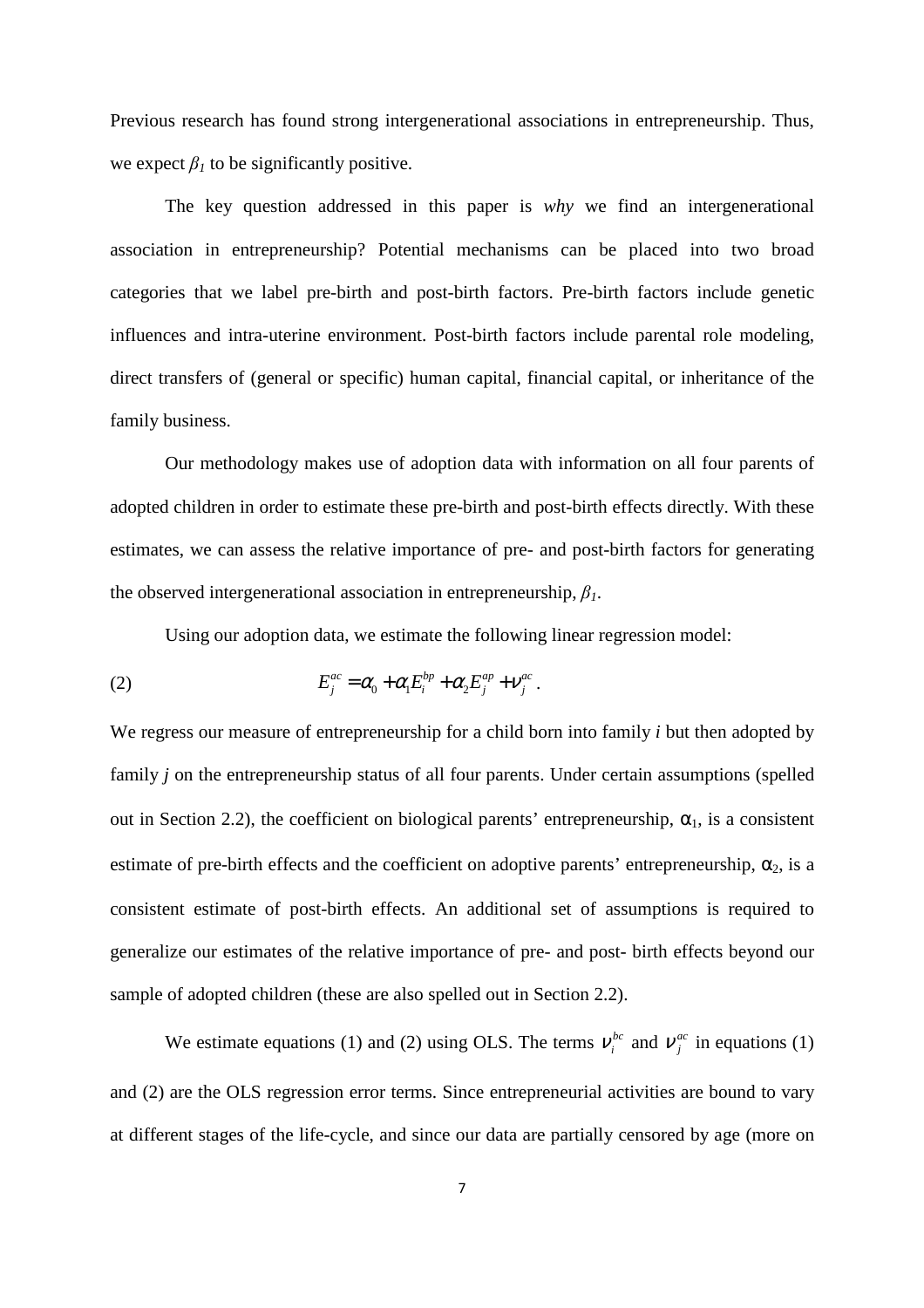Previous research has found strong intergenerational associations in entrepreneurship. Thus, we expect $\beta_1$ to be significantly positive.

The key question addressed in this paper is *why* we find an intergenerational association in entrepreneurship? Potential mechanisms can be placed into two broad categories that we label pre-birth and post-birth factors. Pre-birth factors include genetic influences and intra-uterine environment. Post-birth factors include parental role modeling, direct transfers of (general or specific) human capital, financial capital, or inheritance of the family business.

Our methodology makes use of adoption data with information on all four parents of adopted children in order to estimate these pre-birth and post-birth effects directly. With these estimates, we can assess the relative importance of pre- and post-birth factors for generating the observed intergenerational association in entrepreneurship, $\beta_1$.

Using our adoption data, we estimate the following linear regression model:

$$E_j^{ac} = \alpha_0 + \alpha_1 E_i^{bp} + \alpha_2 E_j^{ap} + \nu_j^{ac} . \quad (2)$$

We regress our measure of entrepreneurship for a child born into family *i* but then adopted by family *j* on the entrepreneurship status of all four parents. Under certain assumptions (spelled out in Section 2.2), the coefficient on biological parents' entrepreneurship, $\alpha_1$, is a consistent estimate of pre-birth effects and the coefficient on adoptive parents' entrepreneurship, $\alpha_2$, is a consistent estimate of post-birth effects. An additional set of assumptions is required to generalize our estimates of the relative importance of pre- and post- birth effects beyond our sample of adopted children (these are also spelled out in Section 2.2).

We estimate equations (1) and (2) using OLS. The terms $\nu_i^{bc}$ and $\nu_j^{ac}$ in equations (1) and (2) are the OLS regression error terms. Since entrepreneurial activities are bound to vary at different stages of the life-cycle, and since our data are partially censored by age (more on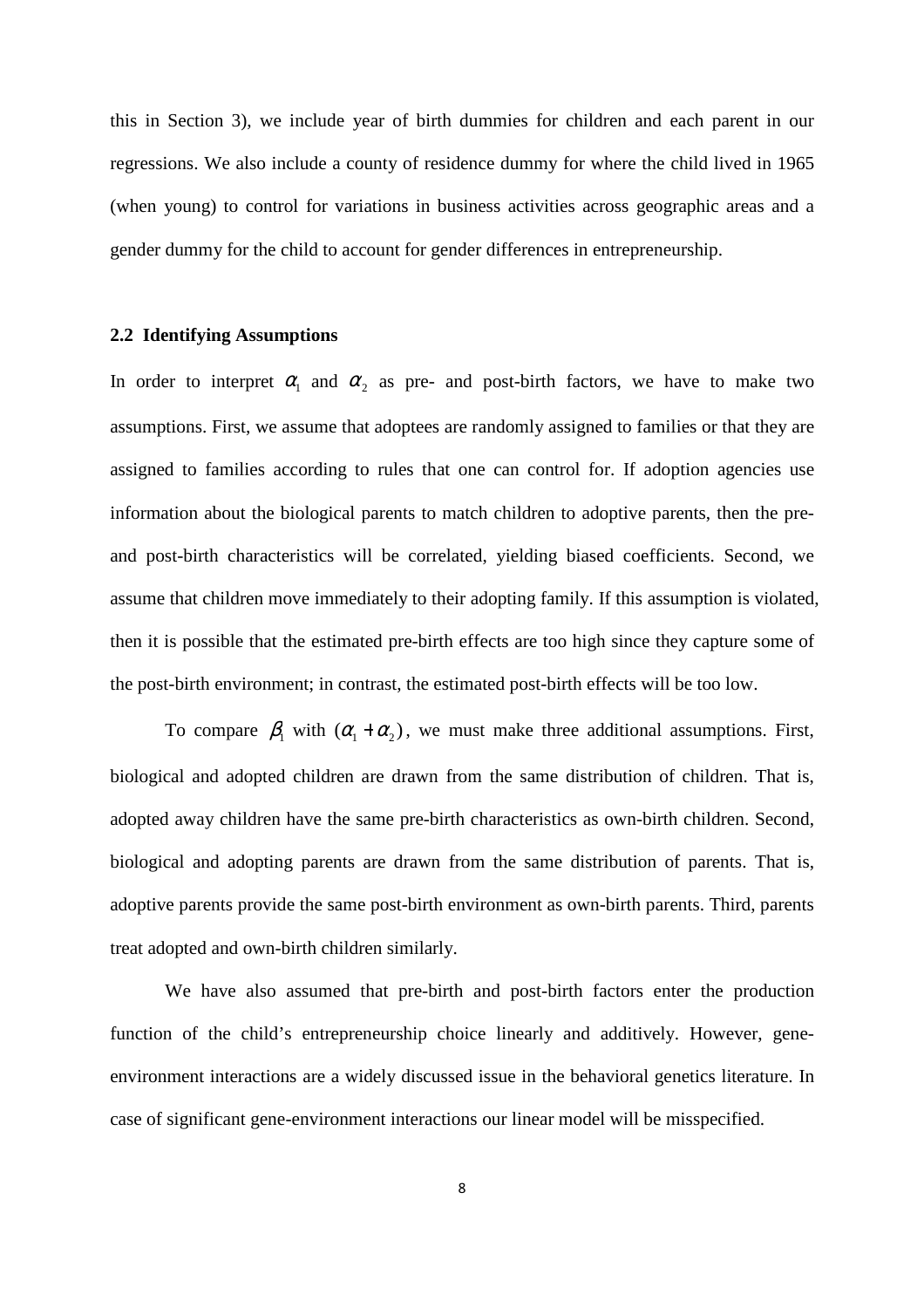this in Section 3), we include year of birth dummies for children and each parent in our regressions. We also include a county of residence dummy for where the child lived in 1965 (when young) to control for variations in business activities across geographic areas and a gender dummy for the child to account for gender differences in entrepreneurship.

### 2.2 Identifying Assumptions

In order to interpret $\alpha_1$ and $\alpha_2$ as pre- and post-birth factors, we have to make two assumptions. First, we assume that adoptees are randomly assigned to families or that they are assigned to families according to rules that one can control for. If adoption agencies use information about the biological parents to match children to adoptive parents, then the pre- and post-birth characteristics will be correlated, yielding biased coefficients. Second, we assume that children move immediately to their adopting family. If this assumption is violated, then it is possible that the estimated pre-birth effects are too high since they capture some of the post-birth environment; in contrast, the estimated post-birth effects will be too low.

To compare $\beta_1$ with $(\alpha_1 + \alpha_2)$, we must make three additional assumptions. First, biological and adopted children are drawn from the same distribution of children. That is, adopted away children have the same pre-birth characteristics as own-birth children. Second, biological and adopting parents are drawn from the same distribution of parents. That is, adoptive parents provide the same post-birth environment as own-birth parents. Third, parents treat adopted and own-birth children similarly.

We have also assumed that pre-birth and post-birth factors enter the production function of the child's entrepreneurship choice linearly and additively. However, gene-environment interactions are a widely discussed issue in the behavioral genetics literature. In case of significant gene-environment interactions our linear model will be misspecified.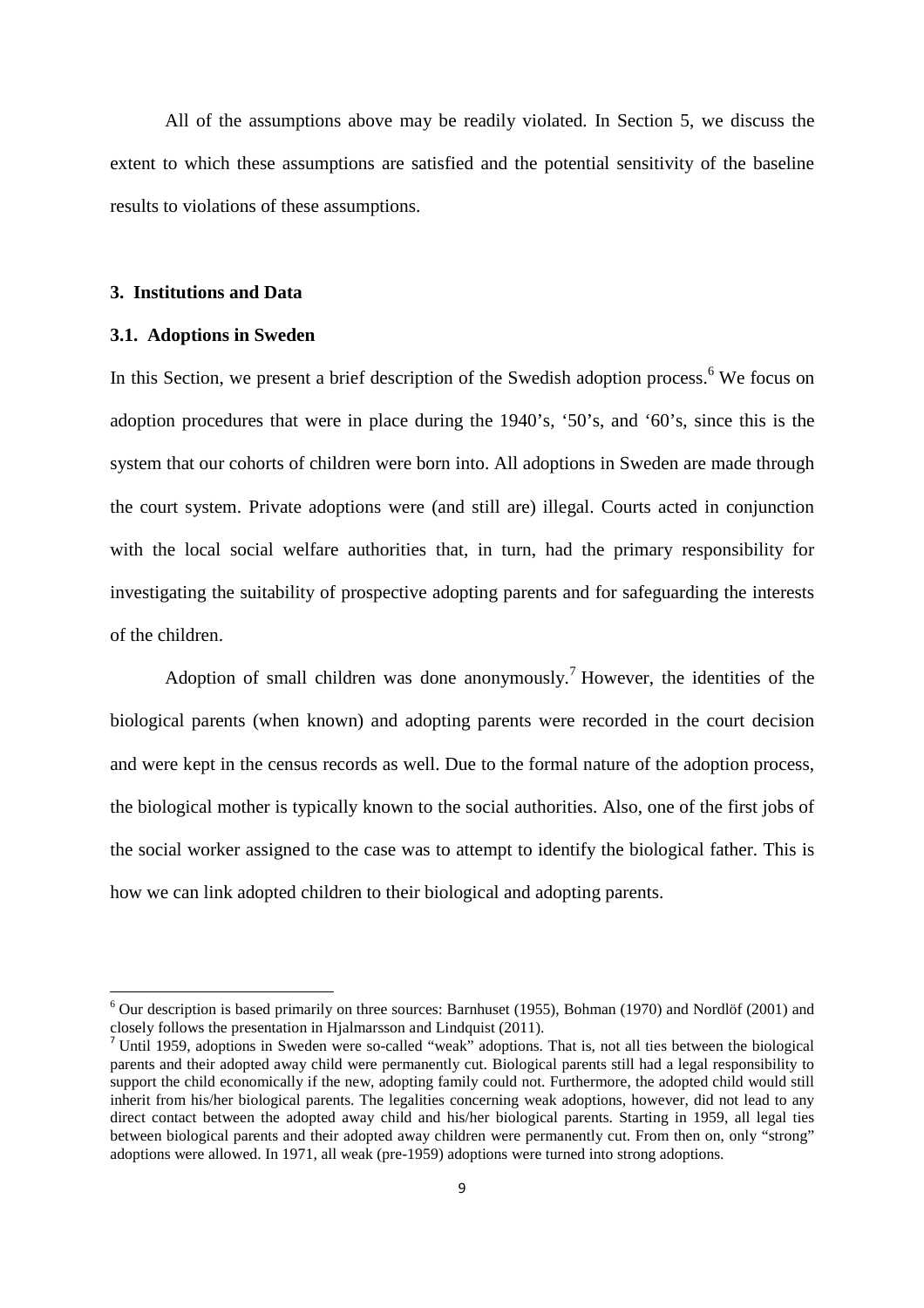All of the assumptions above may be readily violated. In Section 5, we discuss the extent to which these assumptions are satisfied and the potential sensitivity of the baseline results to violations of these assumptions.

## 3. Institutions and Data

### 3.1. Adoptions in Sweden

In this Section, we present a brief description of the Swedish adoption process.[6] We focus on adoption procedures that were in place during the 1940's, '50's, and '60's, since this is the system that our cohorts of children were born into. All adoptions in Sweden are made through the court system. Private adoptions were (and still are) illegal. Courts acted in conjunction with the local social welfare authorities that, in turn, had the primary responsibility for investigating the suitability of prospective adopting parents and for safeguarding the interests of the children.

Adoption of small children was done anonymously.[7] However, the identities of the biological parents (when known) and adopting parents were recorded in the court decision and were kept in the census records as well. Due to the formal nature of the adoption process, the biological mother is typically known to the social authorities. Also, one of the first jobs of the social worker assigned to the case was to attempt to identify the biological father. This is how we can link adopted children to their biological and adopting parents.

---

[6] Our description is based primarily on three sources: Barnhuset (1955), Bohman (1970) and Nordlöf (2001) and closely follows the presentation in Hjalmarsson and Lindquist (2011).

[7] Until 1959, adoptions in Sweden were so-called "weak" adoptions. That is, not all ties between the biological parents and their adopted away child were permanently cut. Biological parents still had a legal responsibility to support the child economically if the new, adopting family could not. Furthermore, the adopted child would still inherit from his/her biological parents. The legalities concerning weak adoptions, however, did not lead to any direct contact between the adopted away child and his/her biological parents. Starting in 1959, all legal ties between biological parents and their adopted away children were permanently cut. From then on, only "strong" adoptions were allowed. In 1971, all weak (pre-1959) adoptions were turned into strong adoptions.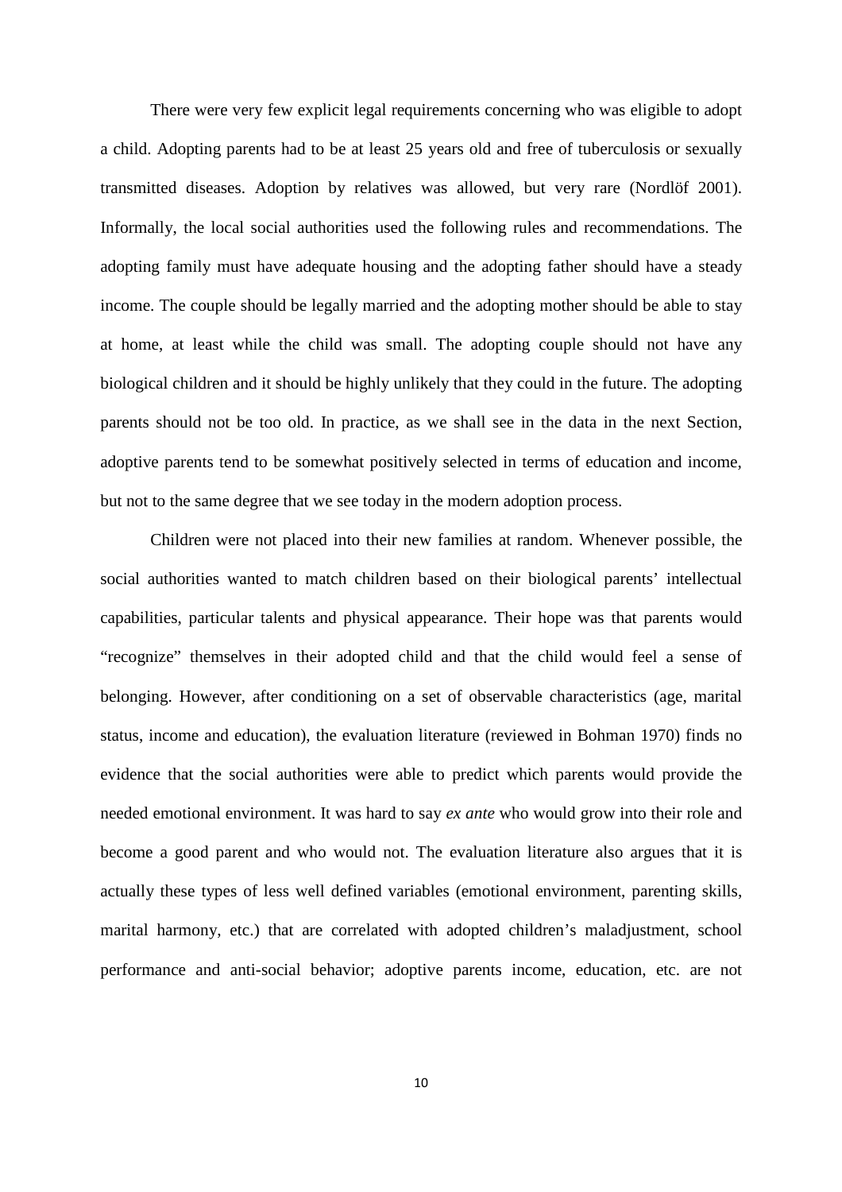There were very few explicit legal requirements concerning who was eligible to adopt a child. Adopting parents had to be at least 25 years old and free of tuberculosis or sexually transmitted diseases. Adoption by relatives was allowed, but very rare (Nordlöf 2001). Informally, the local social authorities used the following rules and recommendations. The adopting family must have adequate housing and the adopting father should have a steady income. The couple should be legally married and the adopting mother should be able to stay at home, at least while the child was small. The adopting couple should not have any biological children and it should be highly unlikely that they could in the future. The adopting parents should not be too old. In practice, as we shall see in the data in the next Section, adoptive parents tend to be somewhat positively selected in terms of education and income, but not to the same degree that we see today in the modern adoption process.

Children were not placed into their new families at random. Whenever possible, the social authorities wanted to match children based on their biological parents' intellectual capabilities, particular talents and physical appearance. Their hope was that parents would "recognize" themselves in their adopted child and that the child would feel a sense of belonging. However, after conditioning on a set of observable characteristics (age, marital status, income and education), the evaluation literature (reviewed in Bohman 1970) finds no evidence that the social authorities were able to predict which parents would provide the needed emotional environment. It was hard to say *ex ante* who would grow into their role and become a good parent and who would not. The evaluation literature also argues that it is actually these types of less well defined variables (emotional environment, parenting skills, marital harmony, etc.) that are correlated with adopted children's maladjustment, school performance and anti-social behavior; adoptive parents income, education, etc. are not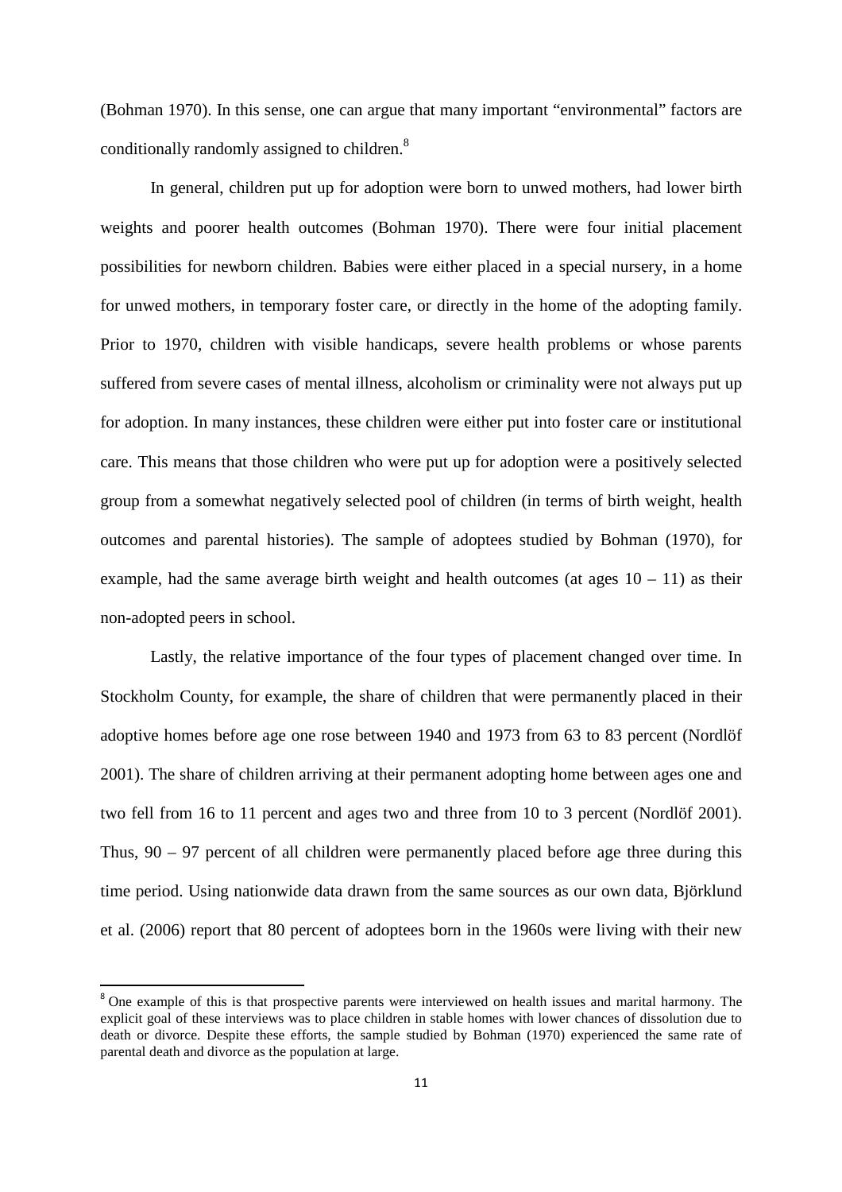(Bohman 1970). In this sense, one can argue that many important "environmental" factors are conditionally randomly assigned to children.[8]

In general, children put up for adoption were born to unwed mothers, had lower birth weights and poorer health outcomes (Bohman 1970). There were four initial placement possibilities for newborn children. Babies were either placed in a special nursery, in a home for unwed mothers, in temporary foster care, or directly in the home of the adopting family. Prior to 1970, children with visible handicaps, severe health problems or whose parents suffered from severe cases of mental illness, alcoholism or criminality were not always put up for adoption. In many instances, these children were either put into foster care or institutional care. This means that those children who were put up for adoption were a positively selected group from a somewhat negatively selected pool of children (in terms of birth weight, health outcomes and parental histories). The sample of adoptees studied by Bohman (1970), for example, had the same average birth weight and health outcomes (at ages 10 – 11) as their non-adopted peers in school.

Lastly, the relative importance of the four types of placement changed over time. In Stockholm County, for example, the share of children that were permanently placed in their adoptive homes before age one rose between 1940 and 1973 from 63 to 83 percent (Nordlöf 2001). The share of children arriving at their permanent adopting home between ages one and two fell from 16 to 11 percent and ages two and three from 10 to 3 percent (Nordlöf 2001). Thus, 90 – 97 percent of all children were permanently placed before age three during this time period. Using nationwide data drawn from the same sources as our own data, Björklund et al. (2006) report that 80 percent of adoptees born in the 1960s were living with their new

[8] One example of this is that prospective parents were interviewed on health issues and marital harmony. The explicit goal of these interviews was to place children in stable homes with lower chances of dissolution due to death or divorce. Despite these efforts, the sample studied by Bohman (1970) experienced the same rate of parental death and divorce as the population at large.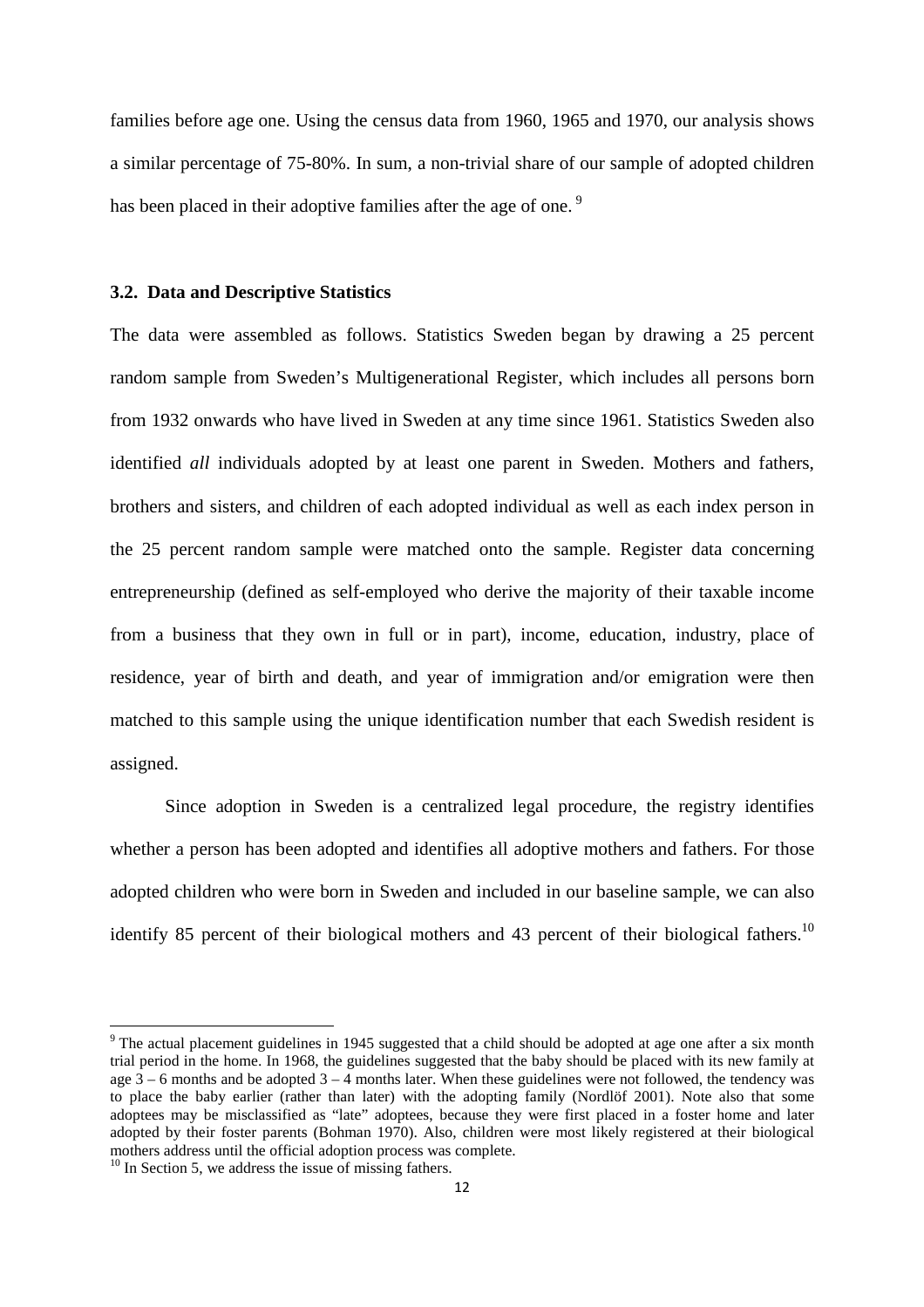families before age one. Using the census data from 1960, 1965 and 1970, our analysis shows a similar percentage of 75-80%. In sum, a non-trivial share of our sample of adopted children has been placed in their adoptive families after the age of one. [9]

### 3.2. Data and Descriptive Statistics

The data were assembled as follows. Statistics Sweden began by drawing a 25 percent random sample from Sweden's Multigenerational Register, which includes all persons born from 1932 onwards who have lived in Sweden at any time since 1961. Statistics Sweden also identified *all* individuals adopted by at least one parent in Sweden. Mothers and fathers, brothers and sisters, and children of each adopted individual as well as each index person in the 25 percent random sample were matched onto the sample. Register data concerning entrepreneurship (defined as self-employed who derive the majority of their taxable income from a business that they own in full or in part), income, education, industry, place of residence, year of birth and death, and year of immigration and/or emigration were then matched to this sample using the unique identification number that each Swedish resident is assigned.

Since adoption in Sweden is a centralized legal procedure, the registry identifies whether a person has been adopted and identifies all adoptive mothers and fathers. For those adopted children who were born in Sweden and included in our baseline sample, we can also identify 85 percent of their biological mothers and 43 percent of their biological fathers.[10]

---

[9] The actual placement guidelines in 1945 suggested that a child should be adopted at age one after a six month trial period in the home. In 1968, the guidelines suggested that the baby should be placed with its new family at age 3 – 6 months and be adopted 3 – 4 months later. When these guidelines were not followed, the tendency was to place the baby earlier (rather than later) with the adopting family (Nordlöf 2001). Note also that some adoptees may be misclassified as "late" adoptees, because they were first placed in a foster home and later adopted by their foster parents (Bohman 1970). Also, children were most likely registered at their biological mothers address until the official adoption process was complete.

[10] In Section 5, we address the issue of missing fathers.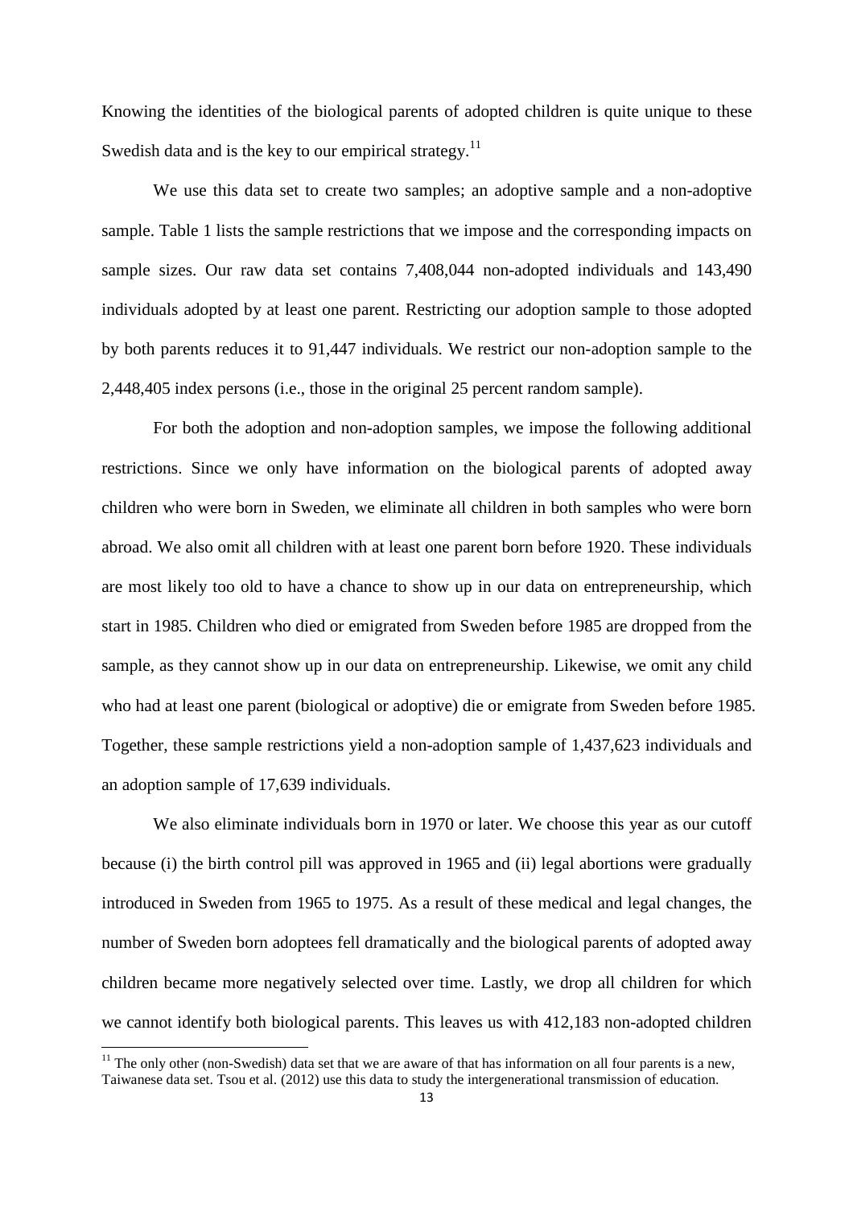Knowing the identities of the biological parents of adopted children is quite unique to these Swedish data and is the key to our empirical strategy.[11]

We use this data set to create two samples; an adoptive sample and a non-adoptive sample. Table 1 lists the sample restrictions that we impose and the corresponding impacts on sample sizes. Our raw data set contains 7,408,044 non-adopted individuals and 143,490 individuals adopted by at least one parent. Restricting our adoption sample to those adopted by both parents reduces it to 91,447 individuals. We restrict our non-adoption sample to the 2,448,405 index persons (i.e., those in the original 25 percent random sample).

For both the adoption and non-adoption samples, we impose the following additional restrictions. Since we only have information on the biological parents of adopted away children who were born in Sweden, we eliminate all children in both samples who were born abroad. We also omit all children with at least one parent born before 1920. These individuals are most likely too old to have a chance to show up in our data on entrepreneurship, which start in 1985. Children who died or emigrated from Sweden before 1985 are dropped from the sample, as they cannot show up in our data on entrepreneurship. Likewise, we omit any child who had at least one parent (biological or adoptive) die or emigrate from Sweden before 1985. Together, these sample restrictions yield a non-adoption sample of 1,437,623 individuals and an adoption sample of 17,639 individuals.

We also eliminate individuals born in 1970 or later. We choose this year as our cutoff because (i) the birth control pill was approved in 1965 and (ii) legal abortions were gradually introduced in Sweden from 1965 to 1975. As a result of these medical and legal changes, the number of Sweden born adoptees fell dramatically and the biological parents of adopted away children became more negatively selected over time. Lastly, we drop all children for which we cannot identify both biological parents. This leaves us with 412,183 non-adopted children

[11] The only other (non-Swedish) data set that we are aware of that has information on all four parents is a new, Taiwanese data set. Tsou et al. (2012) use this data to study the intergenerational transmission of education.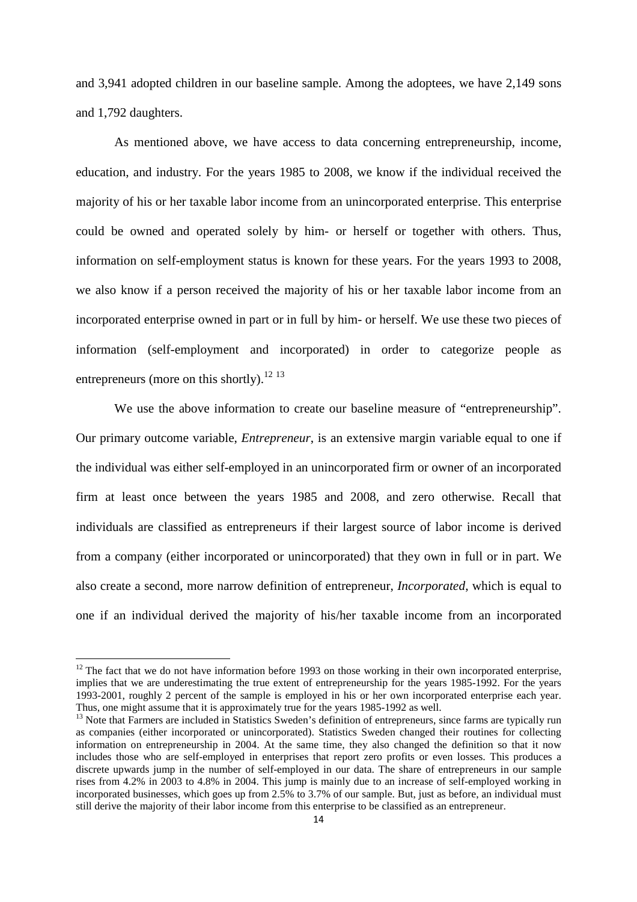and 3,941 adopted children in our baseline sample. Among the adoptees, we have 2,149 sons and 1,792 daughters.

As mentioned above, we have access to data concerning entrepreneurship, income, education, and industry. For the years 1985 to 2008, we know if the individual received the majority of his or her taxable labor income from an unincorporated enterprise. This enterprise could be owned and operated solely by him- or herself or together with others. Thus, information on self-employment status is known for these years. For the years 1993 to 2008, we also know if a person received the majority of his or her taxable labor income from an incorporated enterprise owned in part or in full by him- or herself. We use these two pieces of information (self-employment and incorporated) in order to categorize people as entrepreneurs (more on this shortly).[12] [13]

We use the above information to create our baseline measure of "entrepreneurship". Our primary outcome variable, *Entrepreneur*, is an extensive margin variable equal to one if the individual was either self-employed in an unincorporated firm or owner of an incorporated firm at least once between the years 1985 and 2008, and zero otherwise. Recall that individuals are classified as entrepreneurs if their largest source of labor income is derived from a company (either incorporated or unincorporated) that they own in full or in part. We also create a second, more narrow definition of entrepreneur, *Incorporated*, which is equal to one if an individual derived the majority of his/her taxable income from an incorporated

[12] The fact that we do not have information before 1993 on those working in their own incorporated enterprise, implies that we are underestimating the true extent of entrepreneurship for the years 1985-1992. For the years 1993-2001, roughly 2 percent of the sample is employed in his or her own incorporated enterprise each year. Thus, one might assume that it is approximately true for the years 1985-1992 as well.

[13] Note that Farmers are included in Statistics Sweden's definition of entrepreneurs, since farms are typically run as companies (either incorporated or unincorporated). Statistics Sweden changed their routines for collecting information on entrepreneurship in 2004. At the same time, they also changed the definition so that it now includes those who are self-employed in enterprises that report zero profits or even losses. This produces a discrete upwards jump in the number of self-employed in our data. The share of entrepreneurs in our sample rises from 4.2% in 2003 to 4.8% in 2004. This jump is mainly due to an increase of self-employed working in incorporated businesses, which goes up from 2.5% to 3.7% of our sample. But, just as before, an individual must still derive the majority of their labor income from this enterprise to be classified as an entrepreneur.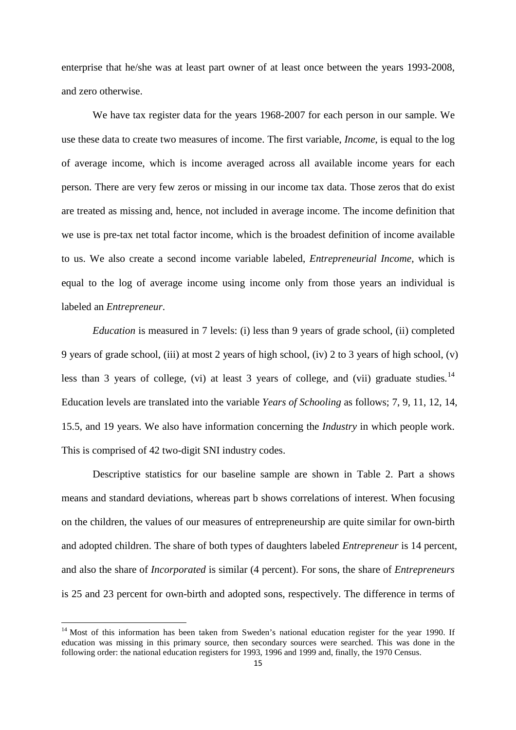enterprise that he/she was at least part owner of at least once between the years 1993-2008, and zero otherwise.

We have tax register data for the years 1968-2007 for each person in our sample. We use these data to create two measures of income. The first variable, *Income*, is equal to the log of average income, which is income averaged across all available income years for each person. There are very few zeros or missing in our income tax data. Those zeros that do exist are treated as missing and, hence, not included in average income. The income definition that we use is pre-tax net total factor income, which is the broadest definition of income available to us. We also create a second income variable labeled, *Entrepreneurial Income*, which is equal to the log of average income using income only from those years an individual is labeled an *Entrepreneur*.

*Education* is measured in 7 levels: (i) less than 9 years of grade school, (ii) completed 9 years of grade school, (iii) at most 2 years of high school, (iv) 2 to 3 years of high school, (v) less than 3 years of college, (vi) at least 3 years of college, and (vii) graduate studies.[14] Education levels are translated into the variable *Years of Schooling* as follows; 7, 9, 11, 12, 14, 15.5, and 19 years. We also have information concerning the *Industry* in which people work. This is comprised of 42 two-digit SNI industry codes.

Descriptive statistics for our baseline sample are shown in Table 2. Part a shows means and standard deviations, whereas part b shows correlations of interest. When focusing on the children, the values of our measures of entrepreneurship are quite similar for own-birth and adopted children. The share of both types of daughters labeled *Entrepreneur* is 14 percent, and also the share of *Incorporated* is similar (4 percent). For sons, the share of *Entrepreneurs* is 25 and 23 percent for own-birth and adopted sons, respectively. The difference in terms of

[14] Most of this information has been taken from Sweden's national education register for the year 1990. If education was missing in this primary source, then secondary sources were searched. This was done in the following order: the national education registers for 1993, 1996 and 1999 and, finally, the 1970 Census.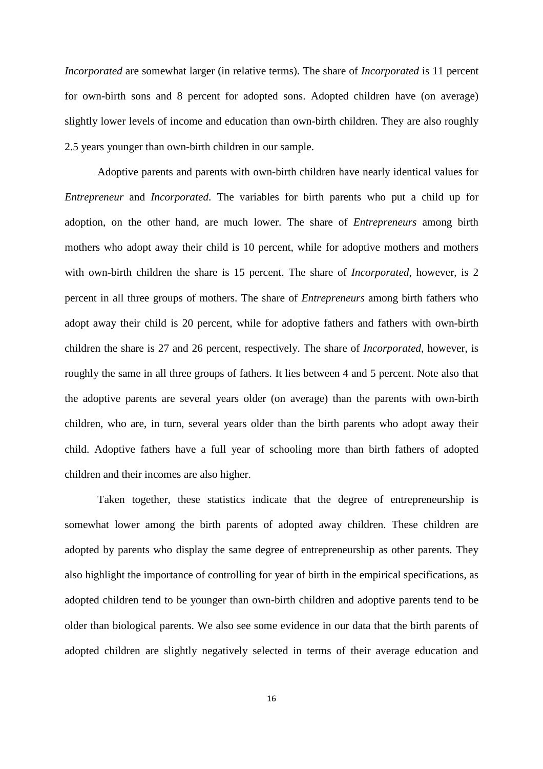*Incorporated* are somewhat larger (in relative terms). The share of *Incorporated* is 11 percent for own-birth sons and 8 percent for adopted sons. Adopted children have (on average) slightly lower levels of income and education than own-birth children. They are also roughly 2.5 years younger than own-birth children in our sample.

Adoptive parents and parents with own-birth children have nearly identical values for *Entrepreneur* and *Incorporated*. The variables for birth parents who put a child up for adoption, on the other hand, are much lower. The share of *Entrepreneurs* among birth mothers who adopt away their child is 10 percent, while for adoptive mothers and mothers with own-birth children the share is 15 percent. The share of *Incorporated*, however, is 2 percent in all three groups of mothers. The share of *Entrepreneurs* among birth fathers who adopt away their child is 20 percent, while for adoptive fathers and fathers with own-birth children the share is 27 and 26 percent, respectively. The share of *Incorporated*, however, is roughly the same in all three groups of fathers. It lies between 4 and 5 percent. Note also that the adoptive parents are several years older (on average) than the parents with own-birth children, who are, in turn, several years older than the birth parents who adopt away their child. Adoptive fathers have a full year of schooling more than birth fathers of adopted children and their incomes are also higher.

Taken together, these statistics indicate that the degree of entrepreneurship is somewhat lower among the birth parents of adopted away children. These children are adopted by parents who display the same degree of entrepreneurship as other parents. They also highlight the importance of controlling for year of birth in the empirical specifications, as adopted children tend to be younger than own-birth children and adoptive parents tend to be older than biological parents. We also see some evidence in our data that the birth parents of adopted children are slightly negatively selected in terms of their average education and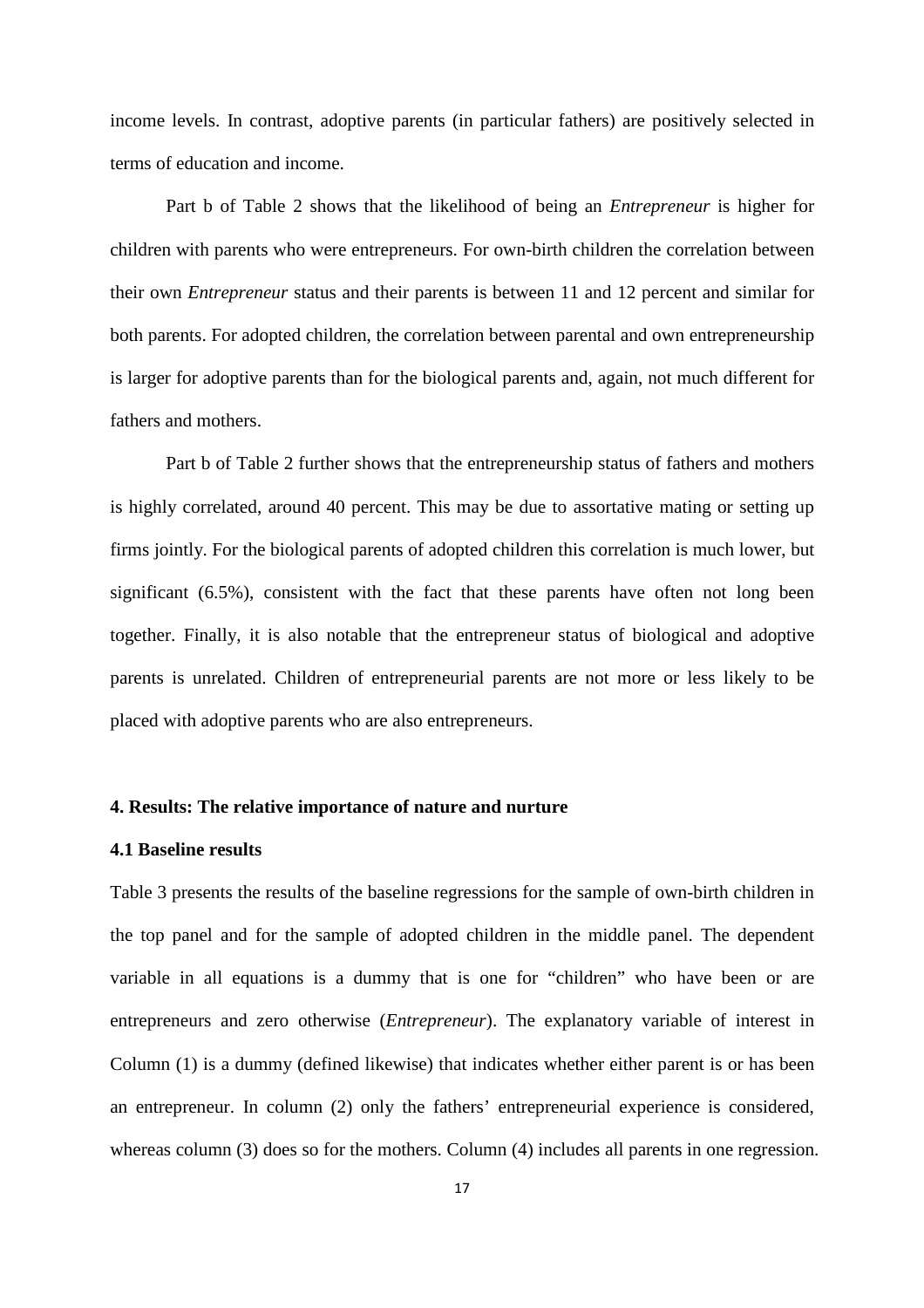income levels. In contrast, adoptive parents (in particular fathers) are positively selected in terms of education and income.

Part b of Table 2 shows that the likelihood of being an *Entrepreneur* is higher for children with parents who were entrepreneurs. For own-birth children the correlation between their own *Entrepreneur* status and their parents is between 11 and 12 percent and similar for both parents. For adopted children, the correlation between parental and own entrepreneurship is larger for adoptive parents than for the biological parents and, again, not much different for fathers and mothers.

Part b of Table 2 further shows that the entrepreneurship status of fathers and mothers is highly correlated, around 40 percent. This may be due to assortative mating or setting up firms jointly. For the biological parents of adopted children this correlation is much lower, but significant (6.5%), consistent with the fact that these parents have often not long been together. Finally, it is also notable that the entrepreneur status of biological and adoptive parents is unrelated. Children of entrepreneurial parents are not more or less likely to be placed with adoptive parents who are also entrepreneurs.

## 4. Results: The relative importance of nature and nurture

### 4.1 Baseline results

Table 3 presents the results of the baseline regressions for the sample of own-birth children in the top panel and for the sample of adopted children in the middle panel. The dependent variable in all equations is a dummy that is one for "children" who have been or are entrepreneurs and zero otherwise (*Entrepreneur*). The explanatory variable of interest in Column (1) is a dummy (defined likewise) that indicates whether either parent is or has been an entrepreneur. In column (2) only the fathers' entrepreneurial experience is considered, whereas column (3) does so for the mothers. Column (4) includes all parents in one regression.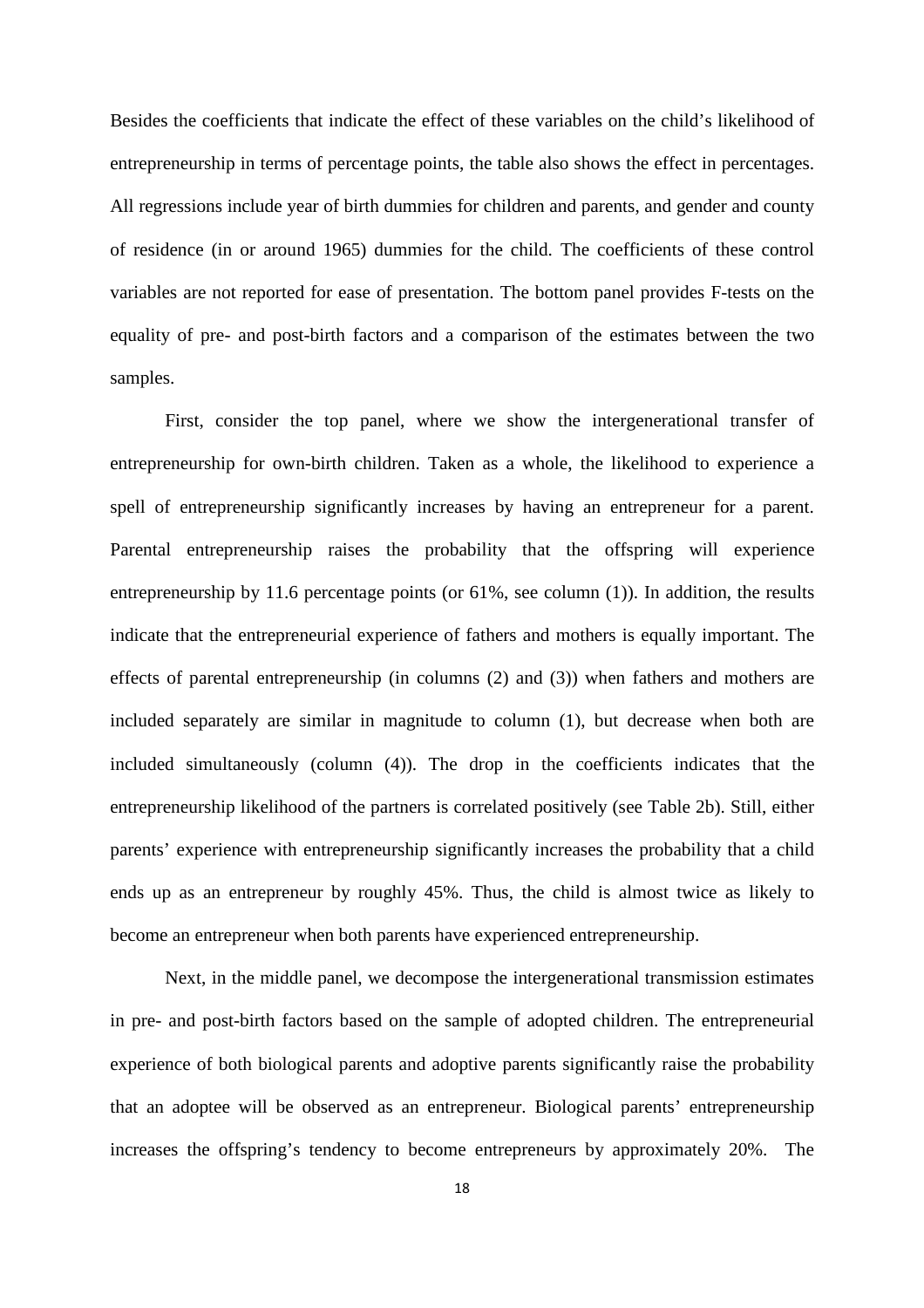Besides the coefficients that indicate the effect of these variables on the child's likelihood of entrepreneurship in terms of percentage points, the table also shows the effect in percentages. All regressions include year of birth dummies for children and parents, and gender and county of residence (in or around 1965) dummies for the child. The coefficients of these control variables are not reported for ease of presentation. The bottom panel provides F-tests on the equality of pre- and post-birth factors and a comparison of the estimates between the two samples.

First, consider the top panel, where we show the intergenerational transfer of entrepreneurship for own-birth children. Taken as a whole, the likelihood to experience a spell of entrepreneurship significantly increases by having an entrepreneur for a parent. Parental entrepreneurship raises the probability that the offspring will experience entrepreneurship by 11.6 percentage points (or 61%, see column (1)). In addition, the results indicate that the entrepreneurial experience of fathers and mothers is equally important. The effects of parental entrepreneurship (in columns (2) and (3)) when fathers and mothers are included separately are similar in magnitude to column (1), but decrease when both are included simultaneously (column (4)). The drop in the coefficients indicates that the entrepreneurship likelihood of the partners is correlated positively (see Table 2b). Still, either parents' experience with entrepreneurship significantly increases the probability that a child ends up as an entrepreneur by roughly 45%. Thus, the child is almost twice as likely to become an entrepreneur when both parents have experienced entrepreneurship.

Next, in the middle panel, we decompose the intergenerational transmission estimates in pre- and post-birth factors based on the sample of adopted children. The entrepreneurial experience of both biological parents and adoptive parents significantly raise the probability that an adoptee will be observed as an entrepreneur. Biological parents' entrepreneurship increases the offspring's tendency to become entrepreneurs by approximately 20%. The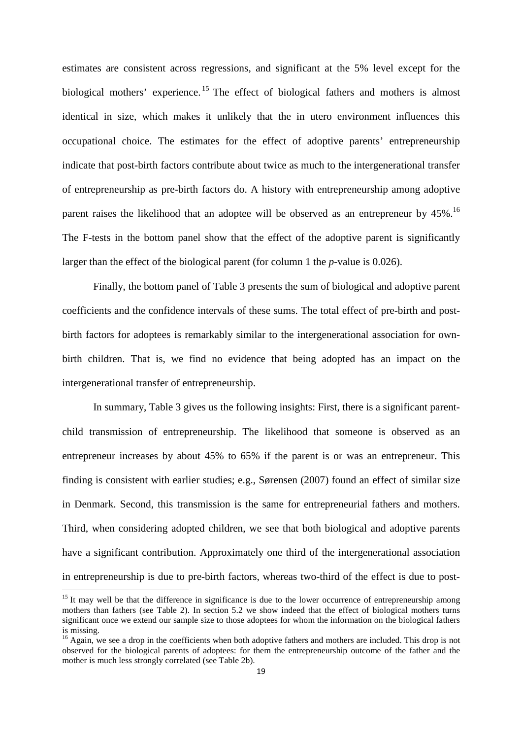estimates are consistent across regressions, and significant at the 5% level except for the biological mothers' experience.[15] The effect of biological fathers and mothers is almost identical in size, which makes it unlikely that the in utero environment influences this occupational choice. The estimates for the effect of adoptive parents' entrepreneurship indicate that post-birth factors contribute about twice as much to the intergenerational transfer of entrepreneurship as pre-birth factors do. A history with entrepreneurship among adoptive parent raises the likelihood that an adoptee will be observed as an entrepreneur by 45%.[16] The F-tests in the bottom panel show that the effect of the adoptive parent is significantly larger than the effect of the biological parent (for column 1 the *p*-value is 0.026).

Finally, the bottom panel of Table 3 presents the sum of biological and adoptive parent coefficients and the confidence intervals of these sums. The total effect of pre-birth and post-birth factors for adoptees is remarkably similar to the intergenerational association for own-birth children. That is, we find no evidence that being adopted has an impact on the intergenerational transfer of entrepreneurship.

In summary, Table 3 gives us the following insights: First, there is a significant parent-child transmission of entrepreneurship. The likelihood that someone is observed as an entrepreneur increases by about 45% to 65% if the parent is or was an entrepreneur. This finding is consistent with earlier studies; e.g., Sørensen (2007) found an effect of similar size in Denmark. Second, this transmission is the same for entrepreneurial fathers and mothers. Third, when considering adopted children, we see that both biological and adoptive parents have a significant contribution. Approximately one third of the intergenerational association in entrepreneurship is due to pre-birth factors, whereas two-third of the effect is due to post-

[15] It may well be that the difference in significance is due to the lower occurrence of entrepreneurship among mothers than fathers (see Table 2). In section 5.2 we show indeed that the effect of biological mothers turns significant once we extend our sample size to those adoptees for whom the information on the biological fathers is missing.

[16] Again, we see a drop in the coefficients when both adoptive fathers and mothers are included. This drop is not observed for the biological parents of adoptees: for them the entrepreneurship outcome of the father and the mother is much less strongly correlated (see Table 2b).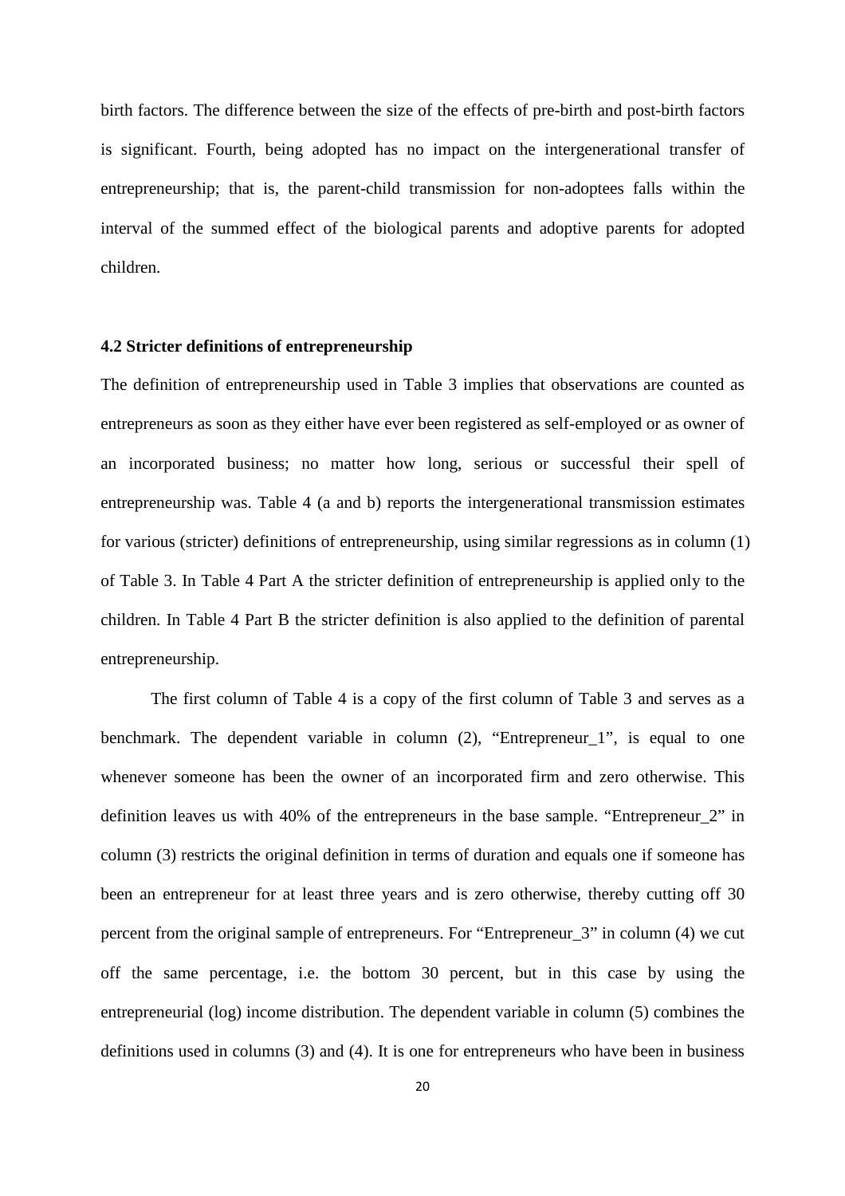birth factors. The difference between the size of the effects of pre-birth and post-birth factors is significant. Fourth, being adopted has no impact on the intergenerational transfer of entrepreneurship; that is, the parent-child transmission for non-adoptees falls within the interval of the summed effect of the biological parents and adoptive parents for adopted children.

### 4.2 Stricter definitions of entrepreneurship

The definition of entrepreneurship used in Table 3 implies that observations are counted as entrepreneurs as soon as they either have ever been registered as self-employed or as owner of an incorporated business; no matter how long, serious or successful their spell of entrepreneurship was. Table 4 (a and b) reports the intergenerational transmission estimates for various (stricter) definitions of entrepreneurship, using similar regressions as in column (1) of Table 3. In Table 4 Part A the stricter definition of entrepreneurship is applied only to the children. In Table 4 Part B the stricter definition is also applied to the definition of parental entrepreneurship.

The first column of Table 4 is a copy of the first column of Table 3 and serves as a benchmark. The dependent variable in column (2), "Entrepreneur_1", is equal to one whenever someone has been the owner of an incorporated firm and zero otherwise. This definition leaves us with 40% of the entrepreneurs in the base sample. "Entrepreneur_2" in column (3) restricts the original definition in terms of duration and equals one if someone has been an entrepreneur for at least three years and is zero otherwise, thereby cutting off 30 percent from the original sample of entrepreneurs. For "Entrepreneur_3" in column (4) we cut off the same percentage, i.e. the bottom 30 percent, but in this case by using the entrepreneurial (log) income distribution. The dependent variable in column (5) combines the definitions used in columns (3) and (4). It is one for entrepreneurs who have been in business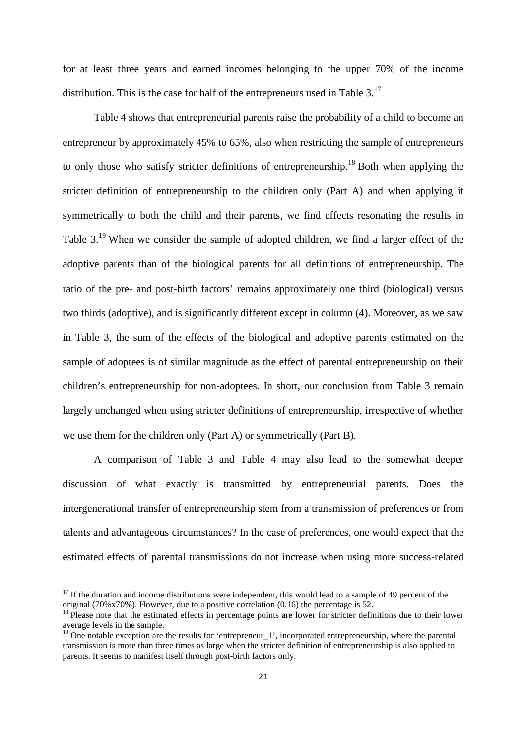for at least three years and earned incomes belonging to the upper 70% of the income distribution. This is the case for half of the entrepreneurs used in Table 3.[17]

Table 4 shows that entrepreneurial parents raise the probability of a child to become an entrepreneur by approximately 45% to 65%, also when restricting the sample of entrepreneurs to only those who satisfy stricter definitions of entrepreneurship.[18] Both when applying the stricter definition of entrepreneurship to the children only (Part A) and when applying it symmetrically to both the child and their parents, we find effects resonating the results in Table 3.[19] When we consider the sample of adopted children, we find a larger effect of the adoptive parents than of the biological parents for all definitions of entrepreneurship. The ratio of the pre- and post-birth factors' remains approximately one third (biological) versus two thirds (adoptive), and is significantly different except in column (4). Moreover, as we saw in Table 3, the sum of the effects of the biological and adoptive parents estimated on the sample of adoptees is of similar magnitude as the effect of parental entrepreneurship on their children's entrepreneurship for non-adoptees. In short, our conclusion from Table 3 remain largely unchanged when using stricter definitions of entrepreneurship, irrespective of whether we use them for the children only (Part A) or symmetrically (Part B).

A comparison of Table 3 and Table 4 may also lead to the somewhat deeper discussion of what exactly is transmitted by entrepreneurial parents. Does the intergenerational transfer of entrepreneurship stem from a transmission of preferences or from talents and advantageous circumstances? In the case of preferences, one would expect that the estimated effects of parental transmissions do not increase when using more success-related

---

[17] If the duration and income distributions were independent, this would lead to a sample of 49 percent of the original (70%x70%). However, due to a positive correlation (0.16) the percentage is 52.

[18] Please note that the estimated effects in percentage points are lower for stricter definitions due to their lower average levels in the sample.

[19] One notable exception are the results for 'entrepreneur_1', incorporated entrepreneurship, where the parental transmission is more than three times as large when the stricter definition of entrepreneurship is also applied to parents. It seems to manifest itself through post-birth factors only.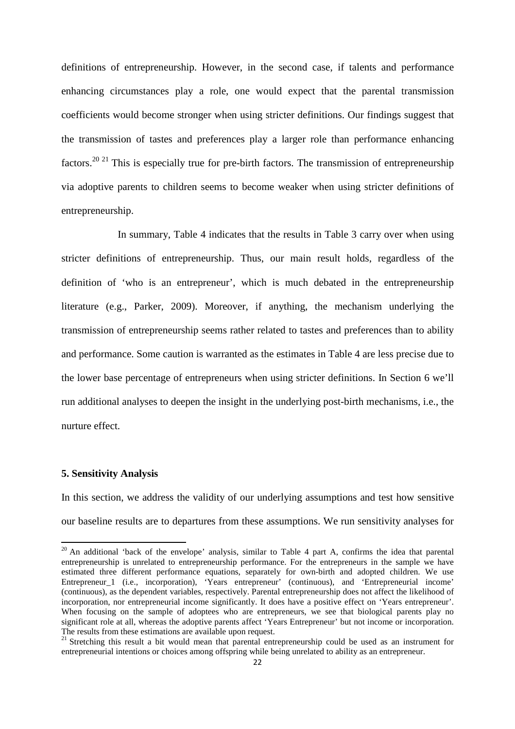definitions of entrepreneurship. However, in the second case, if talents and performance enhancing circumstances play a role, one would expect that the parental transmission coefficients would become stronger when using stricter definitions. Our findings suggest that the transmission of tastes and preferences play a larger role than performance enhancing factors.[20] [21] This is especially true for pre-birth factors. The transmission of entrepreneurship via adoptive parents to children seems to become weaker when using stricter definitions of entrepreneurship.

In summary, Table 4 indicates that the results in Table 3 carry over when using stricter definitions of entrepreneurship. Thus, our main result holds, regardless of the definition of 'who is an entrepreneur', which is much debated in the entrepreneurship literature (e.g., Parker, 2009). Moreover, if anything, the mechanism underlying the transmission of entrepreneurship seems rather related to tastes and preferences than to ability and performance. Some caution is warranted as the estimates in Table 4 are less precise due to the lower base percentage of entrepreneurs when using stricter definitions. In Section 6 we'll run additional analyses to deepen the insight in the underlying post-birth mechanisms, i.e., the nurture effect.

### 5. Sensitivity Analysis

In this section, we address the validity of our underlying assumptions and test how sensitive our baseline results are to departures from these assumptions. We run sensitivity analyses for

---

[20] An additional 'back of the envelope' analysis, similar to Table 4 part A, confirms the idea that parental entrepreneurship is unrelated to entrepreneurship performance. For the entrepreneurs in the sample we have estimated three different performance equations, separately for own-birth and adopted children. We use Entrepreneur_1 (i.e., incorporation), 'Years entrepreneur' (continuous), and 'Entrepreneurial income' (continuous), as the dependent variables, respectively. Parental entrepreneurship does not affect the likelihood of incorporation, nor entrepreneurial income significantly. It does have a positive effect on 'Years entrepreneur'. When focusing on the sample of adoptees who are entrepreneurs, we see that biological parents play no significant role at all, whereas the adoptive parents affect 'Years Entrepreneur' but not income or incorporation. The results from these estimations are available upon request.

[21] Stretching this result a bit would mean that parental entrepreneurship could be used as an instrument for entrepreneurial intentions or choices among offspring while being unrelated to ability as an entrepreneur.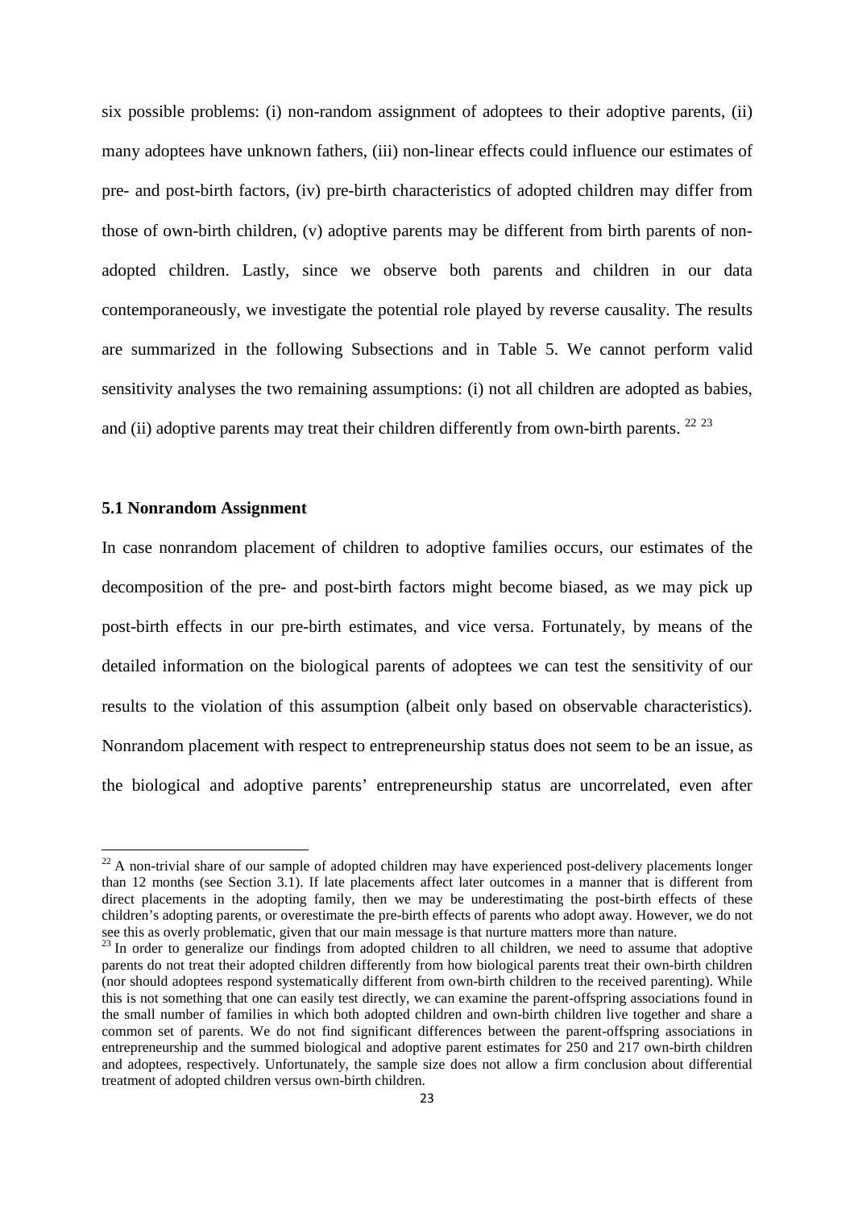six possible problems: (i) non-random assignment of adoptees to their adoptive parents, (ii) many adoptees have unknown fathers, (iii) non-linear effects could influence our estimates of pre- and post-birth factors, (iv) pre-birth characteristics of adopted children may differ from those of own-birth children, (v) adoptive parents may be different from birth parents of non-adopted children. Lastly, since we observe both parents and children in our data contemporaneously, we investigate the potential role played by reverse causality. The results are summarized in the following Subsections and in Table 5. We cannot perform valid sensitivity analyses the two remaining assumptions: (i) not all children are adopted as babies, and (ii) adoptive parents may treat their children differently from own-birth parents. [22] [23]

### 5.1 Nonrandom Assignment

In case nonrandom placement of children to adoptive families occurs, our estimates of the decomposition of the pre- and post-birth factors might become biased, as we may pick up post-birth effects in our pre-birth estimates, and vice versa. Fortunately, by means of the detailed information on the biological parents of adoptees we can test the sensitivity of our results to the violation of this assumption (albeit only based on observable characteristics). Nonrandom placement with respect to entrepreneurship status does not seem to be an issue, as the biological and adoptive parents' entrepreneurship status are uncorrelated, even after

[22] A non-trivial share of our sample of adopted children may have experienced post-delivery placements longer than 12 months (see Section 3.1). If late placements affect later outcomes in a manner that is different from direct placements in the adopting family, then we may be underestimating the post-birth effects of these children's adopting parents, or overestimate the pre-birth effects of parents who adopt away. However, we do not see this as overly problematic, given that our main message is that nurture matters more than nature.

[23] In order to generalize our findings from adopted children to all children, we need to assume that adoptive parents do not treat their adopted children differently from how biological parents treat their own-birth children (nor should adoptees respond systematically different from own-birth children to the received parenting). While this is not something that one can easily test directly, we can examine the parent-offspring associations found in the small number of families in which both adopted children and own-birth children live together and share a common set of parents. We do not find significant differences between the parent-offspring associations in entrepreneurship and the summed biological and adoptive parent estimates for 250 and 217 own-birth children and adoptees, respectively. Unfortunately, the sample size does not allow a firm conclusion about differential treatment of adopted children versus own-birth children.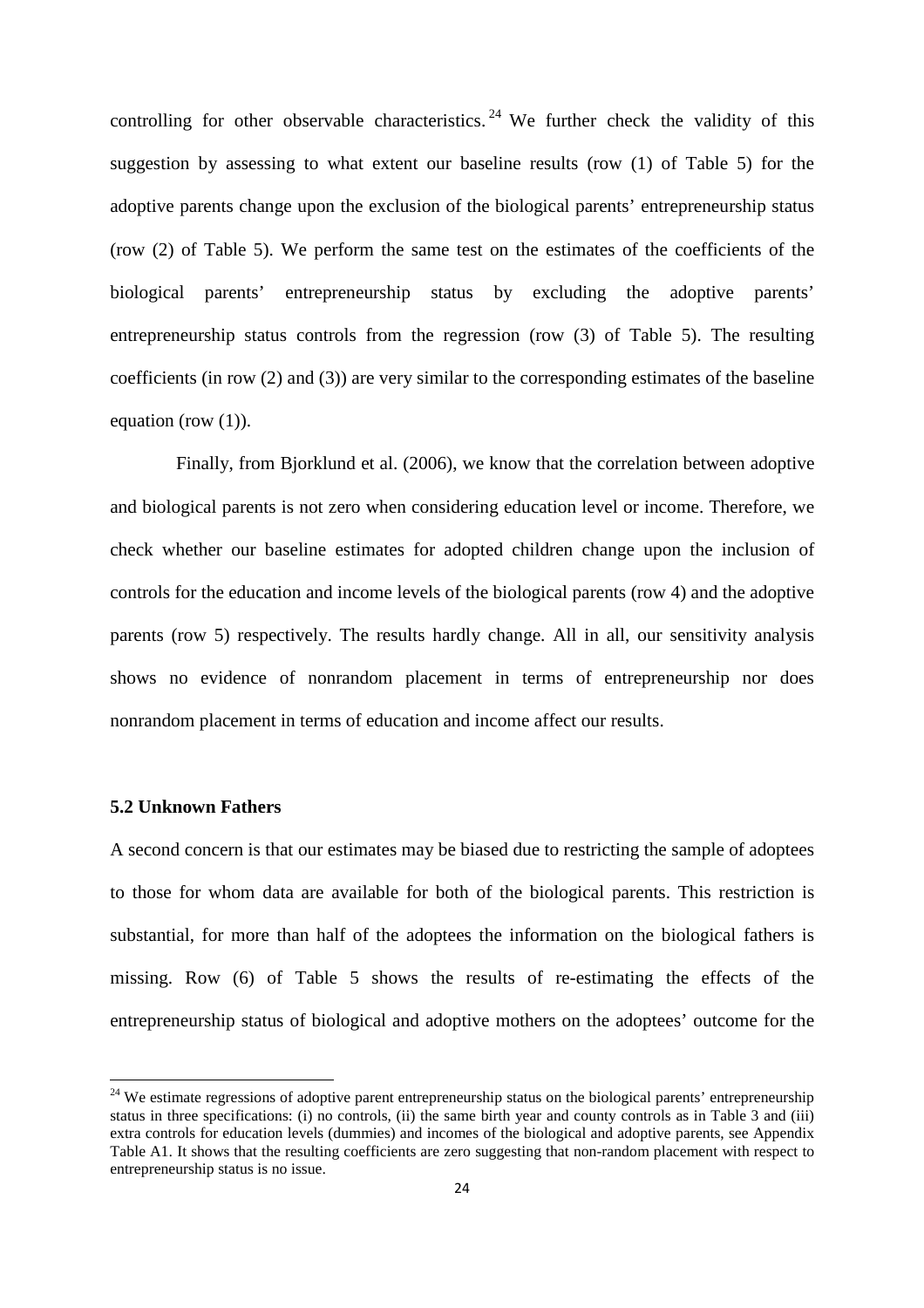controlling for other observable characteristics.[24] We further check the validity of this suggestion by assessing to what extent our baseline results (row (1) of Table 5) for the adoptive parents change upon the exclusion of the biological parents' entrepreneurship status (row (2) of Table 5). We perform the same test on the estimates of the coefficients of the biological parents' entrepreneurship status by excluding the adoptive parents' entrepreneurship status controls from the regression (row (3) of Table 5). The resulting coefficients (in row (2) and (3)) are very similar to the corresponding estimates of the baseline equation (row (1)).

Finally, from Bjorklund et al. (2006), we know that the correlation between adoptive and biological parents is not zero when considering education level or income. Therefore, we check whether our baseline estimates for adopted children change upon the inclusion of controls for the education and income levels of the biological parents (row 4) and the adoptive parents (row 5) respectively. The results hardly change. All in all, our sensitivity analysis shows no evidence of nonrandom placement in terms of entrepreneurship nor does nonrandom placement in terms of education and income affect our results.

### 5.2 Unknown Fathers

A second concern is that our estimates may be biased due to restricting the sample of adoptees to those for whom data are available for both of the biological parents. This restriction is substantial, for more than half of the adoptees the information on the biological fathers is missing. Row (6) of Table 5 shows the results of re-estimating the effects of the entrepreneurship status of biological and adoptive mothers on the adoptees' outcome for the

[24] We estimate regressions of adoptive parent entrepreneurship status on the biological parents' entrepreneurship status in three specifications: (i) no controls, (ii) the same birth year and county controls as in Table 3 and (iii) extra controls for education levels (dummies) and incomes of the biological and adoptive parents, see Appendix Table A1. It shows that the resulting coefficients are zero suggesting that non-random placement with respect to entrepreneurship status is no issue.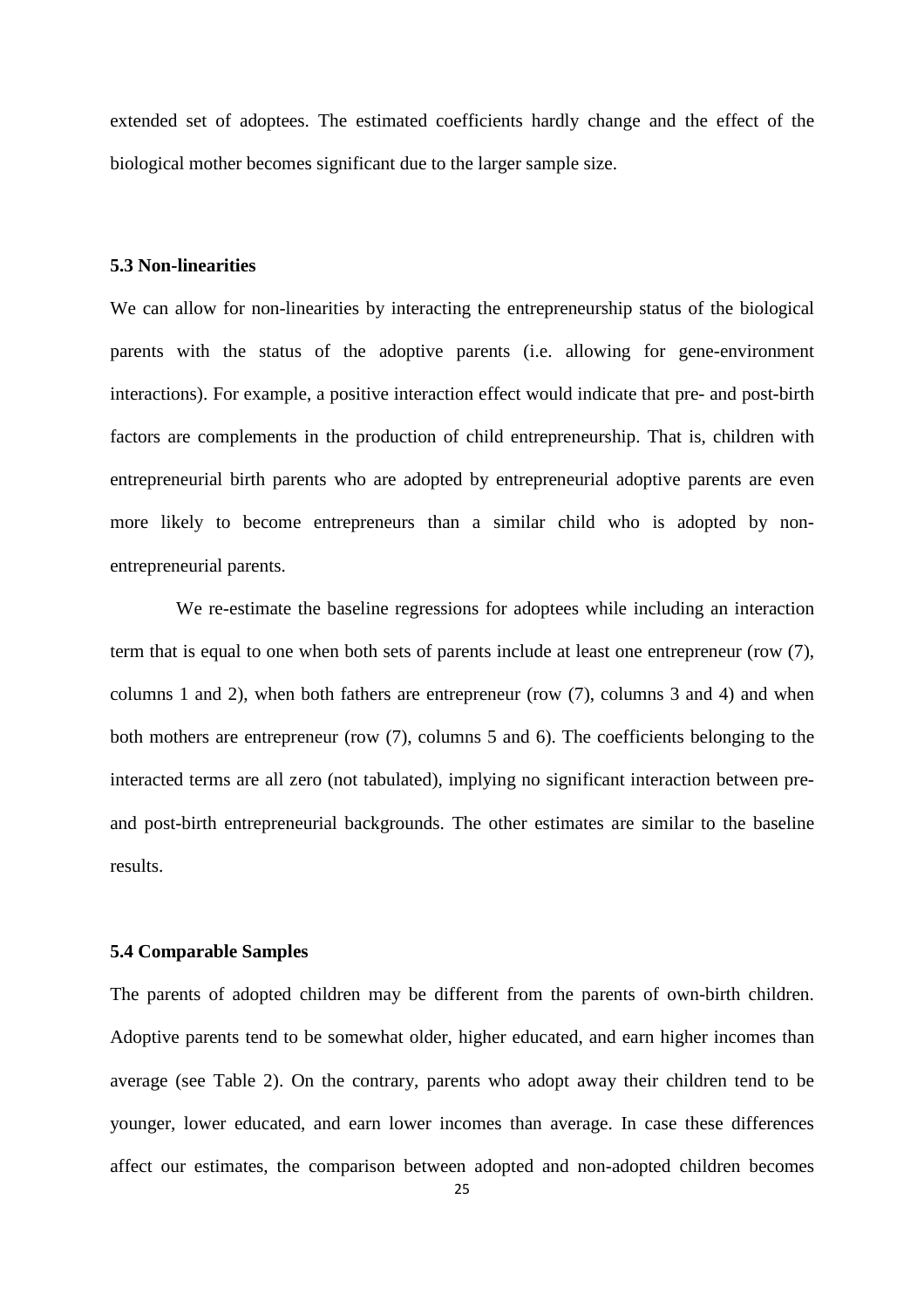extended set of adoptees. The estimated coefficients hardly change and the effect of the biological mother becomes significant due to the larger sample size.

### 5.3 Non-linearities

We can allow for non-linearities by interacting the entrepreneurship status of the biological parents with the status of the adoptive parents (i.e. allowing for gene-environment interactions). For example, a positive interaction effect would indicate that pre- and post-birth factors are complements in the production of child entrepreneurship. That is, children with entrepreneurial birth parents who are adopted by entrepreneurial adoptive parents are even more likely to become entrepreneurs than a similar child who is adopted by non-entrepreneurial parents.

We re-estimate the baseline regressions for adoptees while including an interaction term that is equal to one when both sets of parents include at least one entrepreneur (row (7), columns 1 and 2), when both fathers are entrepreneur (row (7), columns 3 and 4) and when both mothers are entrepreneur (row (7), columns 5 and 6). The coefficients belonging to the interacted terms are all zero (not tabulated), implying no significant interaction between pre- and post-birth entrepreneurial backgrounds. The other estimates are similar to the baseline results.

### 5.4 Comparable Samples

The parents of adopted children may be different from the parents of own-birth children. Adoptive parents tend to be somewhat older, higher educated, and earn higher incomes than average (see Table 2). On the contrary, parents who adopt away their children tend to be younger, lower educated, and earn lower incomes than average. In case these differences affect our estimates, the comparison between adopted and non-adopted children becomes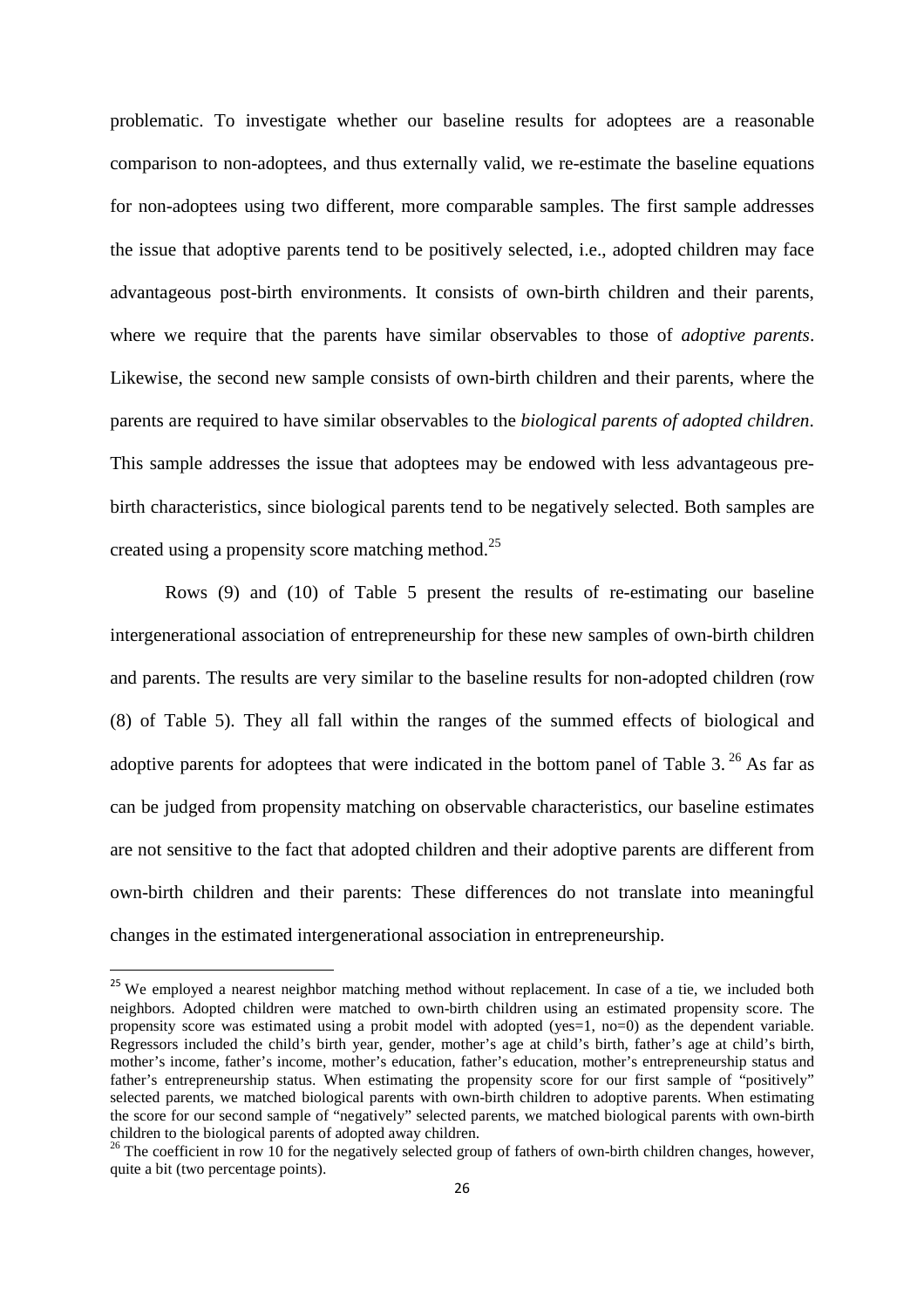problematic. To investigate whether our baseline results for adoptees are a reasonable comparison to non-adoptees, and thus externally valid, we re-estimate the baseline equations for non-adoptees using two different, more comparable samples. The first sample addresses the issue that adoptive parents tend to be positively selected, i.e., adopted children may face advantageous post-birth environments. It consists of own-birth children and their parents, where we require that the parents have similar observables to those of *adoptive parents*. Likewise, the second new sample consists of own-birth children and their parents, where the parents are required to have similar observables to the *biological parents of adopted children*. This sample addresses the issue that adoptees may be endowed with less advantageous pre-birth characteristics, since biological parents tend to be negatively selected. Both samples are created using a propensity score matching method.[25]

Rows (9) and (10) of Table 5 present the results of re-estimating our baseline intergenerational association of entrepreneurship for these new samples of own-birth children and parents. The results are very similar to the baseline results for non-adopted children (row (8) of Table 5). They all fall within the ranges of the summed effects of biological and adoptive parents for adoptees that were indicated in the bottom panel of Table 3.[26] As far as can be judged from propensity matching on observable characteristics, our baseline estimates are not sensitive to the fact that adopted children and their adoptive parents are different from own-birth children and their parents: These differences do not translate into meaningful changes in the estimated intergenerational association in entrepreneurship.

---

[25] We employed a nearest neighbor matching method without replacement. In case of a tie, we included both neighbors. Adopted children were matched to own-birth children using an estimated propensity score. The propensity score was estimated using a probit model with adopted (yes=1, no=0) as the dependent variable. Regressors included the child's birth year, gender, mother's age at child's birth, father's age at child's birth, mother's income, father's income, mother's education, father's education, mother's entrepreneurship status and father's entrepreneurship status. When estimating the propensity score for our first sample of "positively" selected parents, we matched biological parents with own-birth children to adoptive parents. When estimating the score for our second sample of "negatively" selected parents, we matched biological parents with own-birth children to the biological parents of adopted away children.

[26] The coefficient in row 10 for the negatively selected group of fathers of own-birth children changes, however, quite a bit (two percentage points).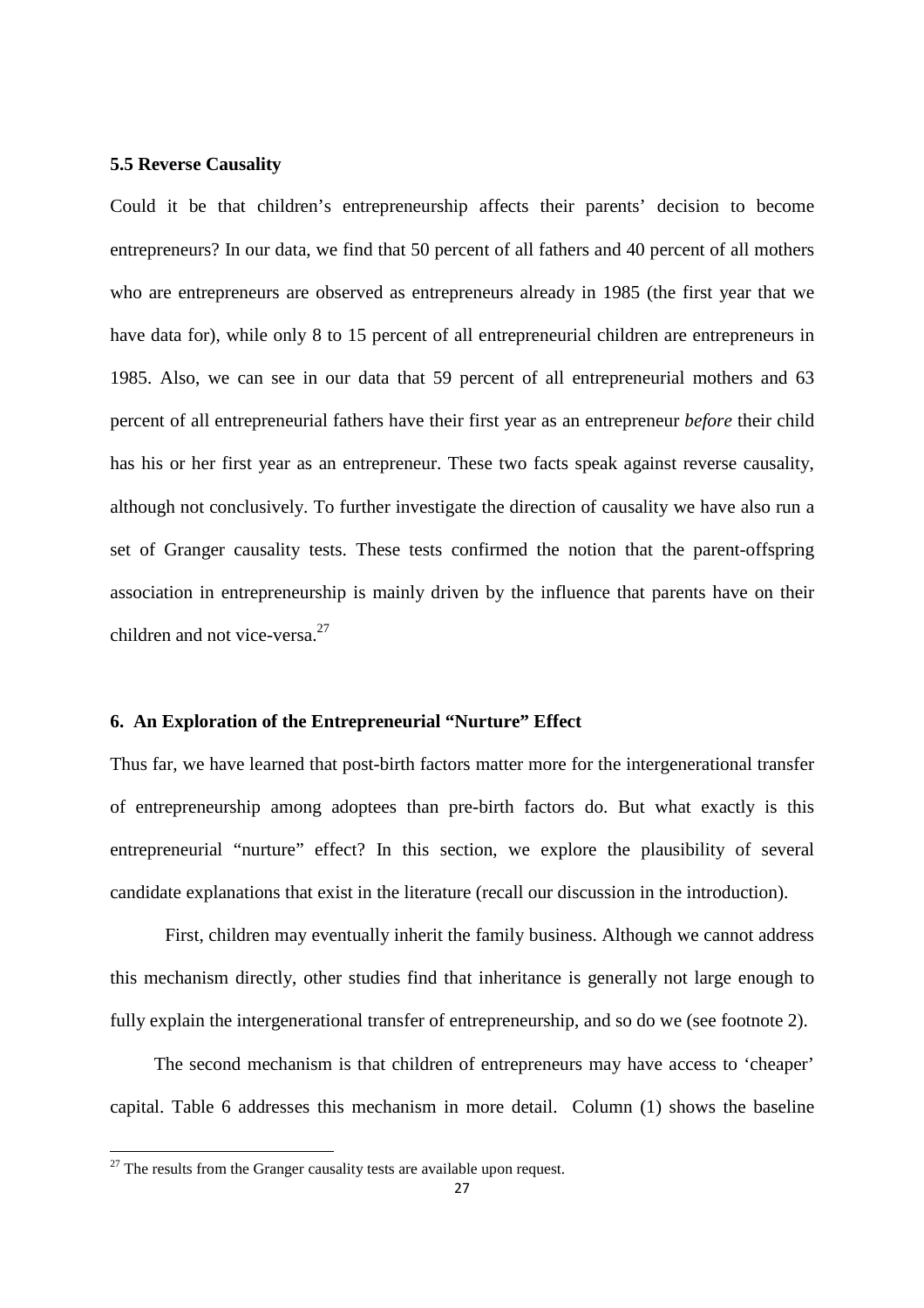### 5.5 Reverse Causality

Could it be that children's entrepreneurship affects their parents' decision to become entrepreneurs? In our data, we find that 50 percent of all fathers and 40 percent of all mothers who are entrepreneurs are observed as entrepreneurs already in 1985 (the first year that we have data for), while only 8 to 15 percent of all entrepreneurial children are entrepreneurs in 1985. Also, we can see in our data that 59 percent of all entrepreneurial mothers and 63 percent of all entrepreneurial fathers have their first year as an entrepreneur *before* their child has his or her first year as an entrepreneur. These two facts speak against reverse causality, although not conclusively. To further investigate the direction of causality we have also run a set of Granger causality tests. These tests confirmed the notion that the parent-offspring association in entrepreneurship is mainly driven by the influence that parents have on their children and not vice-versa.[27]

## 6. An Exploration of the Entrepreneurial "Nurture" Effect

Thus far, we have learned that post-birth factors matter more for the intergenerational transfer of entrepreneurship among adoptees than pre-birth factors do. But what exactly is this entrepreneurial "nurture" effect? In this section, we explore the plausibility of several candidate explanations that exist in the literature (recall our discussion in the introduction).

First, children may eventually inherit the family business. Although we cannot address this mechanism directly, other studies find that inheritance is generally not large enough to fully explain the intergenerational transfer of entrepreneurship, and so do we (see footnote 2).

The second mechanism is that children of entrepreneurs may have access to 'cheaper' capital. Table 6 addresses this mechanism in more detail. Column (1) shows the baseline

[27] The results from the Granger causality tests are available upon request.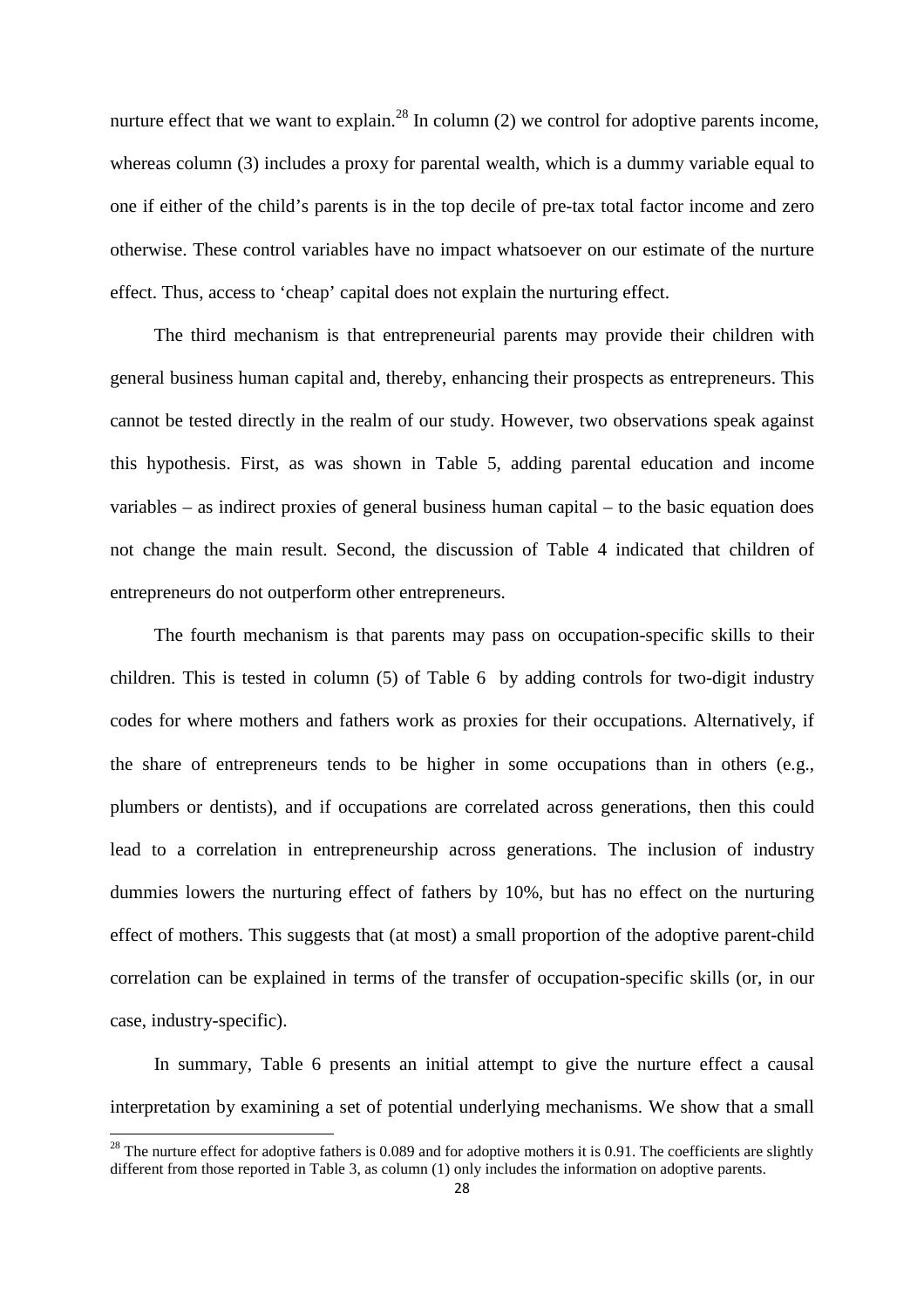nurture effect that we want to explain.[28] In column (2) we control for adoptive parents income, whereas column (3) includes a proxy for parental wealth, which is a dummy variable equal to one if either of the child's parents is in the top decile of pre-tax total factor income and zero otherwise. These control variables have no impact whatsoever on our estimate of the nurture effect. Thus, access to 'cheap' capital does not explain the nurturing effect.

The third mechanism is that entrepreneurial parents may provide their children with general business human capital and, thereby, enhancing their prospects as entrepreneurs. This cannot be tested directly in the realm of our study. However, two observations speak against this hypothesis. First, as was shown in Table 5, adding parental education and income variables – as indirect proxies of general business human capital – to the basic equation does not change the main result. Second, the discussion of Table 4 indicated that children of entrepreneurs do not outperform other entrepreneurs.

The fourth mechanism is that parents may pass on occupation-specific skills to their children. This is tested in column (5) of Table 6 by adding controls for two-digit industry codes for where mothers and fathers work as proxies for their occupations. Alternatively, if the share of entrepreneurs tends to be higher in some occupations than in others (e.g., plumbers or dentists), and if occupations are correlated across generations, then this could lead to a correlation in entrepreneurship across generations. The inclusion of industry dummies lowers the nurturing effect of fathers by 10%, but has no effect on the nurturing effect of mothers. This suggests that (at most) a small proportion of the adoptive parent-child correlation can be explained in terms of the transfer of occupation-specific skills (or, in our case, industry-specific).

In summary, Table 6 presents an initial attempt to give the nurture effect a causal interpretation by examining a set of potential underlying mechanisms. We show that a small

[28] The nurture effect for adoptive fathers is 0.089 and for adoptive mothers it is 0.91. The coefficients are slightly different from those reported in Table 3, as column (1) only includes the information on adoptive parents.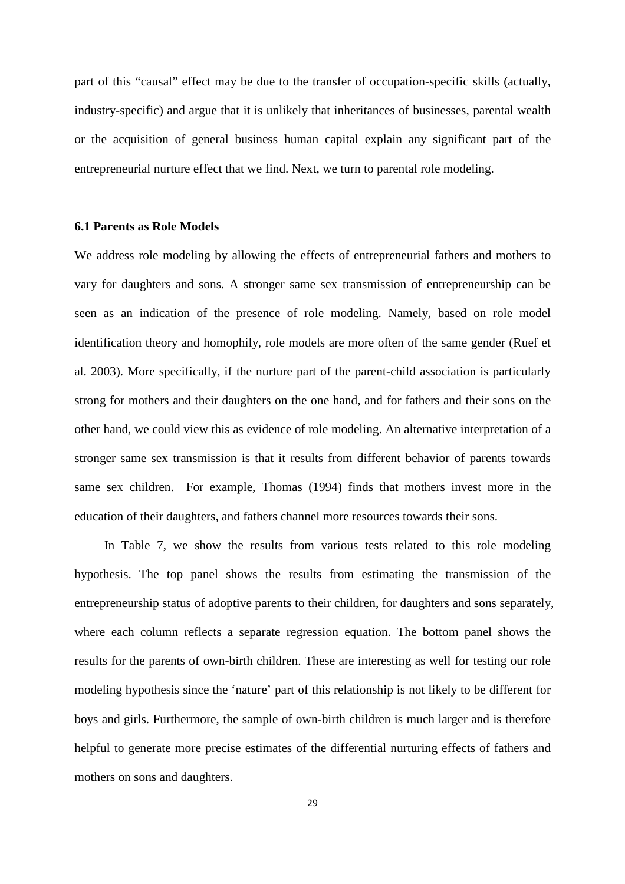part of this "causal" effect may be due to the transfer of occupation-specific skills (actually, industry-specific) and argue that it is unlikely that inheritances of businesses, parental wealth or the acquisition of general business human capital explain any significant part of the entrepreneurial nurture effect that we find. Next, we turn to parental role modeling.

### 6.1 Parents as Role Models

We address role modeling by allowing the effects of entrepreneurial fathers and mothers to vary for daughters and sons. A stronger same sex transmission of entrepreneurship can be seen as an indication of the presence of role modeling. Namely, based on role model identification theory and homophily, role models are more often of the same gender (Ruef et al. 2003). More specifically, if the nurture part of the parent-child association is particularly strong for mothers and their daughters on the one hand, and for fathers and their sons on the other hand, we could view this as evidence of role modeling. An alternative interpretation of a stronger same sex transmission is that it results from different behavior of parents towards same sex children. For example, Thomas (1994) finds that mothers invest more in the education of their daughters, and fathers channel more resources towards their sons.

In Table 7, we show the results from various tests related to this role modeling hypothesis. The top panel shows the results from estimating the transmission of the entrepreneurship status of adoptive parents to their children, for daughters and sons separately, where each column reflects a separate regression equation. The bottom panel shows the results for the parents of own-birth children. These are interesting as well for testing our role modeling hypothesis since the 'nature' part of this relationship is not likely to be different for boys and girls. Furthermore, the sample of own-birth children is much larger and is therefore helpful to generate more precise estimates of the differential nurturing effects of fathers and mothers on sons and daughters.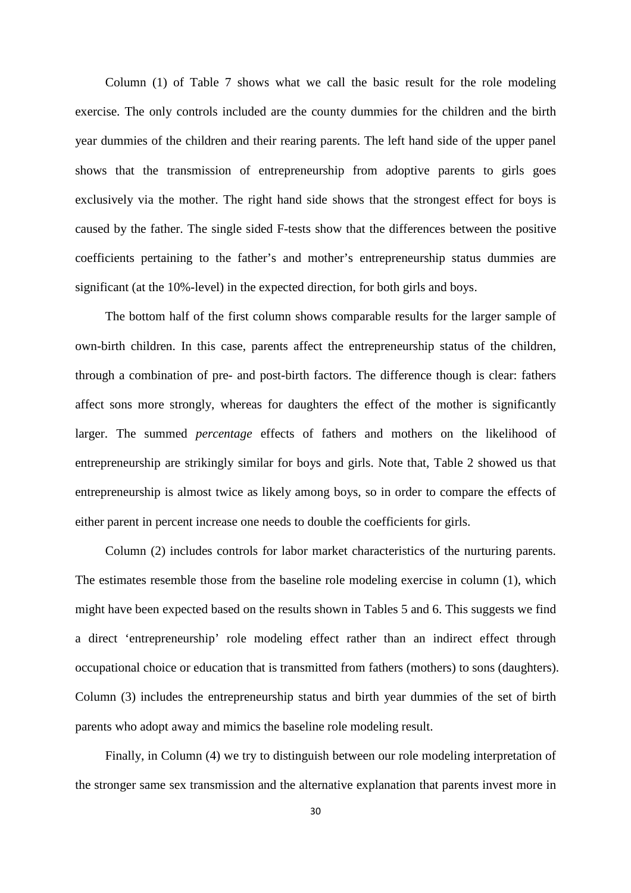Column (1) of Table 7 shows what we call the basic result for the role modeling exercise. The only controls included are the county dummies for the children and the birth year dummies of the children and their rearing parents. The left hand side of the upper panel shows that the transmission of entrepreneurship from adoptive parents to girls goes exclusively via the mother. The right hand side shows that the strongest effect for boys is caused by the father. The single sided F-tests show that the differences between the positive coefficients pertaining to the father's and mother's entrepreneurship status dummies are significant (at the 10%-level) in the expected direction, for both girls and boys.

The bottom half of the first column shows comparable results for the larger sample of own-birth children. In this case, parents affect the entrepreneurship status of the children, through a combination of pre- and post-birth factors. The difference though is clear: fathers affect sons more strongly, whereas for daughters the effect of the mother is significantly larger. The summed *percentage* effects of fathers and mothers on the likelihood of entrepreneurship are strikingly similar for boys and girls. Note that, Table 2 showed us that entrepreneurship is almost twice as likely among boys, so in order to compare the effects of either parent in percent increase one needs to double the coefficients for girls.

Column (2) includes controls for labor market characteristics of the nurturing parents. The estimates resemble those from the baseline role modeling exercise in column (1), which might have been expected based on the results shown in Tables 5 and 6. This suggests we find a direct 'entrepreneurship' role modeling effect rather than an indirect effect through occupational choice or education that is transmitted from fathers (mothers) to sons (daughters). Column (3) includes the entrepreneurship status and birth year dummies of the set of birth parents who adopt away and mimics the baseline role modeling result.

Finally, in Column (4) we try to distinguish between our role modeling interpretation of the stronger same sex transmission and the alternative explanation that parents invest more in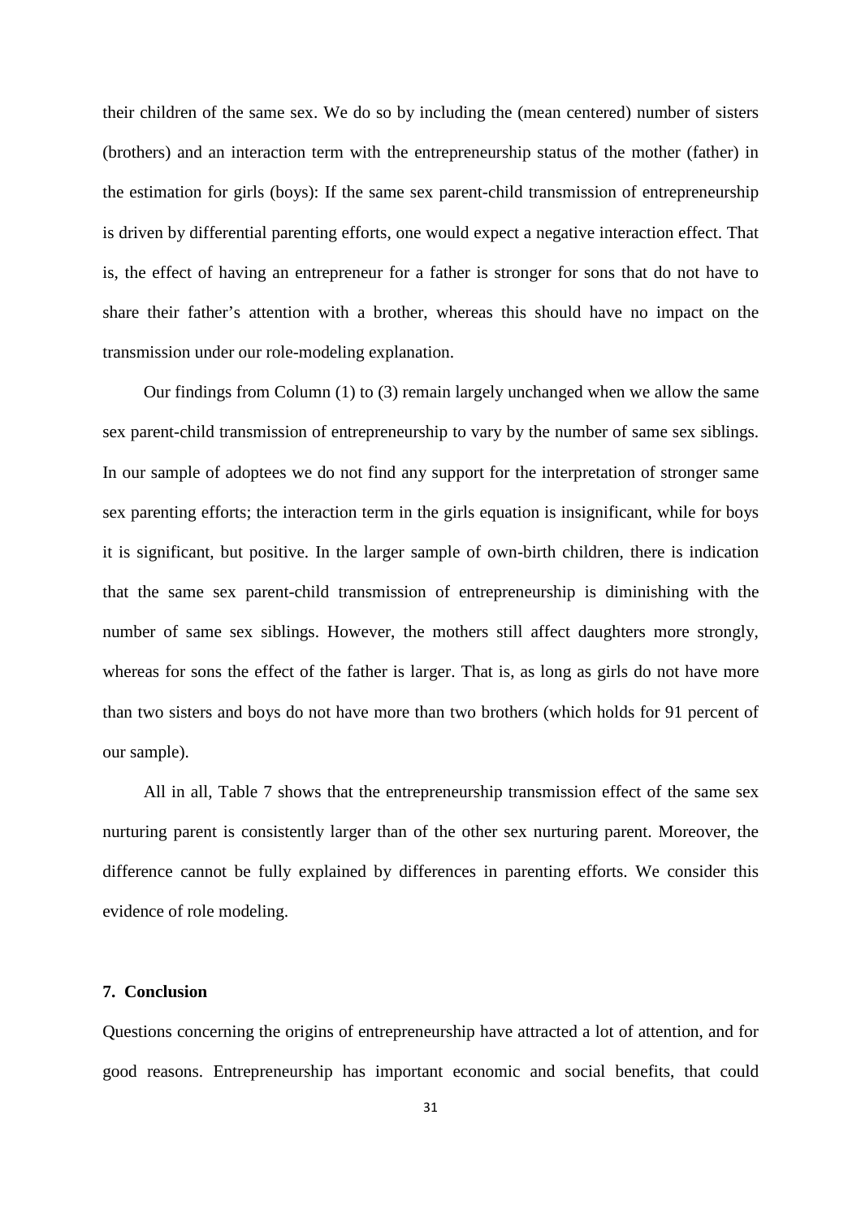their children of the same sex. We do so by including the (mean centered) number of sisters (brothers) and an interaction term with the entrepreneurship status of the mother (father) in the estimation for girls (boys): If the same sex parent-child transmission of entrepreneurship is driven by differential parenting efforts, one would expect a negative interaction effect. That is, the effect of having an entrepreneur for a father is stronger for sons that do not have to share their father's attention with a brother, whereas this should have no impact on the transmission under our role-modeling explanation.

Our findings from Column (1) to (3) remain largely unchanged when we allow the same sex parent-child transmission of entrepreneurship to vary by the number of same sex siblings. In our sample of adoptees we do not find any support for the interpretation of stronger same sex parenting efforts; the interaction term in the girls equation is insignificant, while for boys it is significant, but positive. In the larger sample of own-birth children, there is indication that the same sex parent-child transmission of entrepreneurship is diminishing with the number of same sex siblings. However, the mothers still affect daughters more strongly, whereas for sons the effect of the father is larger. That is, as long as girls do not have more than two sisters and boys do not have more than two brothers (which holds for 91 percent of our sample).

All in all, Table 7 shows that the entrepreneurship transmission effect of the same sex nurturing parent is consistently larger than of the other sex nurturing parent. Moreover, the difference cannot be fully explained by differences in parenting efforts. We consider this evidence of role modeling.

## 7. Conclusion

Questions concerning the origins of entrepreneurship have attracted a lot of attention, and for good reasons. Entrepreneurship has important economic and social benefits, that could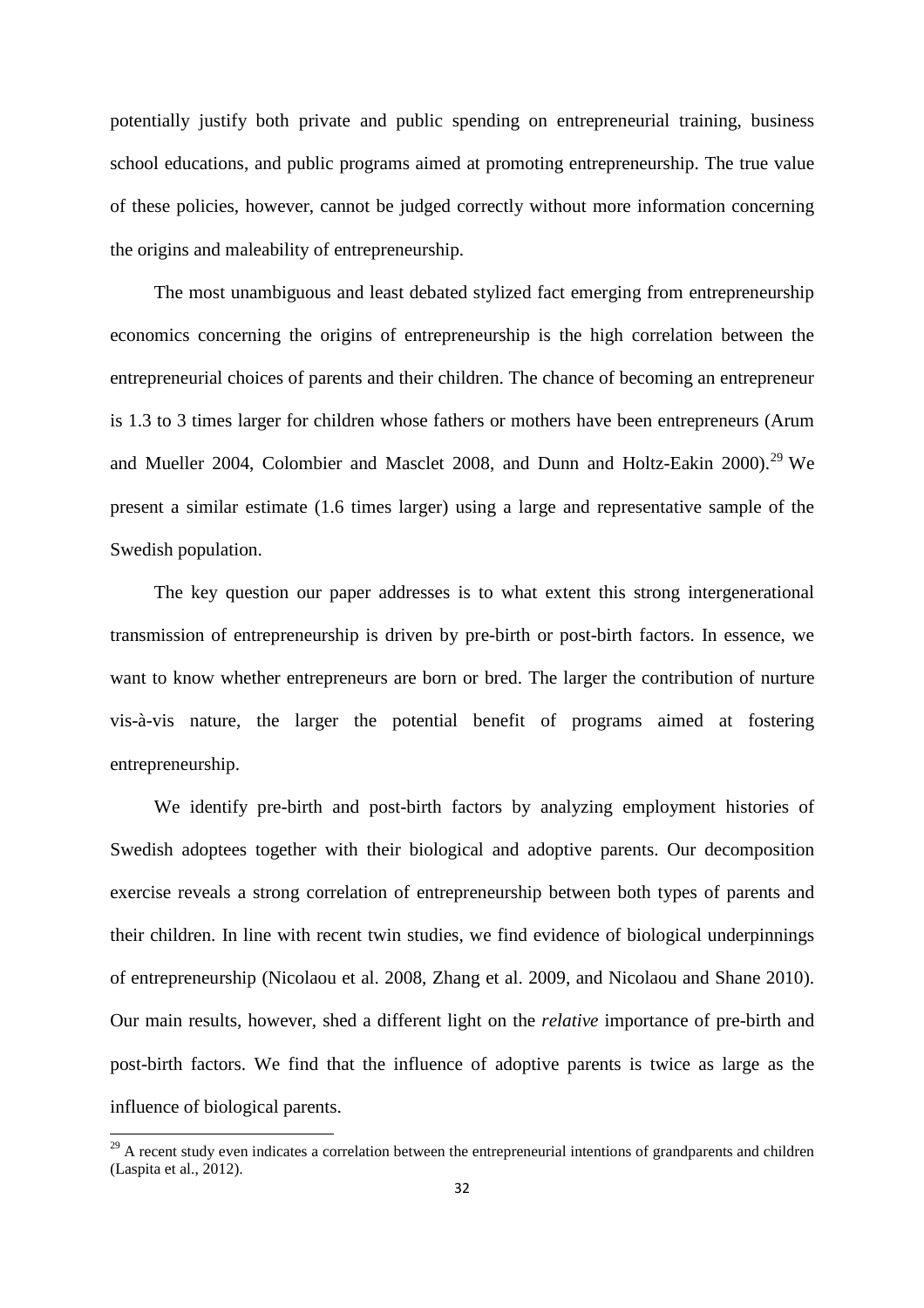potentially justify both private and public spending on entrepreneurial training, business school educations, and public programs aimed at promoting entrepreneurship. The true value of these policies, however, cannot be judged correctly without more information concerning the origins and maleability of entrepreneurship.

The most unambiguous and least debated stylized fact emerging from entrepreneurship economics concerning the origins of entrepreneurship is the high correlation between the entrepreneurial choices of parents and their children. The chance of becoming an entrepreneur is 1.3 to 3 times larger for children whose fathers or mothers have been entrepreneurs (Arum and Mueller 2004, Colombier and Masclet 2008, and Dunn and Holtz-Eakin 2000).[29] We present a similar estimate (1.6 times larger) using a large and representative sample of the Swedish population.

The key question our paper addresses is to what extent this strong intergenerational transmission of entrepreneurship is driven by pre-birth or post-birth factors. In essence, we want to know whether entrepreneurs are born or bred. The larger the contribution of nurture vis-à-vis nature, the larger the potential benefit of programs aimed at fostering entrepreneurship.

We identify pre-birth and post-birth factors by analyzing employment histories of Swedish adoptees together with their biological and adoptive parents. Our decomposition exercise reveals a strong correlation of entrepreneurship between both types of parents and their children. In line with recent twin studies, we find evidence of biological underpinnings of entrepreneurship (Nicolaou et al. 2008, Zhang et al. 2009, and Nicolaou and Shane 2010). Our main results, however, shed a different light on the *relative* importance of pre-birth and post-birth factors. We find that the influence of adoptive parents is twice as large as the influence of biological parents.

[29] A recent study even indicates a correlation between the entrepreneurial intentions of grandparents and children (Laspita et al., 2012).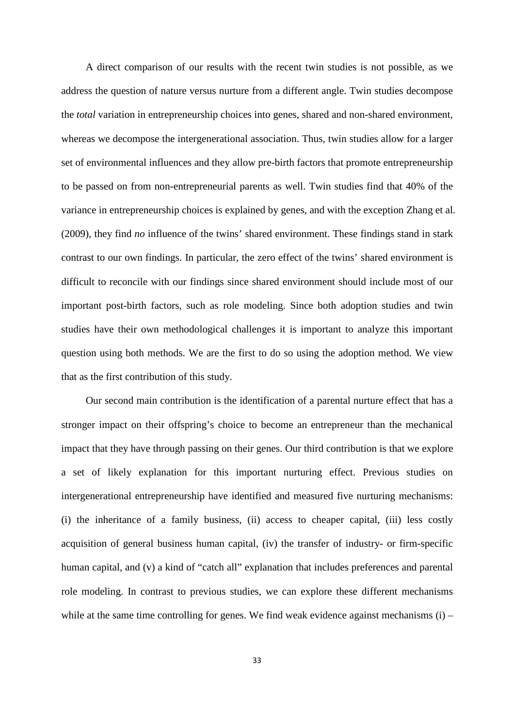A direct comparison of our results with the recent twin studies is not possible, as we address the question of nature versus nurture from a different angle. Twin studies decompose the *total* variation in entrepreneurship choices into genes, shared and non-shared environment, whereas we decompose the intergenerational association. Thus, twin studies allow for a larger set of environmental influences and they allow pre-birth factors that promote entrepreneurship to be passed on from non-entrepreneurial parents as well. Twin studies find that 40% of the variance in entrepreneurship choices is explained by genes, and with the exception Zhang et al. (2009), they find *no* influence of the twins' shared environment. These findings stand in stark contrast to our own findings. In particular, the zero effect of the twins' shared environment is difficult to reconcile with our findings since shared environment should include most of our important post-birth factors, such as role modeling. Since both adoption studies and twin studies have their own methodological challenges it is important to analyze this important question using both methods. We are the first to do so using the adoption method. We view that as the first contribution of this study.

Our second main contribution is the identification of a parental nurture effect that has a stronger impact on their offspring's choice to become an entrepreneur than the mechanical impact that they have through passing on their genes. Our third contribution is that we explore a set of likely explanation for this important nurturing effect. Previous studies on intergenerational entrepreneurship have identified and measured five nurturing mechanisms: (i) the inheritance of a family business, (ii) access to cheaper capital, (iii) less costly acquisition of general business human capital, (iv) the transfer of industry- or firm-specific human capital, and (v) a kind of "catch all" explanation that includes preferences and parental role modeling. In contrast to previous studies, we can explore these different mechanisms while at the same time controlling for genes. We find weak evidence against mechanisms (i) –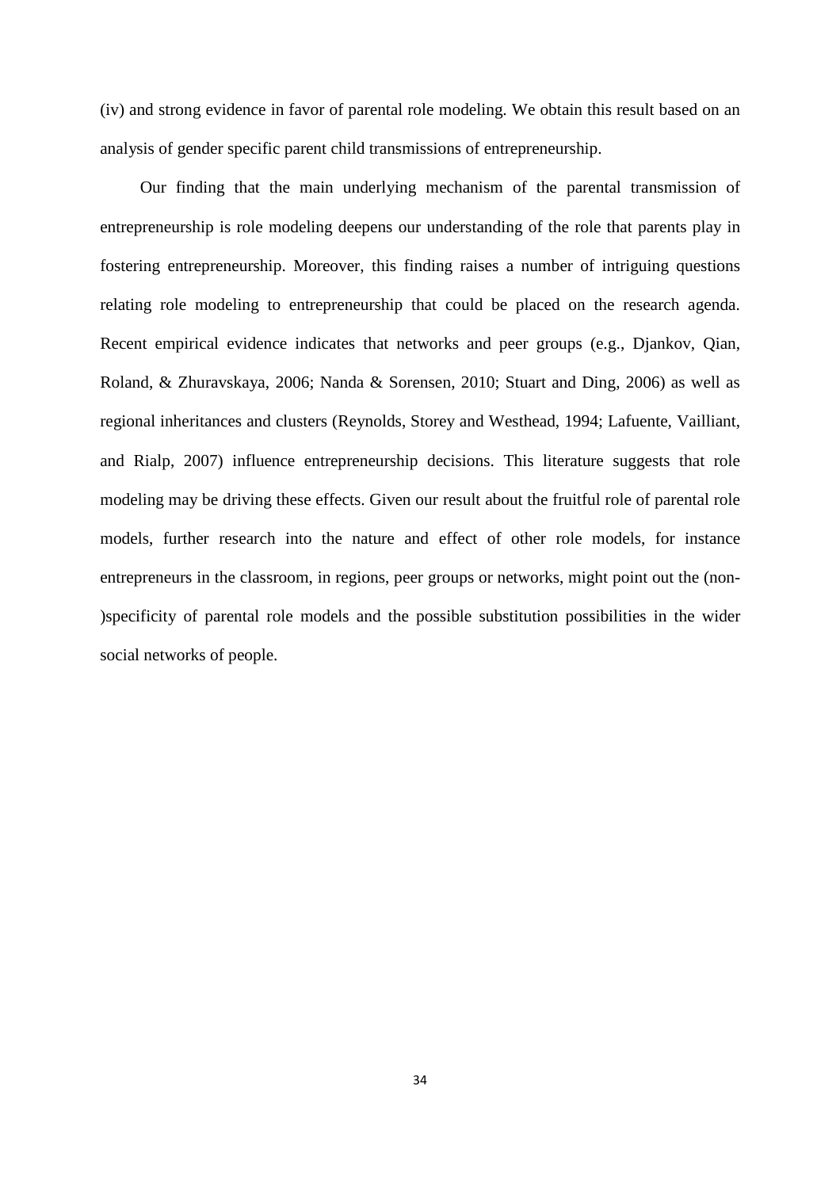(iv) and strong evidence in favor of parental role modeling. We obtain this result based on an analysis of gender specific parent child transmissions of entrepreneurship.

Our finding that the main underlying mechanism of the parental transmission of entrepreneurship is role modeling deepens our understanding of the role that parents play in fostering entrepreneurship. Moreover, this finding raises a number of intriguing questions relating role modeling to entrepreneurship that could be placed on the research agenda. Recent empirical evidence indicates that networks and peer groups (e.g., Djankov, Qian, Roland, & Zhuravskaya, 2006; Nanda & Sorensen, 2010; Stuart and Ding, 2006) as well as regional inheritances and clusters (Reynolds, Storey and Westhead, 1994; Lafuente, Vailliant, and Rialp, 2007) influence entrepreneurship decisions. This literature suggests that role modeling may be driving these effects. Given our result about the fruitful role of parental role models, further research into the nature and effect of other role models, for instance entrepreneurs in the classroom, in regions, peer groups or networks, might point out the (non-)specificity of parental role models and the possible substitution possibilities in the wider social networks of people.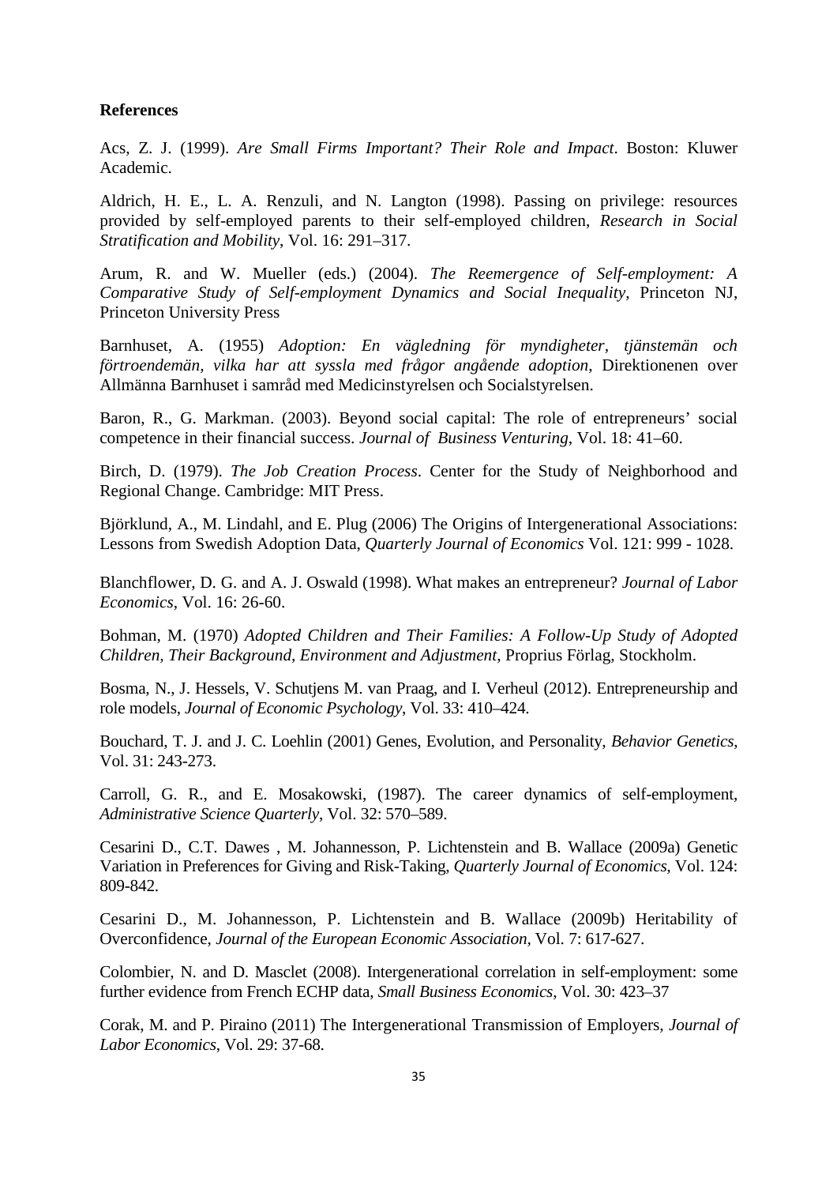**References**

Acs, Z. J. (1999). *Are Small Firms Important? Their Role and Impact*. Boston: Kluwer Academic.

Aldrich, H. E., L. A. Renzuli, and N. Langton (1998). Passing on privilege: resources provided by self-employed parents to their self-employed children, *Research in Social Stratification and Mobility*, Vol. 16: 291–317.

Arum, R. and W. Mueller (eds.) (2004). *The Reemergence of Self-employment: A Comparative Study of Self-employment Dynamics and Social Inequality*, Princeton NJ, Princeton University Press

Barnhuset, A. (1955) *Adoption: En vägledning för myndigheter, tjänstemän och förtroendemän, vilka har att syssla med frågor angående adoption*, Direktionenen over Allmänna Barnhuset i samråd med Medicinstyrelsen och Socialstyrelsen.

Baron, R., G. Markman. (2003). Beyond social capital: The role of entrepreneurs' social competence in their financial success. *Journal of Business Venturing*, Vol. 18: 41–60.

Birch, D. (1979). *The Job Creation Process*. Center for the Study of Neighborhood and Regional Change. Cambridge: MIT Press.

Björklund, A., M. Lindahl, and E. Plug (2006) The Origins of Intergenerational Associations: Lessons from Swedish Adoption Data, *Quarterly Journal of Economics* Vol. 121: 999 - 1028.

Blanchflower, D. G. and A. J. Oswald (1998). What makes an entrepreneur? *Journal of Labor Economics*, Vol. 16: 26-60.

Bohman, M. (1970) *Adopted Children and Their Families: A Follow-Up Study of Adopted Children, Their Background, Environment and Adjustment*, Proprius Förlag, Stockholm.

Bosma, N., J. Hessels, V. Schutjens M. van Praag, and I. Verheul (2012). Entrepreneurship and role models, *Journal of Economic Psychology*, Vol. 33: 410–424.

Bouchard, T. J. and J. C. Loehlin (2001) Genes, Evolution, and Personality, *Behavior Genetics*, Vol. 31: 243-273.

Carroll, G. R., and E. Mosakowski, (1987). The career dynamics of self-employment, *Administrative Science Quarterly*, Vol. 32: 570–589.

Cesarini D., C.T. Dawes , M. Johannesson, P. Lichtenstein and B. Wallace (2009a) Genetic Variation in Preferences for Giving and Risk-Taking, *Quarterly Journal of Economics*, Vol. 124: 809-842.

Cesarini D., M. Johannesson, P. Lichtenstein and B. Wallace (2009b) Heritability of Overconfidence, *Journal of the European Economic Association*, Vol. 7: 617-627.

Colombier, N. and D. Masclet (2008). Intergenerational correlation in self-employment: some further evidence from French ECHP data, *Small Business Economics*, Vol. 30: 423–37

Corak, M. and P. Piraino (2011) The Intergenerational Transmission of Employers, *Journal of Labor Economics*, Vol. 29: 37-68.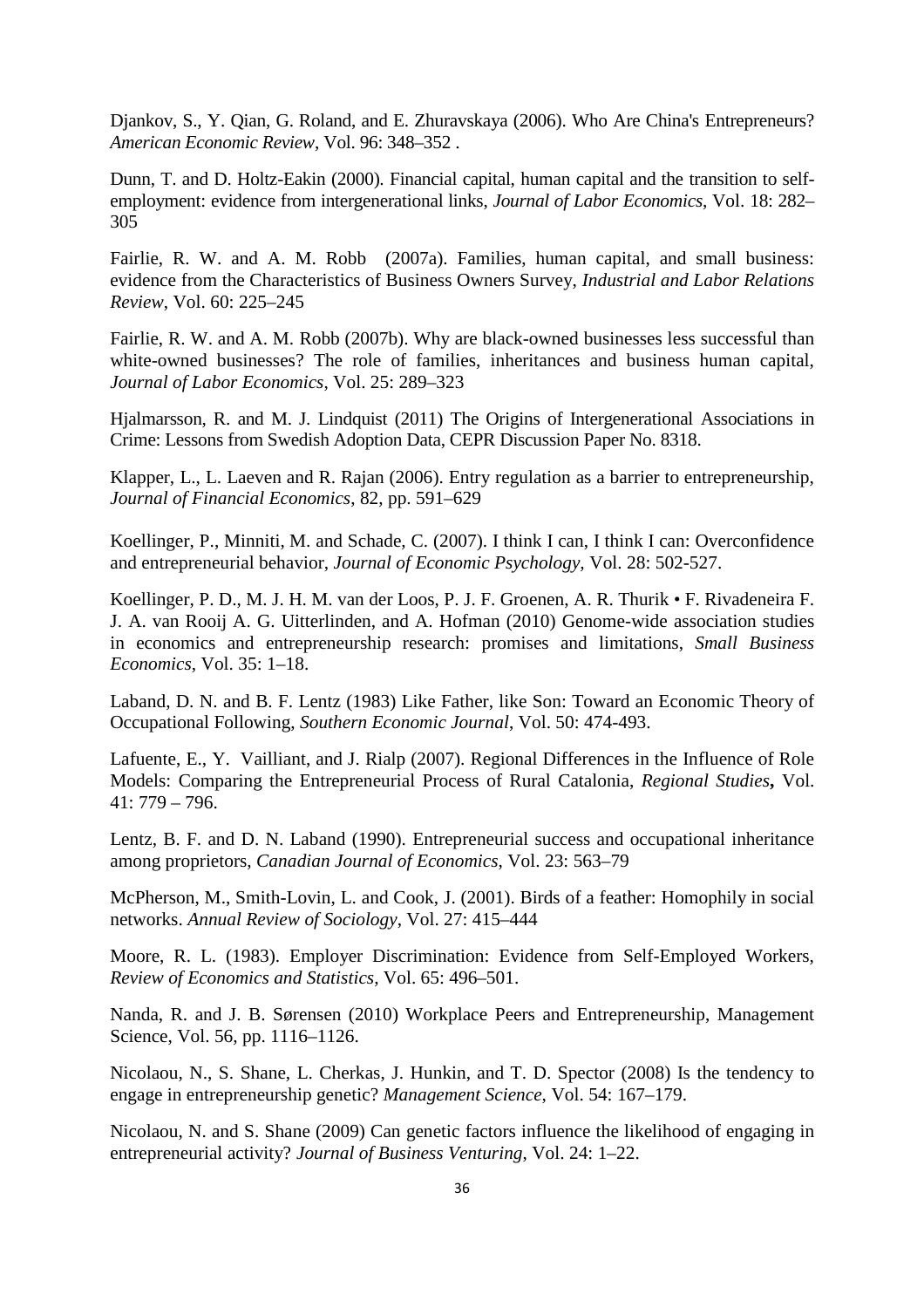Djankov, S., Y. Qian, G. Roland, and E. Zhuravskaya (2006). Who Are China's Entrepreneurs? *American Economic Review*, Vol. 96: 348–352 .

Dunn, T. and D. Holtz-Eakin (2000). Financial capital, human capital and the transition to self-employment: evidence from intergenerational links, *Journal of Labor Economics*, Vol. 18: 282–305

Fairlie, R. W. and A. M. Robb (2007a). Families, human capital, and small business: evidence from the Characteristics of Business Owners Survey, *Industrial and Labor Relations Review*, Vol. 60: 225–245

Fairlie, R. W. and A. M. Robb (2007b). Why are black-owned businesses less successful than white-owned businesses? The role of families, inheritances and business human capital, *Journal of Labor Economics*, Vol. 25: 289–323

Hjalmarsson, R. and M. J. Lindquist (2011) The Origins of Intergenerational Associations in Crime: Lessons from Swedish Adoption Data, CEPR Discussion Paper No. 8318.

Klapper, L., L. Laeven and R. Rajan (2006). Entry regulation as a barrier to entrepreneurship, *Journal of Financial Economics*, 82, pp. 591–629

Koellinger, P., Minniti, M. and Schade, C. (2007). I think I can, I think I can: Overconfidence and entrepreneurial behavior, *Journal of Economic Psychology*, Vol. 28: 502-527.

Koellinger, P. D., M. J. H. M. van der Loos, P. J. F. Groenen, A. R. Thurik • F. Rivadeneira F. J. A. van Rooij A. G. Uitterlinden, and A. Hofman (2010) Genome-wide association studies in economics and entrepreneurship research: promises and limitations, *Small Business Economics*, Vol. 35: 1–18.

Laband, D. N. and B. F. Lentz (1983) Like Father, like Son: Toward an Economic Theory of Occupational Following, *Southern Economic Journal*, Vol. 50: 474-493.

Lafuente, E., Y. Vailliant, and J. Rialp (2007). Regional Differences in the Influence of Role Models: Comparing the Entrepreneurial Process of Rural Catalonia, *Regional Studies***,** Vol. 41: 779 – 796.

Lentz, B. F. and D. N. Laband (1990). Entrepreneurial success and occupational inheritance among proprietors, *Canadian Journal of Economics*, Vol. 23: 563–79

McPherson, M., Smith-Lovin, L. and Cook, J. (2001). Birds of a feather: Homophily in social networks. *Annual Review of Sociology*, Vol. 27: 415–444

Moore, R. L. (1983). Employer Discrimination: Evidence from Self-Employed Workers, *Review of Economics and Statistics*, Vol. 65: 496–501.

Nanda, R. and J. B. Sørensen (2010) Workplace Peers and Entrepreneurship, Management Science, Vol. 56, pp. 1116–1126.

Nicolaou, N., S. Shane, L. Cherkas, J. Hunkin, and T. D. Spector (2008) Is the tendency to engage in entrepreneurship genetic? *Management Science*, Vol. 54: 167–179.

Nicolaou, N. and S. Shane (2009) Can genetic factors influence the likelihood of engaging in entrepreneurial activity? *Journal of Business Venturing*, Vol. 24: 1–22.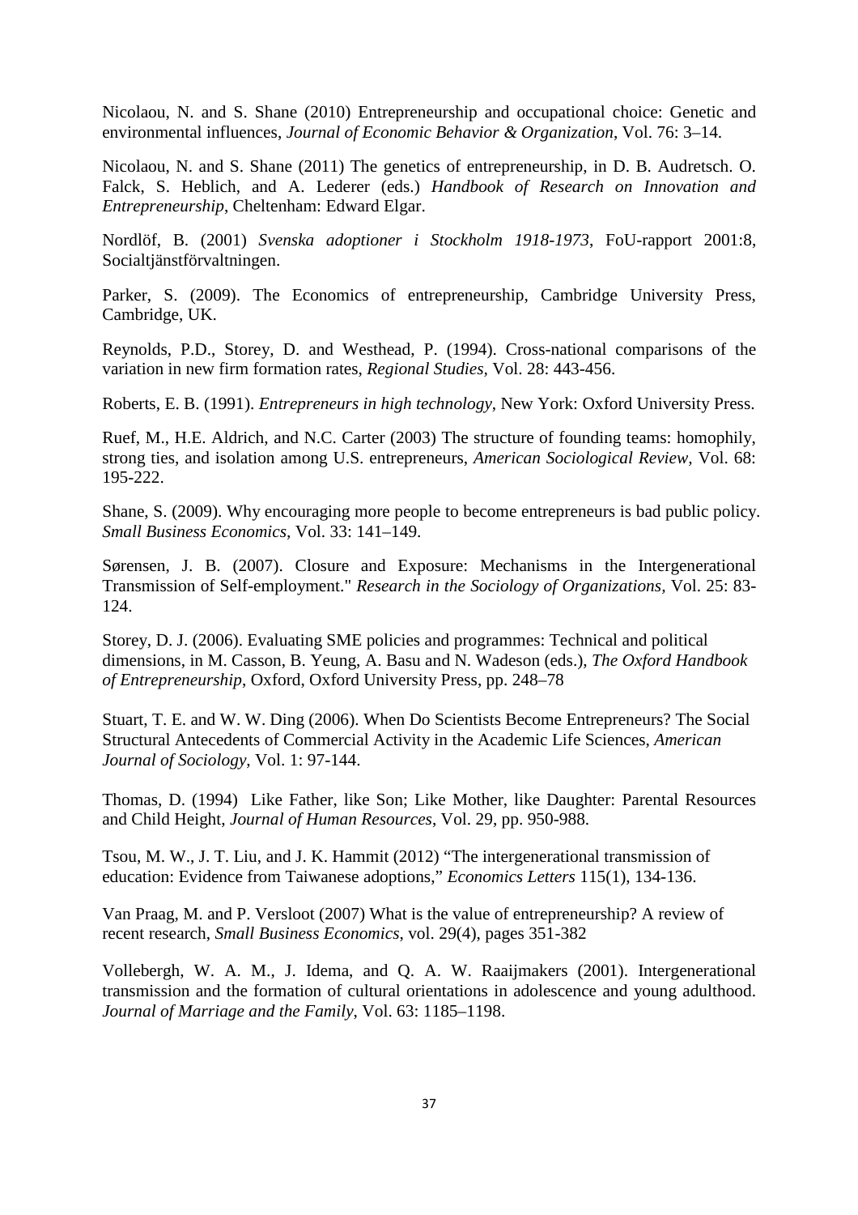Nicolaou, N. and S. Shane (2010) Entrepreneurship and occupational choice: Genetic and environmental influences, *Journal of Economic Behavior & Organization*, Vol. 76: 3–14.

Nicolaou, N. and S. Shane (2011) The genetics of entrepreneurship, in D. B. Audretsch. O. Falck, S. Heblich, and A. Lederer (eds.) *Handbook of Research on Innovation and Entrepreneurship*, Cheltenham: Edward Elgar.

Nordlöf, B. (2001) *Svenska adoptioner i Stockholm 1918-1973*, FoU-rapport 2001:8, Socialtjänstförvaltningen.

Parker, S. (2009). The Economics of entrepreneurship, Cambridge University Press, Cambridge, UK.

Reynolds, P.D., Storey, D. and Westhead, P. (1994). Cross-national comparisons of the variation in new firm formation rates, *Regional Studies*, Vol. 28: 443-456.

Roberts, E. B. (1991). *Entrepreneurs in high technology*, New York: Oxford University Press.

Ruef, M., H.E. Aldrich, and N.C. Carter (2003) The structure of founding teams: homophily, strong ties, and isolation among U.S. entrepreneurs, *American Sociological Review*, Vol. 68: 195-222.

Shane, S. (2009). Why encouraging more people to become entrepreneurs is bad public policy. *Small Business Economics*, Vol. 33: 141–149.

Sørensen, J. B. (2007). Closure and Exposure: Mechanisms in the Intergenerational Transmission of Self-employment." *Research in the Sociology of Organizations*, Vol. 25: 83-124.

Storey, D. J. (2006). Evaluating SME policies and programmes: Technical and political dimensions, in M. Casson, B. Yeung, A. Basu and N. Wadeson (eds.), *The Oxford Handbook of Entrepreneurship*, Oxford, Oxford University Press, pp. 248–78

Stuart, T. E. and W. W. Ding (2006). When Do Scientists Become Entrepreneurs? The Social Structural Antecedents of Commercial Activity in the Academic Life Sciences, *American Journal of Sociology*, Vol. 1: 97-144.

Thomas, D. (1994) Like Father, like Son; Like Mother, like Daughter: Parental Resources and Child Height, *Journal of Human Resources*, Vol. 29, pp. 950-988.

Tsou, M. W., J. T. Liu, and J. K. Hammit (2012) "The intergenerational transmission of education: Evidence from Taiwanese adoptions," *Economics Letters* 115(1), 134-136.

Van Praag, M. and P. Versloot (2007) What is the value of entrepreneurship? A review of recent research, *Small Business Economics*, vol. 29(4), pages 351-382

Vollebergh, W. A. M., J. Idema, and Q. A. W. Raaijmakers (2001). Intergenerational transmission and the formation of cultural orientations in adolescence and young adulthood. *Journal of Marriage and the Family*, Vol. 63: 1185–1198.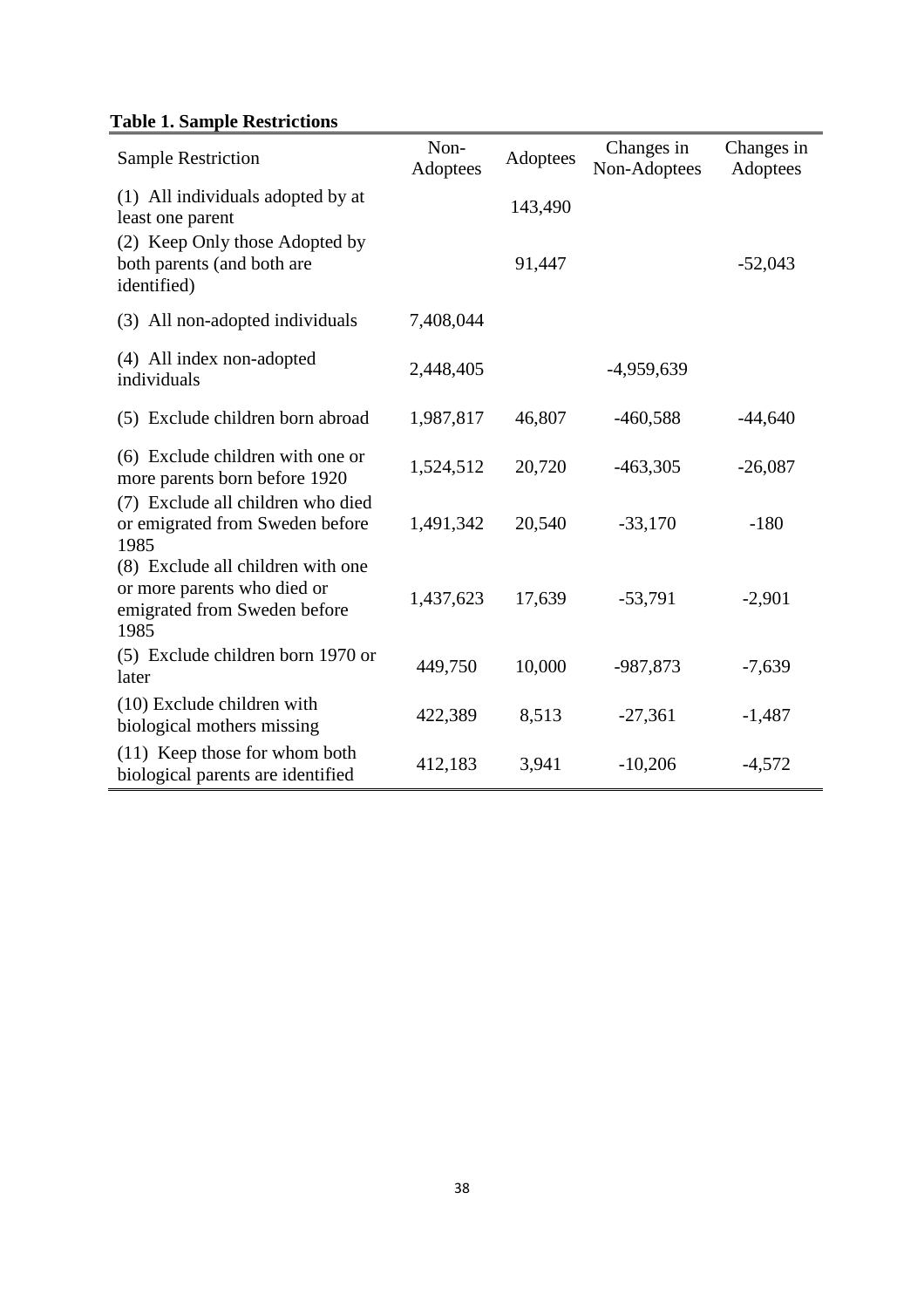**Table 1. Sample Restrictions**

| Sample Restriction | Non-Adoptees | Adoptees | Changes in Non-Adoptees | Changes in Adoptees |
|---|---|---|---|---|
| (1) All individuals adopted by at least one parent | | 143,490 | | |
| (2) Keep Only those Adopted by both parents (and both are identified) | | 91,447 | | -52,043 |
| (3) All non-adopted individuals | 7,408,044 | | | |
| (4) All index non-adopted individuals | 2,448,405 | | -4,959,639 | |
| (5) Exclude children born abroad | 1,987,817 | 46,807 | -460,588 | -44,640 |
| (6) Exclude children with one or more parents born before 1920 | 1,524,512 | 20,720 | -463,305 | -26,087 |
| (7) Exclude all children who died or emigrated from Sweden before 1985 | 1,491,342 | 20,540 | -33,170 | -180 |
| (8) Exclude all children with one or more parents who died or emigrated from Sweden before 1985 | 1,437,623 | 17,639 | -53,791 | -2,901 |
| (5) Exclude children born 1970 or later | 449,750 | 10,000 | -987,873 | -7,639 |
| (10) Exclude children with biological mothers missing | 422,389 | 8,513 | -27,361 | -1,487 |
| (11) Keep those for whom both biological parents are identified | 412,183 | 3,941 | -10,206 | -4,572 |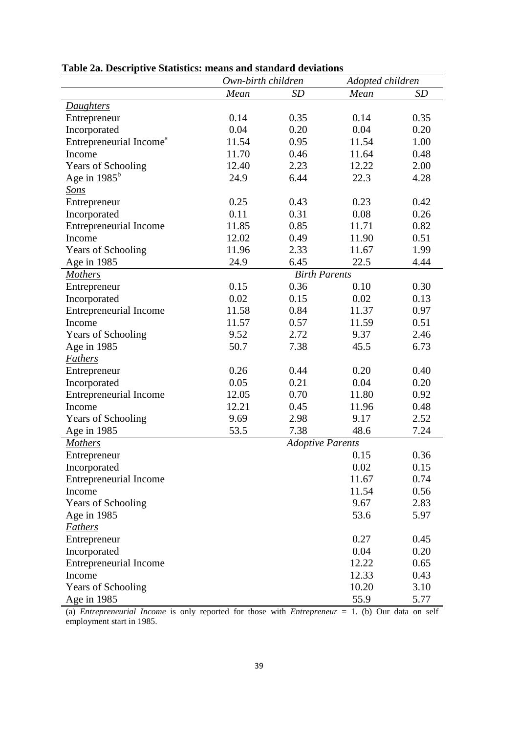**Table 2a. Descriptive Statistics: means and standard deviations**

| | *Own-birth children* | | *Adopted children* | |
|---|---|---|---|---|
| | *Mean* | *SD* | *Mean* | *SD* |
| *Daughters* | | | | |
| Entrepreneur | 0.14 | 0.35 | 0.14 | 0.35 |
| Incorporated | 0.04 | 0.20 | 0.04 | 0.20 |
| Entrepreneurial Income[a] | 11.54 | 0.95 | 11.54 | 1.00 |
| Income | 11.70 | 0.46 | 11.64 | 0.48 |
| Years of Schooling | 12.40 | 2.23 | 12.22 | 2.00 |
| Age in 1985[b] | 24.9 | 6.44 | 22.3 | 4.28 |
| *Sons* | | | | |
| Entrepreneur | 0.25 | 0.43 | 0.23 | 0.42 |
| Incorporated | 0.11 | 0.31 | 0.08 | 0.26 |
| Entrepreneurial Income | 11.85 | 0.85 | 11.71 | 0.82 |
| Income | 12.02 | 0.49 | 11.90 | 0.51 |
| Years of Schooling | 11.96 | 2.33 | 11.67 | 1.99 |
| Age in 1985 | 24.9 | 6.45 | 22.5 | 4.44 |
| *Mothers* | | *Birth Parents* | | |
| Entrepreneur | 0.15 | 0.36 | 0.10 | 0.30 |
| Incorporated | 0.02 | 0.15 | 0.02 | 0.13 |
| Entrepreneurial Income | 11.58 | 0.84 | 11.37 | 0.97 |
| Income | 11.57 | 0.57 | 11.59 | 0.51 |
| Years of Schooling | 9.52 | 2.72 | 9.37 | 2.46 |
| Age in 1985 | 50.7 | 7.38 | 45.5 | 6.73 |
| *Fathers* | | | | |
| Entrepreneur | 0.26 | 0.44 | 0.20 | 0.40 |
| Incorporated | 0.05 | 0.21 | 0.04 | 0.20 |
| Entrepreneurial Income | 12.05 | 0.70 | 11.80 | 0.92 |
| Income | 12.21 | 0.45 | 11.96 | 0.48 |
| Years of Schooling | 9.69 | 2.98 | 9.17 | 2.52 |
| Age in 1985 | 53.5 | 7.38 | 48.6 | 7.24 |
| *Mothers* | | *Adoptive Parents* | | |
| Entrepreneur | | | 0.15 | 0.36 |
| Incorporated | | | 0.02 | 0.15 |
| Entrepreneurial Income | | | 11.67 | 0.74 |
| Income | | | 11.54 | 0.56 |
| Years of Schooling | | | 9.67 | 2.83 |
| Age in 1985 | | | 53.6 | 5.97 |
| *Fathers* | | | | |
| Entrepreneur | | | 0.27 | 0.45 |
| Incorporated | | | 0.04 | 0.20 |
| Entrepreneurial Income | | | 12.22 | 0.65 |
| Income | | | 12.33 | 0.43 |
| Years of Schooling | | | 10.20 | 3.10 |
| Age in 1985 | | | 55.9 | 5.77 |

(a) *Entrepreneurial Income* is only reported for those with *Entrepreneur* = 1. (b) Our data on self employment start in 1985.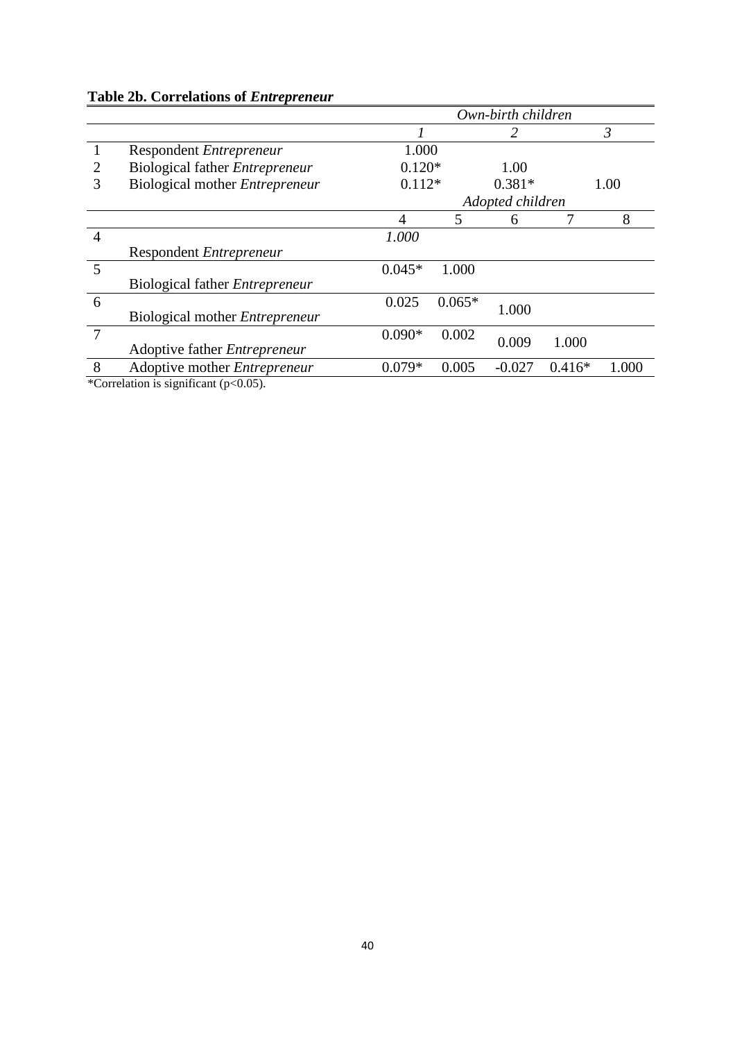**Table 2b. Correlations of *Entrepreneur***

| | | *Own-birth children* | | | | |
|---|---|---|---|---|---|---|
| | | *1* | | *2* | | *3* |
| 1 | Respondent *Entrepreneur* | 1.000 | | | | |
| 2 | Biological father *Entrepreneur* | 0.120* | | 1.00 | | |
| 3 | Biological mother *Entrepreneur* | 0.112* | | 0.381* | | 1.00 |
| | | *Adopted children* | | | | |
| | | 4 | 5 | 6 | 7 | 8 |
| 4 | Respondent *Entrepreneur* | *1.000* | | | | |
| 5 | Biological father *Entrepreneur* | 0.045* | 1.000 | | | |
| 6 | Biological mother *Entrepreneur* | 0.025 | 0.065* | 1.000 | | |
| 7 | Adoptive father *Entrepreneur* | 0.090* | 0.002 | 0.009 | 1.000 | |
| 8 | Adoptive mother *Entrepreneur* | 0.079* | 0.005 | -0.027 | 0.416* | 1.000 |

*Correlation is significant ($p<0.05$).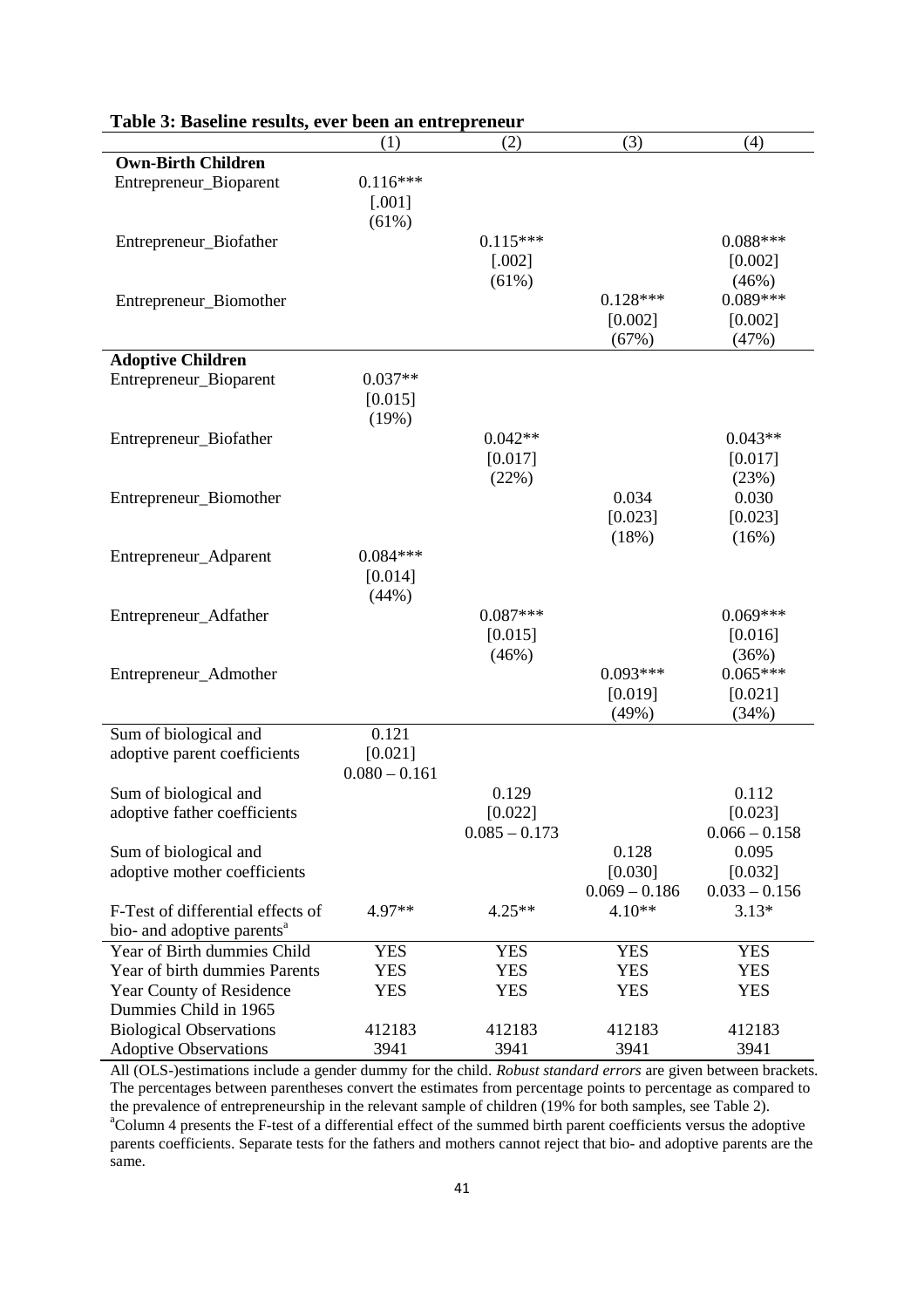**Table 3: Baseline results, ever been an entrepreneur**

| | (1) | (2) | (3) | (4) |
|---|---|---|---|---|
| **Own-Birth Children** | | | | |
| Entrepreneur_Bioparent | 0.116*** | | | |
| | [.001] | | | |
| | (61%) | | | |
| Entrepreneur_Biofather | | 0.115*** | | 0.088*** |
| | | [.002] | | [0.002] |
| | | (61%) | | (46%) |
| Entrepreneur_Biomother | | | 0.128*** | 0.089*** |
| | | | [0.002] | [0.002] |
| | | | (67%) | (47%) |
| **Adoptive Children** | | | | |
| Entrepreneur_Bioparent | 0.037** | | | |
| | [0.015] | | | |
| | (19%) | | | |
| Entrepreneur_Biofather | | 0.042** | | 0.043** |
| | | [0.017] | | [0.017] |
| | | (22%) | | (23%) |
| Entrepreneur_Biomother | | | 0.034 | 0.030 |
| | | | [0.023] | [0.023] |
| | | | (18%) | (16%) |
| Entrepreneur_Adparent | 0.084*** | | | |
| | [0.014] | | | |
| | (44%) | | | |
| Entrepreneur_Adfather | | 0.087*** | | 0.069*** |
| | | [0.015] | | [0.016] |
| | | (46%) | | (36%) |
| Entrepreneur_Admother | | | 0.093*** | 0.065*** |
| | | | [0.019] | [0.021] |
| | | | (49%) | (34%) |
| Sum of biological and adoptive parent coefficients | 0.121 | | | |
| | [0.021] | | | |
| | 0.080 – 0.161 | | | |
| Sum of biological and adoptive father coefficients | | 0.129 | | 0.112 |
| | | [0.022] | | [0.023] |
| | | 0.085 – 0.173 | | 0.066 – 0.158 |
| Sum of biological and adoptive mother coefficients | | | 0.128 | 0.095 |
| | | | [0.030] | [0.032] |
| | | | 0.069 – 0.186 | 0.033 – 0.156 |
| F-Test of differential effects of bio- and adoptive parents[a] | 4.97** | 4.25** | 4.10** | 3.13* |
| Year of Birth dummies Child | YES | YES | YES | YES |
| Year of birth dummies Parents | YES | YES | YES | YES |
| Year County of Residence Dummies Child in 1965 | YES | YES | YES | YES |
| Biological Observations | 412183 | 412183 | 412183 | 412183 |
| Adoptive Observations | 3941 | 3941 | 3941 | 3941 |

All (OLS-)estimations include a gender dummy for the child. *Robust standard errors* are given between brackets. The percentages between parentheses convert the estimates from percentage points to percentage as compared to the prevalence of entrepreneurship in the relevant sample of children (19% for both samples, see Table 2).

[a]Column 4 presents the F-test of a differential effect of the summed birth parent coefficients versus the adoptive parents coefficients. Separate tests for the fathers and mothers cannot reject that bio- and adoptive parents are the same.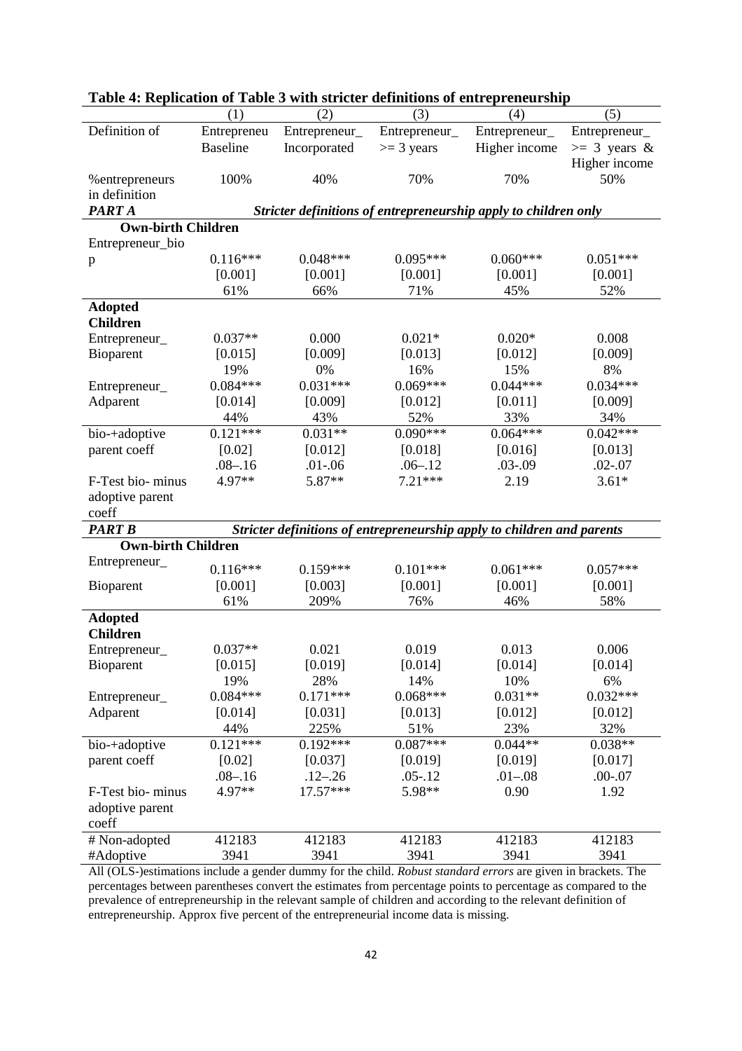**Table 4: Replication of Table 3 with stricter definitions of entrepreneurship**

| | (1) | (2) | (3) | (4) | (5) |
|---|---|---|---|---|---|
| Definition of | Entrepreneu Baseline | Entrepreneur_ Incorporated | Entrepreneur_ >= 3 years | Entrepreneur_ Higher income | Entrepreneur_ >= 3 years & Higher income |
| %entrepreneurs in definition | 100% | 40% | 70% | 70% | 50% |
| ***PART A*** | ***Stricter definitions of entrepreneurship apply to children only*** | | | | |
| **Own-birth Children** | | | | | |
| Entrepreneur_biop | 0.116*** | 0.048*** | 0.095*** | 0.060*** | 0.051*** |
| | [0.001] | [0.001] | [0.001] | [0.001] | [0.001] |
| | 61% | 66% | 71% | 45% | 52% |
| **Adopted Children** | | | | | |
| Entrepreneur_ Bioparent | 0.037** | 0.000 | 0.021* | 0.020* | 0.008 |
| | [0.015] | [0.009] | [0.013] | [0.012] | [0.009] |
| | 19% | 0% | 16% | 15% | 8% |
| Entrepreneur_ Adparent | 0.084*** | 0.031*** | 0.069*** | 0.044*** | 0.034*** |
| | [0.014] | [0.009] | [0.012] | [0.011] | [0.009] |
| | 44% | 43% | 52% | 33% | 34% |
| bio-+adoptive parent coeff | 0.121*** | 0.031** | 0.090*** | 0.064*** | 0.042*** |
| | [0.02] | [0.012] | [0.018] | [0.016] | [0.013] |
| | .08–.16 | .01-.06 | .06–.12 | .03-.09 | .02-.07 |
| F-Test bio- minus adoptive parent coeff | 4.97** | 5.87** | 7.21*** | 2.19 | 3.61* |
| ***PART B*** | ***Stricter definitions of entrepreneurship apply to children and parents*** | | | | |
| **Own-birth Children** | | | | | |
| Entrepreneur_ Bioparent | 0.116*** | 0.159*** | 0.101*** | 0.061*** | 0.057*** |
| | [0.001] | [0.003] | [0.001] | [0.001] | [0.001] |
| | 61% | 209% | 76% | 46% | 58% |
| **Adopted Children** | | | | | |
| Entrepreneur_ Bioparent | 0.037** | 0.021 | 0.019 | 0.013 | 0.006 |
| | [0.015] | [0.019] | [0.014] | [0.014] | [0.014] |
| | 19% | 28% | 14% | 10% | 6% |
| Entrepreneur_ Adparent | 0.084*** | 0.171*** | 0.068*** | 0.031** | 0.032*** |
| | [0.014] | [0.031] | [0.013] | [0.012] | [0.012] |
| | 44% | 225% | 51% | 23% | 32% |
| bio-+adoptive parent coeff | 0.121*** | 0.192*** | 0.087*** | 0.044** | 0.038** |
| | [0.02] | [0.037] | [0.019] | [0.019] | [0.017] |
| | .08–.16 | .12–.26 | .05-.12 | .01–.08 | .00-.07 |
| F-Test bio- minus adoptive parent coeff | 4.97** | 17.57*** | 5.98** | 0.90 | 1.92 |
| # Non-adopted | 412183 | 412183 | 412183 | 412183 | 412183 |
| #Adoptive | 3941 | 3941 | 3941 | 3941 | 3941 |

All (OLS-)estimations include a gender dummy for the child. *Robust standard errors* are given in brackets. The percentages between parentheses convert the estimates from percentage points to percentage as compared to the prevalence of entrepreneurship in the relevant sample of children and according to the relevant definition of entrepreneurship. Approx five percent of the entrepreneurial income data is missing.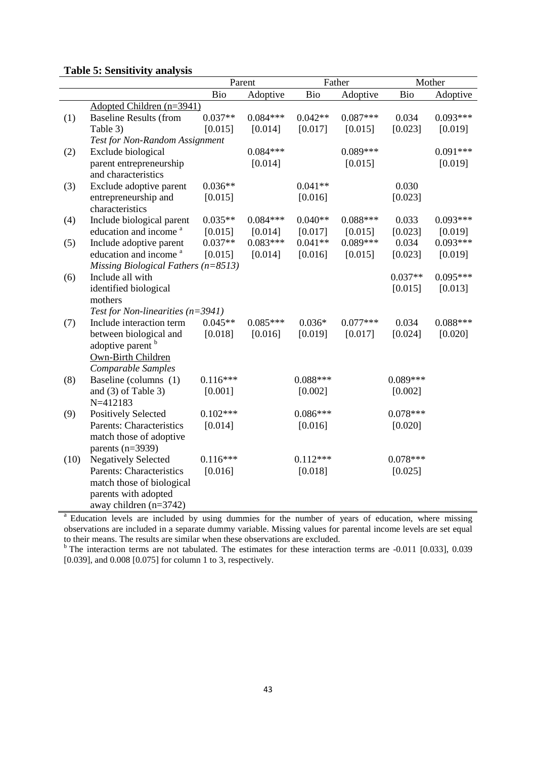**Table 5: Sensitivity analysis**

| | | Parent | | Father | | Mother | |
|---|---|---|---|---|---|---|---|
| | | Bio | Adoptive | Bio | Adoptive | Bio | Adoptive |
| | Adopted Children (n=3941) | | | | | | |
| (1) | Baseline Results (from Table 3) | 0.037** | 0.084*** | 0.042** | 0.087*** | 0.034 | 0.093*** |
| | | [0.015] | [0.014] | [0.017] | [0.015] | [0.023] | [0.019] |
| | *Test for Non-Random Assignment* | | | | | | |
| (2) | Exclude biological parent entrepreneurship and characteristics | | 0.084*** | | 0.089*** | | 0.091*** |
| | | | [0.014] | | [0.015] | | [0.019] |
| (3) | Exclude adoptive parent entrepreneurship and characteristics | 0.036** | | 0.041** | | 0.030 | |
| | | [0.015] | | [0.016] | | [0.023] | |
| (4) | Include biological parent education and income [a] | 0.035** | 0.084*** | 0.040** | 0.088*** | 0.033 | 0.093*** |
| | | [0.015] | [0.014] | [0.017] | [0.015] | [0.023] | [0.019] |
| (5) | Include adoptive parent education and income [a] | 0.037** | 0.083*** | 0.041** | 0.089*** | 0.034 | 0.093*** |
| | | [0.015] | [0.014] | [0.016] | [0.015] | [0.023] | [0.019] |
| | *Missing Biological Fathers (n=8513)* | | | | | | |
| (6) | Include all with identified biological mothers | | | | | 0.037** | 0.095*** |
| | | | | | | [0.015] | [0.013] |
| | *Test for Non-linearities (n=3941)* | | | | | | |
| (7) | Include interaction term between biological and adoptive parent [b] | 0.045** | 0.085*** | 0.036* | 0.077*** | 0.034 | 0.088*** |
| | | [0.018] | [0.016] | [0.019] | [0.017] | [0.024] | [0.020] |
| | Own-Birth Children | | | | | | |
| | *Comparable Samples* | | | | | | |
| (8) | Baseline (columns (1) and (3) of Table 3) N=412183 | 0.116*** | | 0.088*** | | 0.089*** | |
| | | [0.001] | | [0.002] | | [0.002] | |
| (9) | Positively Selected Parents: Characteristics match those of adoptive parents (n=3939) | 0.102*** | | 0.086*** | | 0.078*** | |
| | | [0.014] | | [0.016] | | [0.020] | |
| (10) | Negatively Selected Parents: Characteristics match those of biological parents with adopted away children (n=3742) | 0.116*** | | 0.112*** | | 0.078*** | |
| | | [0.016] | | [0.018] | | [0.025] | |

[a] Education levels are included by using dummies for the number of years of education, where missing observations are included in a separate dummy variable. Missing values for parental income levels are set equal to their means. The results are similar when these observations are excluded.

[b] The interaction terms are not tabulated. The estimates for these interaction terms are -0.011 [0.033], 0.039 [0.039], and 0.008 [0.075] for column 1 to 3, respectively.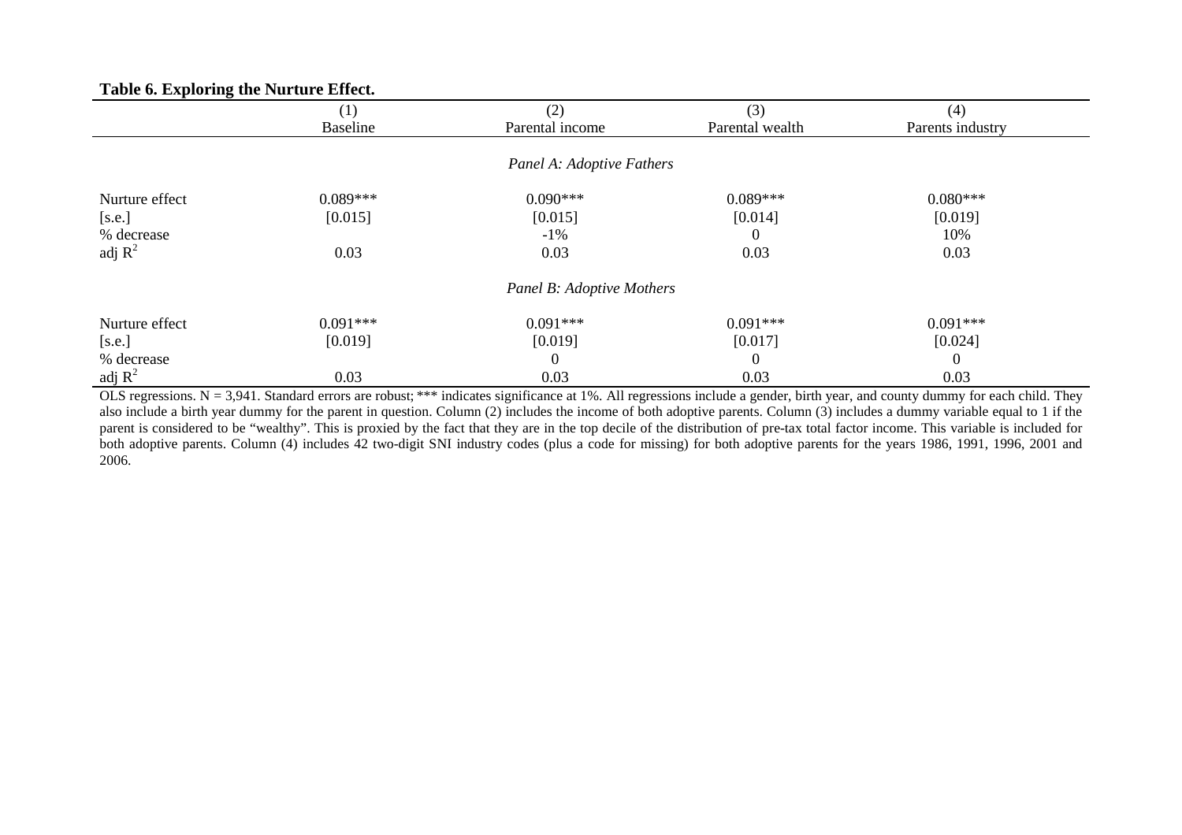**Table 6. Exploring the Nurture Effect.**

| | (1) | (2) | (3) | (4) |
|---|---|---|---|---|
| | Baseline | Parental income | Parental wealth | Parents industry |
| | | *Panel A: Adoptive Fathers* | | |
| Nurture effect | 0.089*** | 0.090*** | 0.089*** | 0.080*** |
| [s.e.] | [0.015] | [0.015] | [0.014] | [0.019] |
| % decrease | | -1% | 0 | 10% |
| adj $R^2$ | 0.03 | 0.03 | 0.03 | 0.03 |
| | | *Panel B: Adoptive Mothers* | | |
| Nurture effect | 0.091*** | 0.091*** | 0.091*** | 0.091*** |
| [s.e.] | [0.019] | [0.019] | [0.017] | [0.024] |
| % decrease | | 0 | 0 | 0 |
| adj $R^2$ | 0.03 | 0.03 | 0.03 | 0.03 |

OLS regressions. N = 3,941. Standard errors are robust; *** indicates significance at 1%. All regressions include a gender, birth year, and county dummy for each child. They also include a birth year dummy for the parent in question. Column (2) includes the income of both adoptive parents. Column (3) includes a dummy variable equal to 1 if the parent is considered to be "wealthy". This is proxied by the fact that they are in the top decile of the distribution of pre-tax total factor income. This variable is included for both adoptive parents. Column (4) includes 42 two-digit SNI industry codes (plus a code for missing) for both adoptive parents for the years 1986, 1991, 1996, 2001 and 2006.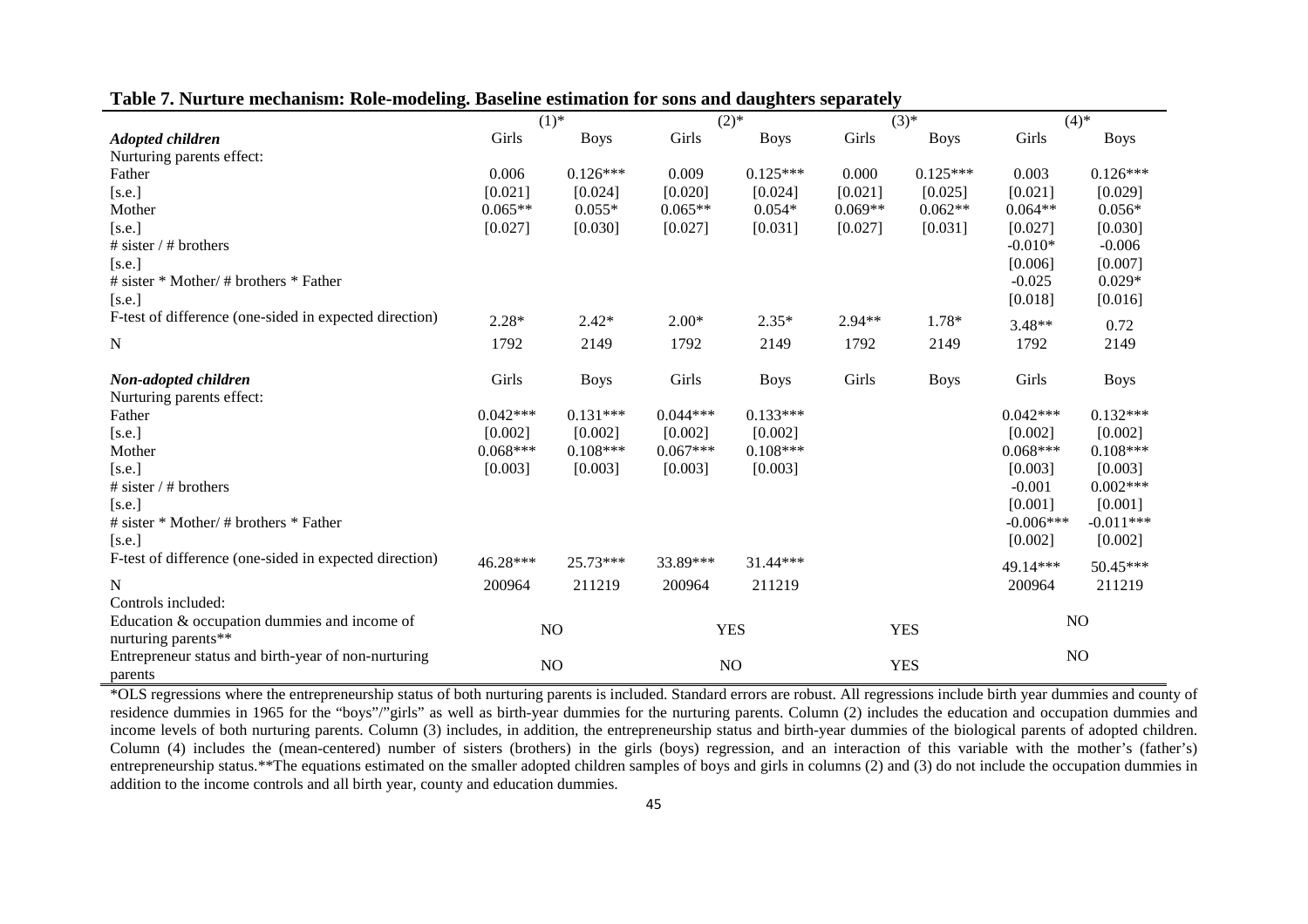**Table 7. Nurture mechanism: Role-modeling. Baseline estimation for sons and daughters separately**

| | (1)* | | (2)* | | (3)* | | (4)* | |
|---|---|---|---|---|---|---|---|---|
| ***Adopted children*** | Girls | Boys | Girls | Boys | Girls | Boys | Girls | Boys |
| Nurturing parents effect: | | | | | | | | |
| Father | 0.006 | 0.126*** | 0.009 | 0.125*** | 0.000 | 0.125*** | 0.003 | 0.126*** |
| [s.e.] | [0.021] | [0.024] | [0.020] | [0.024] | [0.021] | [0.025] | [0.021] | [0.029] |
| Mother | 0.065** | 0.055* | 0.065** | 0.054* | 0.069** | 0.062** | 0.064** | 0.056* |
| [s.e.] | [0.027] | [0.030] | [0.027] | [0.031] | [0.027] | [0.031] | [0.027] | [0.030] |
| # sister / # brothers | | | | | | | -0.010* | -0.006 |
| [s.e.] | | | | | | | [0.006] | [0.007] |
| # sister * Mother/ # brothers * Father | | | | | | | -0.025 | 0.029* |
| [s.e.] | | | | | | | [0.018] | [0.016] |
| F-test of difference (one-sided in expected direction) | 2.28* | 2.42* | 2.00* | 2.35* | 2.94** | 1.78* | 3.48** | 0.72 |
| N | 1792 | 2149 | 1792 | 2149 | 1792 | 2149 | 1792 | 2149 |
| ***Non-adopted children*** | Girls | Boys | Girls | Boys | Girls | Boys | Girls | Boys |
| Nurturing parents effect: | | | | | | | | |
| Father | 0.042*** | 0.131*** | 0.044*** | 0.133*** | | | 0.042*** | 0.132*** |
| [s.e.] | [0.002] | [0.002] | [0.002] | [0.002] | | | [0.002] | [0.002] |
| Mother | 0.068*** | 0.108*** | 0.067*** | 0.108*** | | | 0.068*** | 0.108*** |
| [s.e.] | [0.003] | [0.003] | [0.003] | [0.003] | | | [0.003] | [0.003] |
| # sister / # brothers | | | | | | | -0.001 | 0.002*** |
| [s.e.] | | | | | | | [0.001] | [0.001] |
| # sister * Mother/ # brothers * Father | | | | | | | -0.006*** | -0.011*** |
| [s.e.] | | | | | | | [0.002] | [0.002] |
| F-test of difference (one-sided in expected direction) | 46.28*** | 25.73*** | 33.89*** | 31.44*** | | | 49.14*** | 50.45*** |
| N | 200964 | 211219 | 200964 | 211219 | | | 200964 | 211219 |
| Controls included: | | | | | | | | |
| Education & occupation dummies and income of nurturing parents** | NO | | YES | | YES | | NO | |
| Entrepreneur status and birth-year of non-nurturing parents | NO | | NO | | YES | | NO | |

*OLS regressions where the entrepreneurship status of both nurturing parents is included. Standard errors are robust. All regressions include birth year dummies and county of residence dummies in 1965 for the "boys"/"girls" as well as birth-year dummies for the nurturing parents. Column (2) includes the education and occupation dummies and income levels of both nurturing parents. Column (3) includes, in addition, the entrepreneurship status and birth-year dummies of the biological parents of adopted children. Column (4) includes the (mean-centered) number of sisters (brothers) in the girls (boys) regression, and an interaction of this variable with the mother's (father's) entrepreneurship status.**The equations estimated on the smaller adopted children samples of boys and girls in columns (2) and (3) do not include the occupation dummies in addition to the income controls and all birth year, county and education dummies.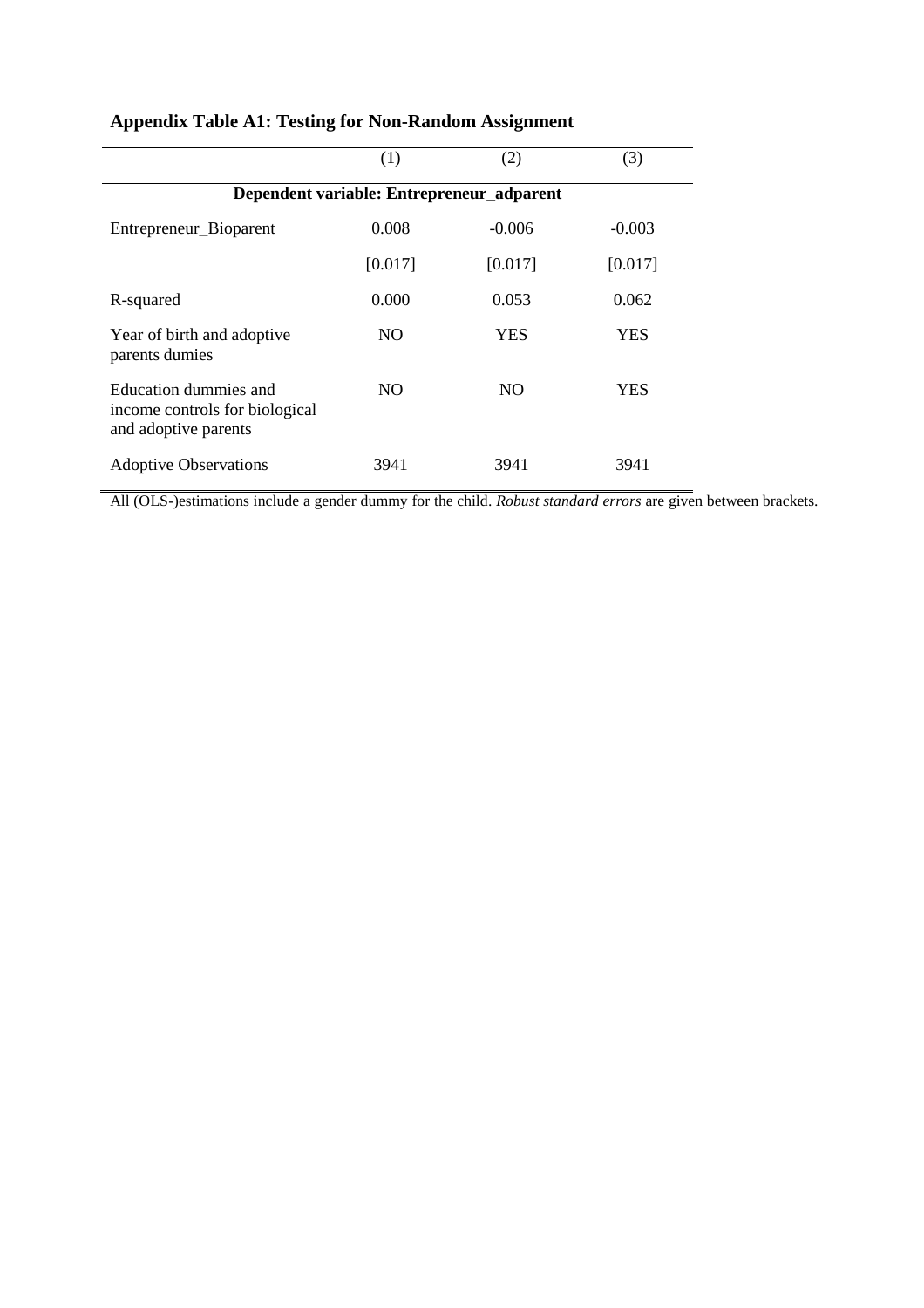**Appendix Table A1: Testing for Non-Random Assignment**

| | (1) | (2) | (3) |
|---|---|---|---|
| **Dependent variable: Entrepreneur_adparent** | | | |
| Entrepreneur_Bioparent | 0.008 | -0.006 | -0.003 |
| | [0.017] | [0.017] | [0.017] |
| R-squared | 0.000 | 0.053 | 0.062 |
| Year of birth and adoptive parents dumies | NO | YES | YES |
| Education dummies and income controls for biological and adoptive parents | NO | NO | YES |
| Adoptive Observations | 3941 | 3941 | 3941 |

All (OLS-)estimations include a gender dummy for the child. *Robust standard errors* are given between brackets.